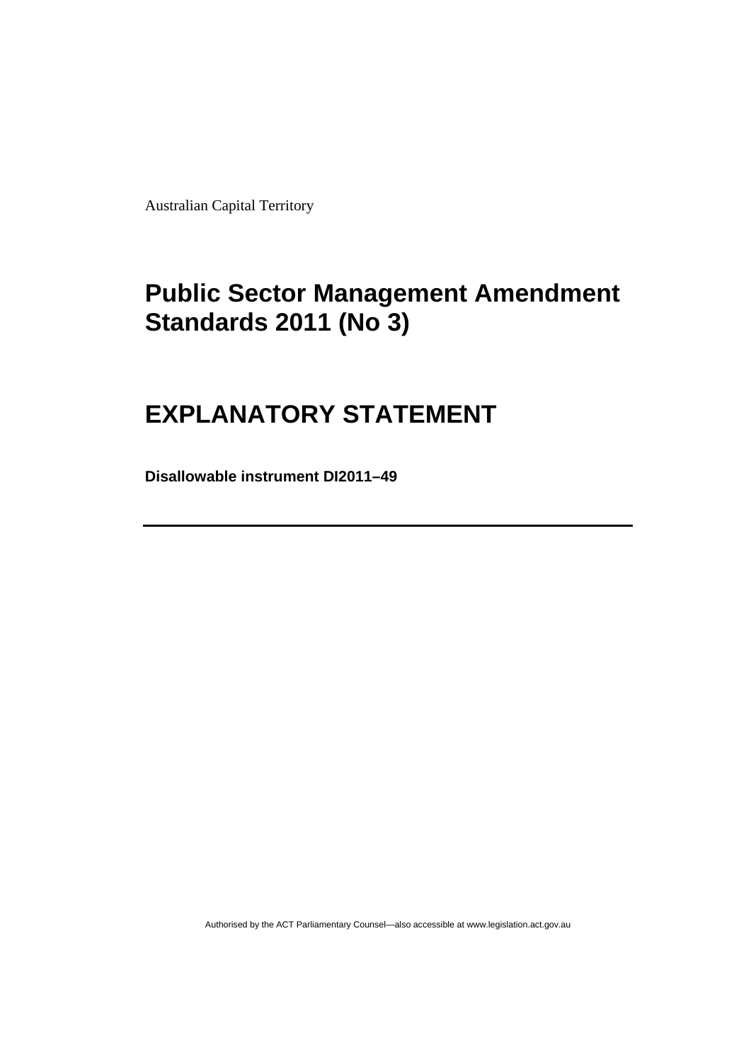Australian Capital Territory

# Public Sector Management Amendment Standards 2011 (No 3)

# EXPLANATORY STATEMENT

**Disallowable instrument DI2011–49**

---

Authorised by the ACT Parliamentary Counsel—also accessible at www.legislation.act.gov.au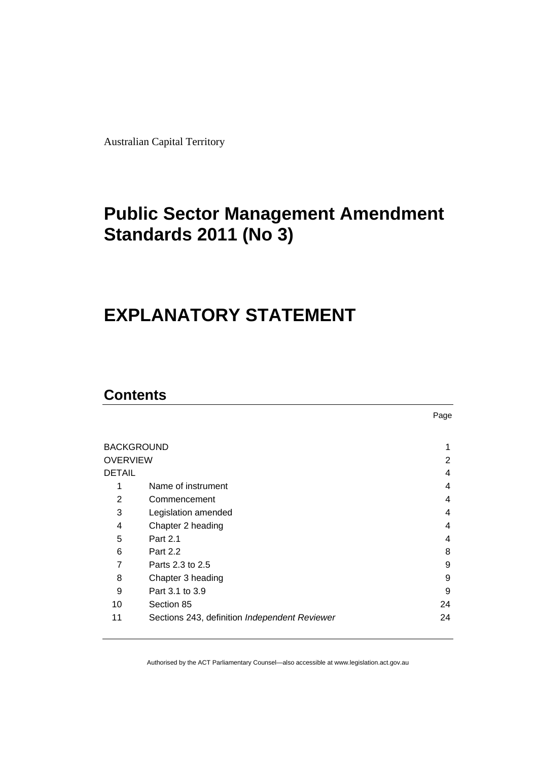Australian Capital Territory

# Public Sector Management Amendment Standards 2011 (No 3)

# EXPLANATORY STATEMENT

## Contents

| | | Page |
|---|---|---|
| BACKGROUND | | 1 |
| OVERVIEW | | 2 |
| DETAIL | | 4 |
| 1 | Name of instrument | 4 |
| 2 | Commencement | 4 |
| 3 | Legislation amended | 4 |
| 4 | Chapter 2 heading | 4 |
| 5 | Part 2.1 | 4 |
| 6 | Part 2.2 | 8 |
| 7 | Parts 2.3 to 2.5 | 9 |
| 8 | Chapter 3 heading | 9 |
| 9 | Part 3.1 to 3.9 | 9 |
| 10 | Section 85 | 24 |
| 11 | Sections 243, definition *Independent Reviewer* | 24 |

Authorised by the ACT Parliamentary Counsel—also accessible at www.legislation.act.gov.au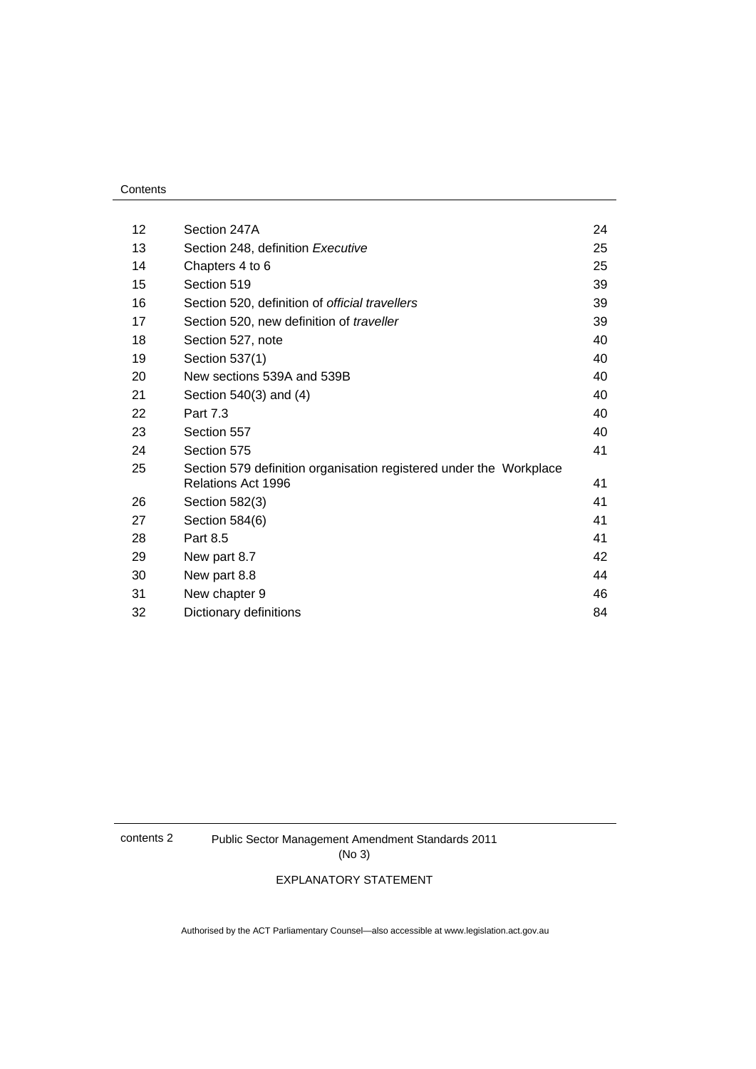| | | |
|---|---|---|
| 12 | Section 247A | 24 |
| 13 | Section 248, definition *Executive* | 25 |
| 14 | Chapters 4 to 6 | 25 |
| 15 | Section 519 | 39 |
| 16 | Section 520, definition of *official travellers* | 39 |
| 17 | Section 520, new definition of *traveller* | 39 |
| 18 | Section 527, note | 40 |
| 19 | Section 537(1) | 40 |
| 20 | New sections 539A and 539B | 40 |
| 21 | Section 540(3) and (4) | 40 |
| 22 | Part 7.3 | 40 |
| 23 | Section 557 | 40 |
| 24 | Section 575 | 41 |
| 25 | Section 579 definition organisation registered under the Workplace Relations Act 1996 | 41 |
| 26 | Section 582(3) | 41 |
| 27 | Section 584(6) | 41 |
| 28 | Part 8.5 | 41 |
| 29 | New part 8.7 | 42 |
| 30 | New part 8.8 | 44 |
| 31 | New chapter 9 | 46 |
| 32 | Dictionary definitions | 84 |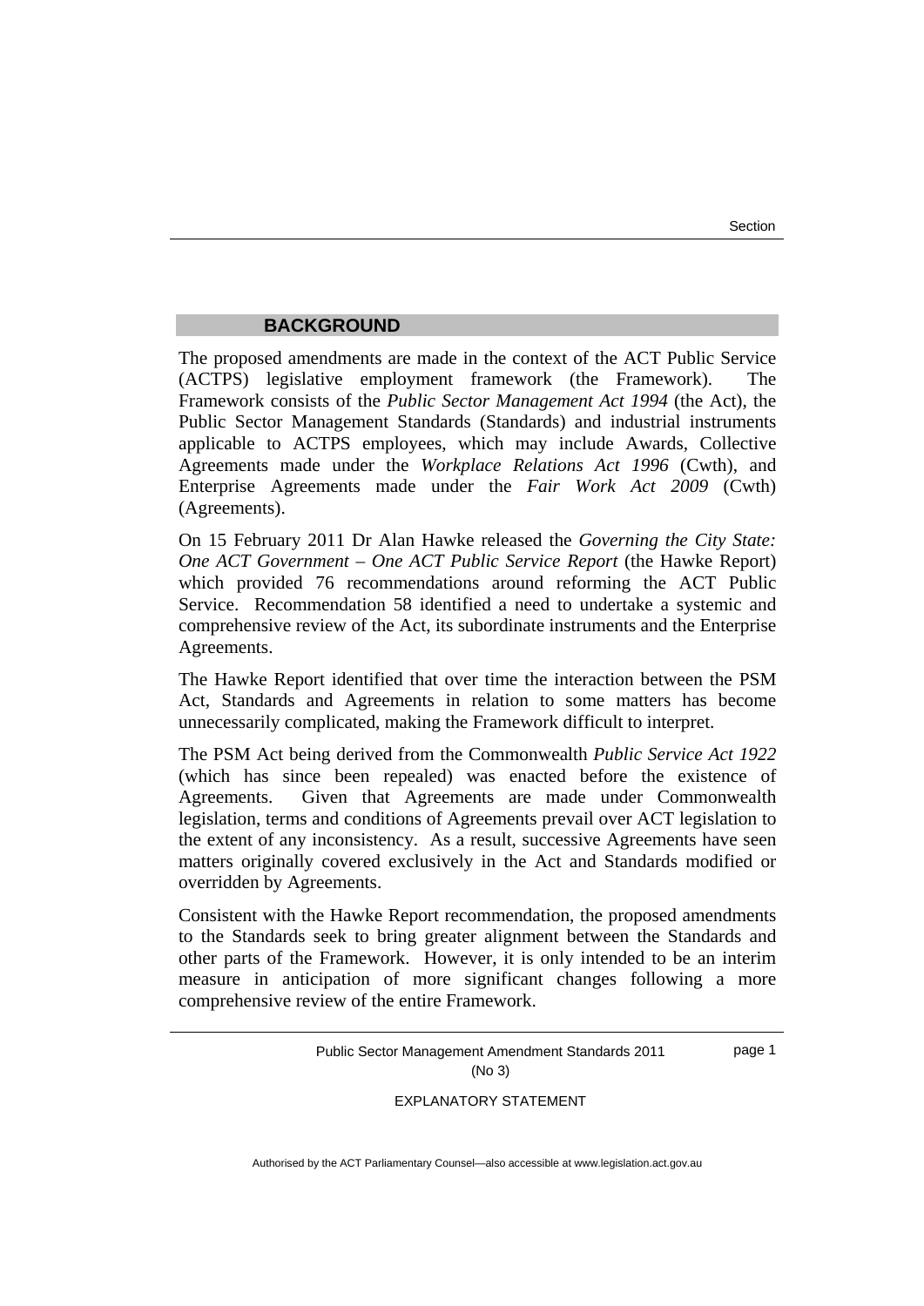## BACKGROUND

The proposed amendments are made in the context of the ACT Public Service (ACTPS) legislative employment framework (the Framework). The Framework consists of the *Public Sector Management Act 1994* (the Act), the Public Sector Management Standards (Standards) and industrial instruments applicable to ACTPS employees, which may include Awards, Collective Agreements made under the *Workplace Relations Act 1996* (Cwth), and Enterprise Agreements made under the *Fair Work Act 2009* (Cwth) (Agreements).

On 15 February 2011 Dr Alan Hawke released the *Governing the City State: One ACT Government – One ACT Public Service Report* (the Hawke Report) which provided 76 recommendations around reforming the ACT Public Service. Recommendation 58 identified a need to undertake a systemic and comprehensive review of the Act, its subordinate instruments and the Enterprise Agreements.

The Hawke Report identified that over time the interaction between the PSM Act, Standards and Agreements in relation to some matters has become unnecessarily complicated, making the Framework difficult to interpret.

The PSM Act being derived from the Commonwealth *Public Service Act 1922* (which has since been repealed) was enacted before the existence of Agreements. Given that Agreements are made under Commonwealth legislation, terms and conditions of Agreements prevail over ACT legislation to the extent of any inconsistency. As a result, successive Agreements have seen matters originally covered exclusively in the Act and Standards modified or overridden by Agreements.

Consistent with the Hawke Report recommendation, the proposed amendments to the Standards seek to bring greater alignment between the Standards and other parts of the Framework. However, it is only intended to be an interim measure in anticipation of more significant changes following a more comprehensive review of the entire Framework.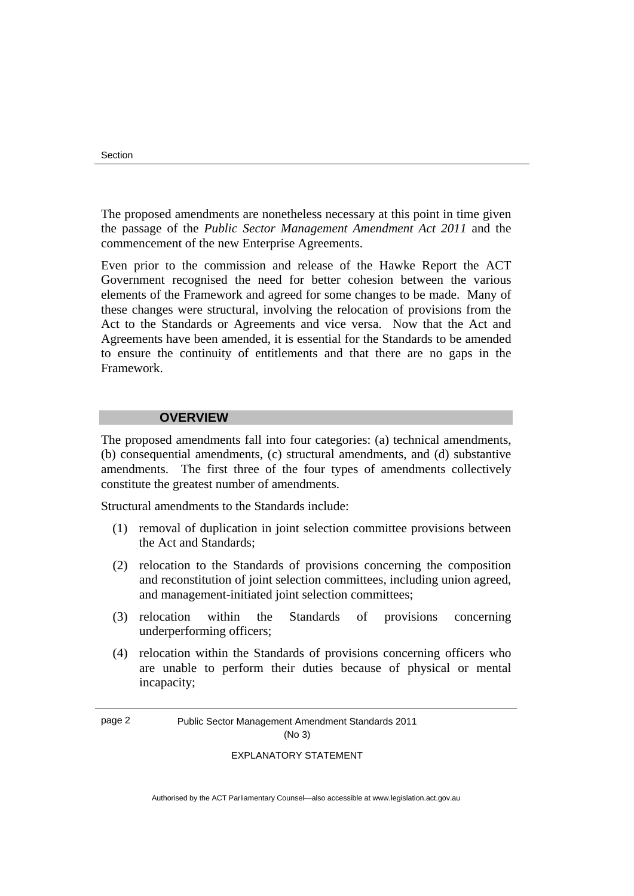The proposed amendments are nonetheless necessary at this point in time given the passage of the *Public Sector Management Amendment Act 2011* and the commencement of the new Enterprise Agreements.

Even prior to the commission and release of the Hawke Report the ACT Government recognised the need for better cohesion between the various elements of the Framework and agreed for some changes to be made. Many of these changes were structural, involving the relocation of provisions from the Act to the Standards or Agreements and vice versa. Now that the Act and Agreements have been amended, it is essential for the Standards to be amended to ensure the continuity of entitlements and that there are no gaps in the Framework.

## OVERVIEW

The proposed amendments fall into four categories: (a) technical amendments, (b) consequential amendments, (c) structural amendments, and (d) substantive amendments. The first three of the four types of amendments collectively constitute the greatest number of amendments.

Structural amendments to the Standards include:

(1) removal of duplication in joint selection committee provisions between the Act and Standards;

(2) relocation to the Standards of provisions concerning the composition and reconstitution of joint selection committees, including union agreed, and management-initiated joint selection committees;

(3) relocation within the Standards of provisions concerning underperforming officers;

(4) relocation within the Standards of provisions concerning officers who are unable to perform their duties because of physical or mental incapacity;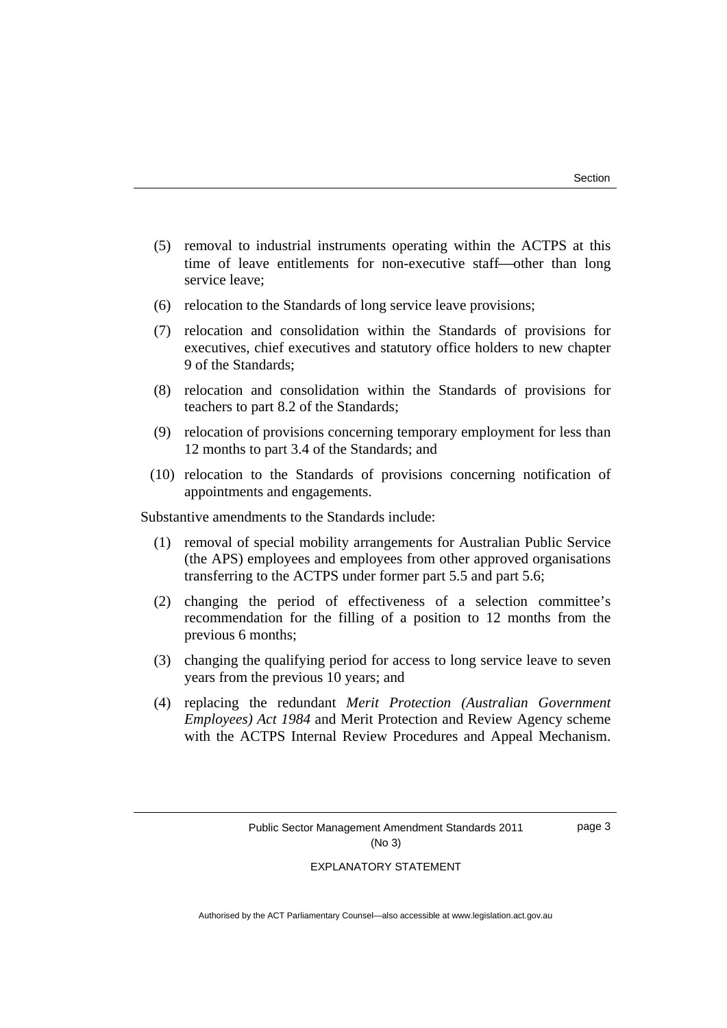(5) removal to industrial instruments operating within the ACTPS at this time of leave entitlements for non-executive staff—other than long service leave;

(6) relocation to the Standards of long service leave provisions;

(7) relocation and consolidation within the Standards of provisions for executives, chief executives and statutory office holders to new chapter 9 of the Standards;

(8) relocation and consolidation within the Standards of provisions for teachers to part 8.2 of the Standards;

(9) relocation of provisions concerning temporary employment for less than 12 months to part 3.4 of the Standards; and

(10) relocation to the Standards of provisions concerning notification of appointments and engagements.

Substantive amendments to the Standards include:

(1) removal of special mobility arrangements for Australian Public Service (the APS) employees and employees from other approved organisations transferring to the ACTPS under former part 5.5 and part 5.6;

(2) changing the period of effectiveness of a selection committee's recommendation for the filling of a position to 12 months from the previous 6 months;

(3) changing the qualifying period for access to long service leave to seven years from the previous 10 years; and

(4) replacing the redundant *Merit Protection (Australian Government Employees) Act 1984* and Merit Protection and Review Agency scheme with the ACTPS Internal Review Procedures and Appeal Mechanism.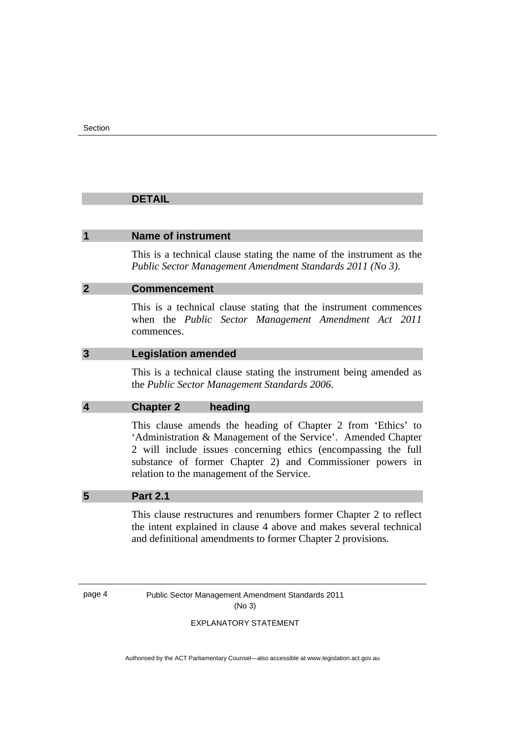## DETAIL

### 1 Name of instrument

This is a technical clause stating the name of the instrument as the *Public Sector Management Amendment Standards 2011 (No 3)*.

### 2 Commencement

This is a technical clause stating that the instrument commences when the *Public Sector Management Amendment Act 2011* commences.

### 3 Legislation amended

This is a technical clause stating the instrument being amended as the *Public Sector Management Standards 2006*.

### 4 Chapter 2 heading

This clause amends the heading of Chapter 2 from 'Ethics' to 'Administration & Management of the Service'. Amended Chapter 2 will include issues concerning ethics (encompassing the full substance of former Chapter 2) and Commissioner powers in relation to the management of the Service.

### 5 Part 2.1

This clause restructures and renumbers former Chapter 2 to reflect the intent explained in clause 4 above and makes several technical and definitional amendments to former Chapter 2 provisions.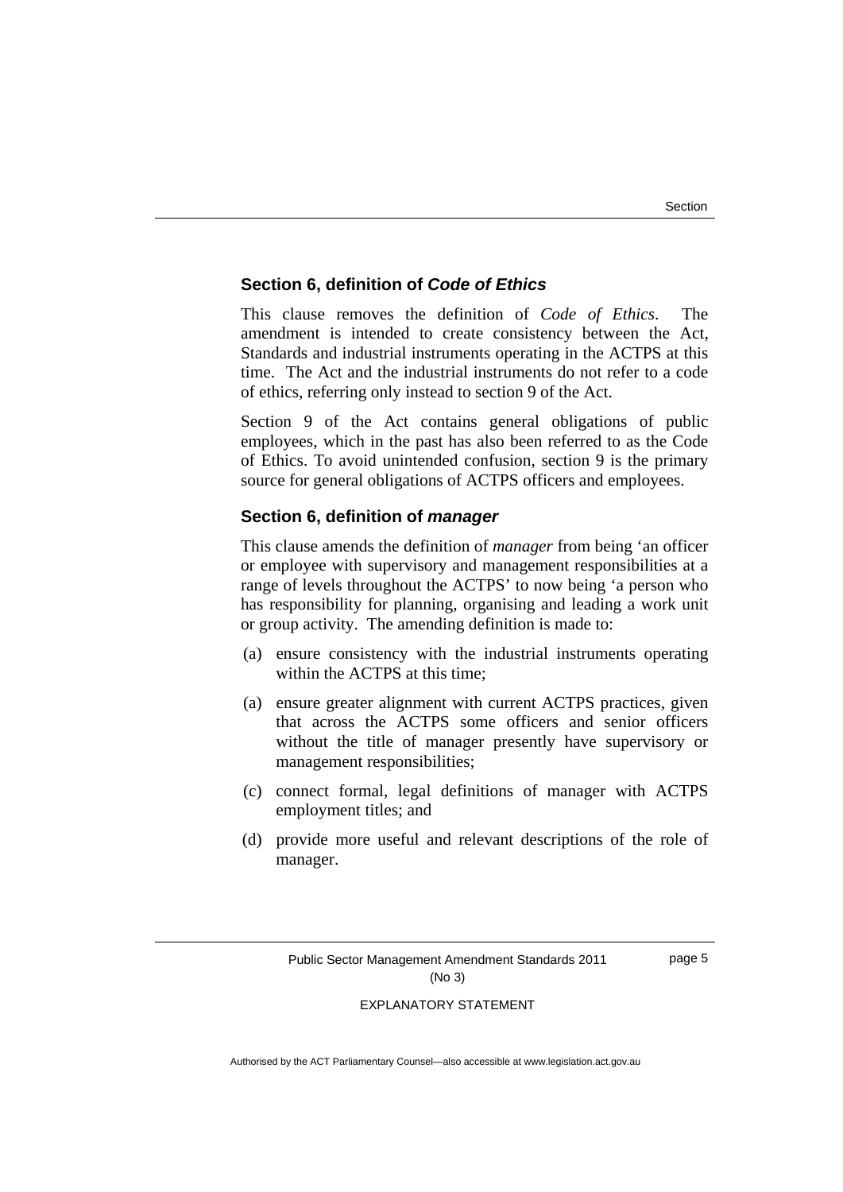### Section 6, definition of *Code of Ethics*

This clause removes the definition of *Code of Ethics*. The amendment is intended to create consistency between the Act, Standards and industrial instruments operating in the ACTPS at this time. The Act and the industrial instruments do not refer to a code of ethics, referring only instead to section 9 of the Act.

Section 9 of the Act contains general obligations of public employees, which in the past has also been referred to as the Code of Ethics. To avoid unintended confusion, section 9 is the primary source for general obligations of ACTPS officers and employees.

### Section 6, definition of *manager*

This clause amends the definition of *manager* from being 'an officer or employee with supervisory and management responsibilities at a range of levels throughout the ACTPS' to now being 'a person who has responsibility for planning, organising and leading a work unit or group activity. The amending definition is made to:

(a) ensure consistency with the industrial instruments operating within the ACTPS at this time;

(a) ensure greater alignment with current ACTPS practices, given that across the ACTPS some officers and senior officers without the title of manager presently have supervisory or management responsibilities;

(c) connect formal, legal definitions of manager with ACTPS employment titles; and

(d) provide more useful and relevant descriptions of the role of manager.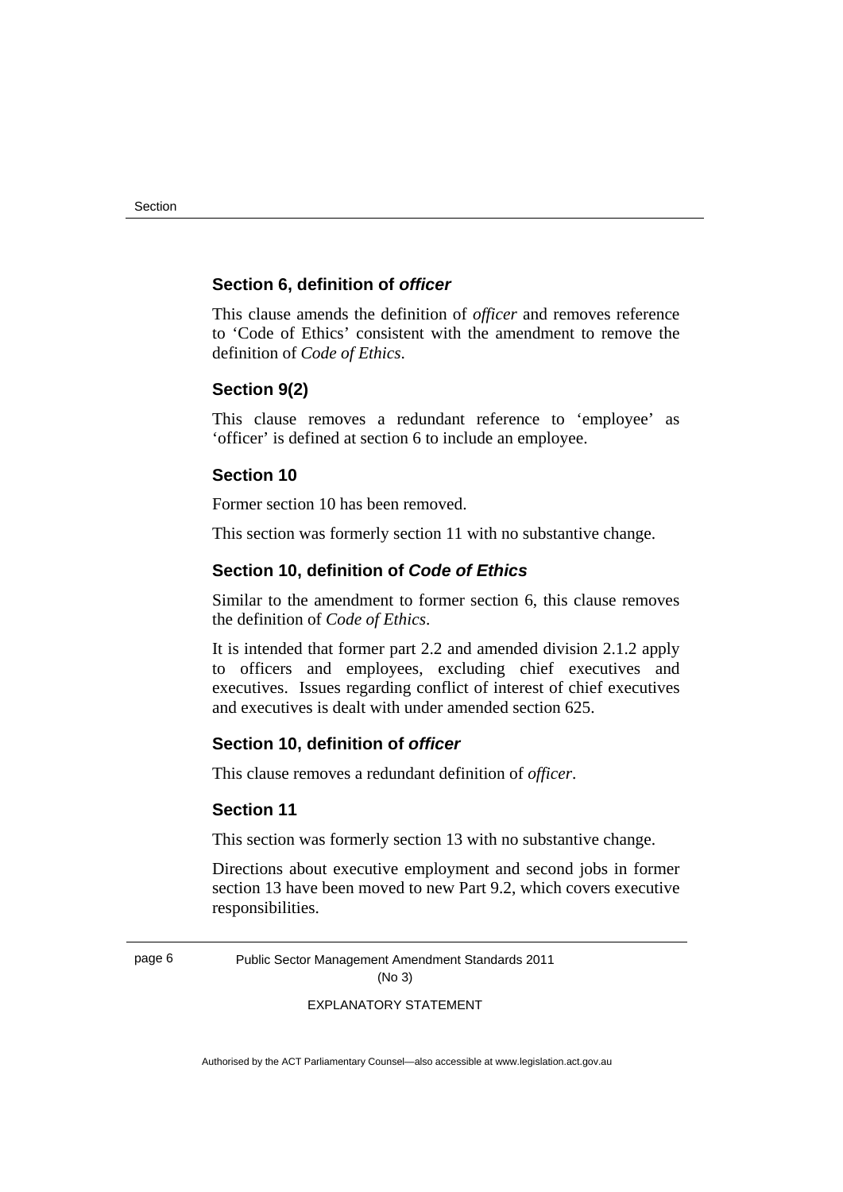### Section 6, definition of ***officer***

This clause amends the definition of *officer* and removes reference to 'Code of Ethics' consistent with the amendment to remove the definition of *Code of Ethics*.

### Section 9(2)

This clause removes a redundant reference to 'employee' as 'officer' is defined at section 6 to include an employee.

### Section 10

Former section 10 has been removed.

This section was formerly section 11 with no substantive change.

### Section 10, definition of ***Code of Ethics***

Similar to the amendment to former section 6, this clause removes the definition of *Code of Ethics*.

It is intended that former part 2.2 and amended division 2.1.2 apply to officers and employees, excluding chief executives and executives. Issues regarding conflict of interest of chief executives and executives is dealt with under amended section 625.

### Section 10, definition of ***officer***

This clause removes a redundant definition of *officer*.

### Section 11

This section was formerly section 13 with no substantive change.

Directions about executive employment and second jobs in former section 13 have been moved to new Part 9.2, which covers executive responsibilities.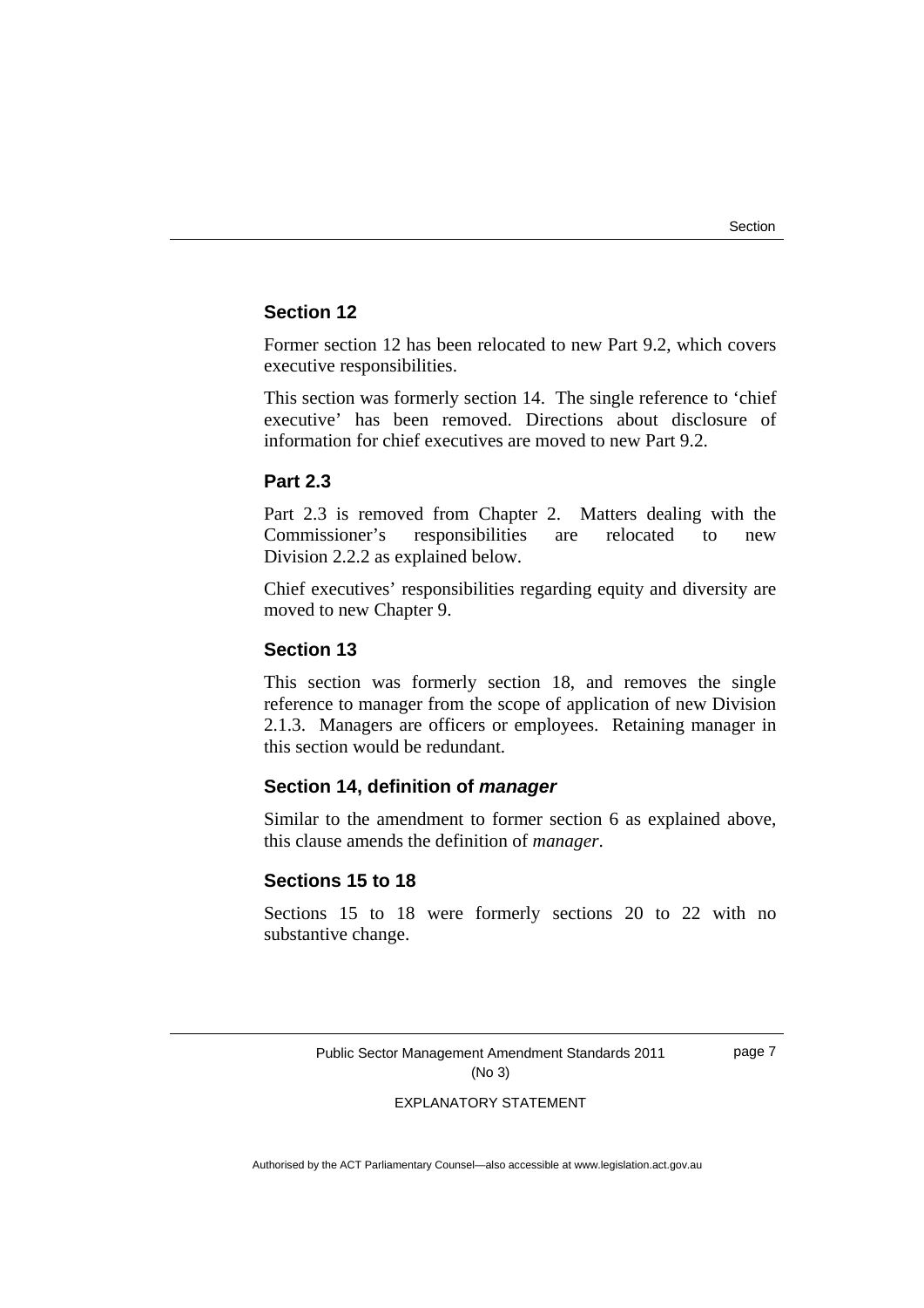### Section 12

Former section 12 has been relocated to new Part 9.2, which covers executive responsibilities.

This section was formerly section 14. The single reference to 'chief executive' has been removed. Directions about disclosure of information for chief executives are moved to new Part 9.2.

### Part 2.3

Part 2.3 is removed from Chapter 2. Matters dealing with the Commissioner's responsibilities are relocated to new Division 2.2.2 as explained below.

Chief executives' responsibilities regarding equity and diversity are moved to new Chapter 9.

### Section 13

This section was formerly section 18, and removes the single reference to manager from the scope of application of new Division 2.1.3. Managers are officers or employees. Retaining manager in this section would be redundant.

### Section 14, definition of *manager*

Similar to the amendment to former section 6 as explained above, this clause amends the definition of *manager*.

### Sections 15 to 18

Sections 15 to 18 were formerly sections 20 to 22 with no substantive change.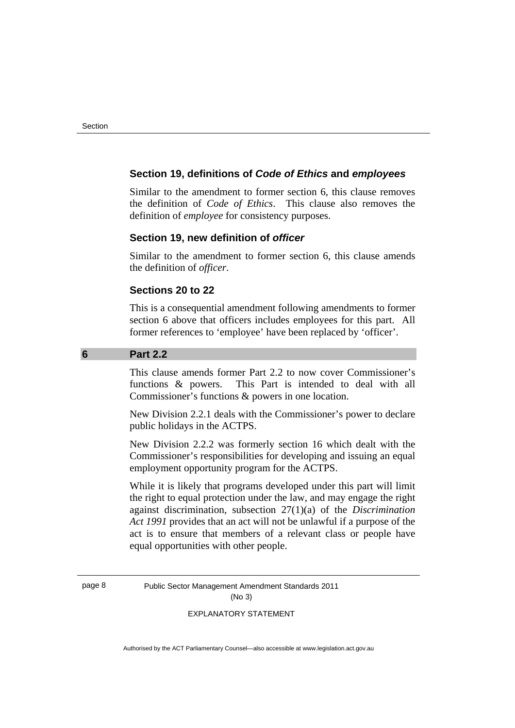### Section 19, definitions of *Code of Ethics* and *employees*

Similar to the amendment to former section 6, this clause removes the definition of *Code of Ethics*. This clause also removes the definition of *employee* for consistency purposes.

### Section 19, new definition of *officer*

Similar to the amendment to former section 6, this clause amends the definition of *officer*.

### Sections 20 to 22

This is a consequential amendment following amendments to former section 6 above that officers includes employees for this part. All former references to 'employee' have been replaced by 'officer'.

## 6 Part 2.2

This clause amends former Part 2.2 to now cover Commissioner's functions & powers. This Part is intended to deal with all Commissioner's functions & powers in one location.

New Division 2.2.1 deals with the Commissioner's power to declare public holidays in the ACTPS.

New Division 2.2.2 was formerly section 16 which dealt with the Commissioner's responsibilities for developing and issuing an equal employment opportunity program for the ACTPS.

While it is likely that programs developed under this part will limit the right to equal protection under the law, and may engage the right against discrimination, subsection 27(1)(a) of the *Discrimination Act 1991* provides that an act will not be unlawful if a purpose of the act is to ensure that members of a relevant class or people have equal opportunities with other people.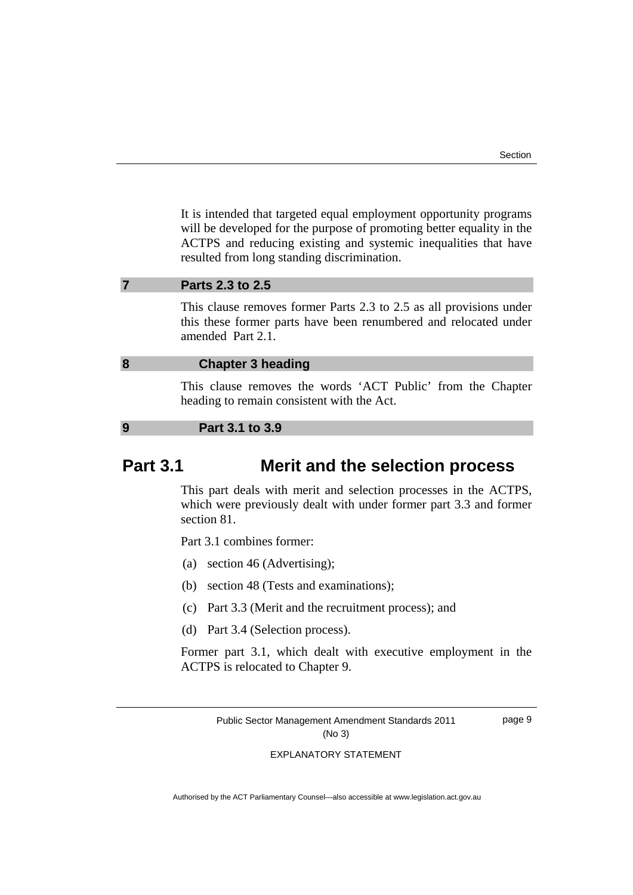It is intended that targeted equal employment opportunity programs will be developed for the purpose of promoting better equality in the ACTPS and reducing existing and systemic inequalities that have resulted from long standing discrimination.

### 7 Parts 2.3 to 2.5

This clause removes former Parts 2.3 to 2.5 as all provisions under this these former parts have been renumbered and relocated under amended Part 2.1.

### 8 Chapter 3 heading

This clause removes the words 'ACT Public' from the Chapter heading to remain consistent with the Act.

### 9 Part 3.1 to 3.9

## Part 3.1 Merit and the selection process

This part deals with merit and selection processes in the ACTPS, which were previously dealt with under former part 3.3 and former section 81.

Part 3.1 combines former:

(a) section 46 (Advertising);

(b) section 48 (Tests and examinations);

(c) Part 3.3 (Merit and the recruitment process); and

(d) Part 3.4 (Selection process).

Former part 3.1, which dealt with executive employment in the ACTPS is relocated to Chapter 9.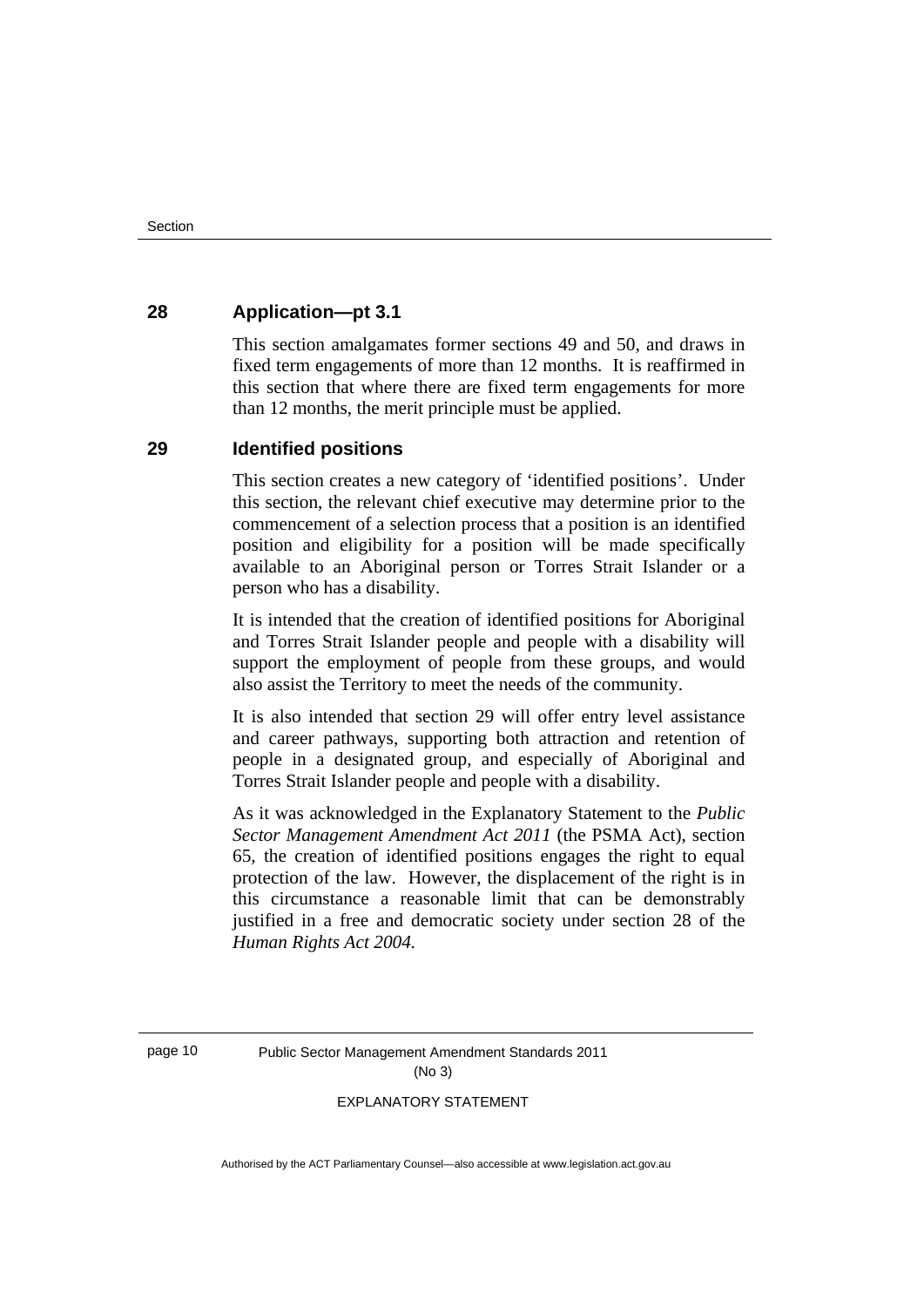## 28 Application—pt 3.1

This section amalgamates former sections 49 and 50, and draws in fixed term engagements of more than 12 months. It is reaffirmed in this section that where there are fixed term engagements for more than 12 months, the merit principle must be applied.

## 29 Identified positions

This section creates a new category of 'identified positions'. Under this section, the relevant chief executive may determine prior to the commencement of a selection process that a position is an identified position and eligibility for a position will be made specifically available to an Aboriginal person or Torres Strait Islander or a person who has a disability.

It is intended that the creation of identified positions for Aboriginal and Torres Strait Islander people and people with a disability will support the employment of people from these groups, and would also assist the Territory to meet the needs of the community.

It is also intended that section 29 will offer entry level assistance and career pathways, supporting both attraction and retention of people in a designated group, and especially of Aboriginal and Torres Strait Islander people and people with a disability.

As it was acknowledged in the Explanatory Statement to the *Public Sector Management Amendment Act 2011* (the PSMA Act), section 65, the creation of identified positions engages the right to equal protection of the law. However, the displacement of the right is in this circumstance a reasonable limit that can be demonstrably justified in a free and democratic society under section 28 of the *Human Rights Act 2004.*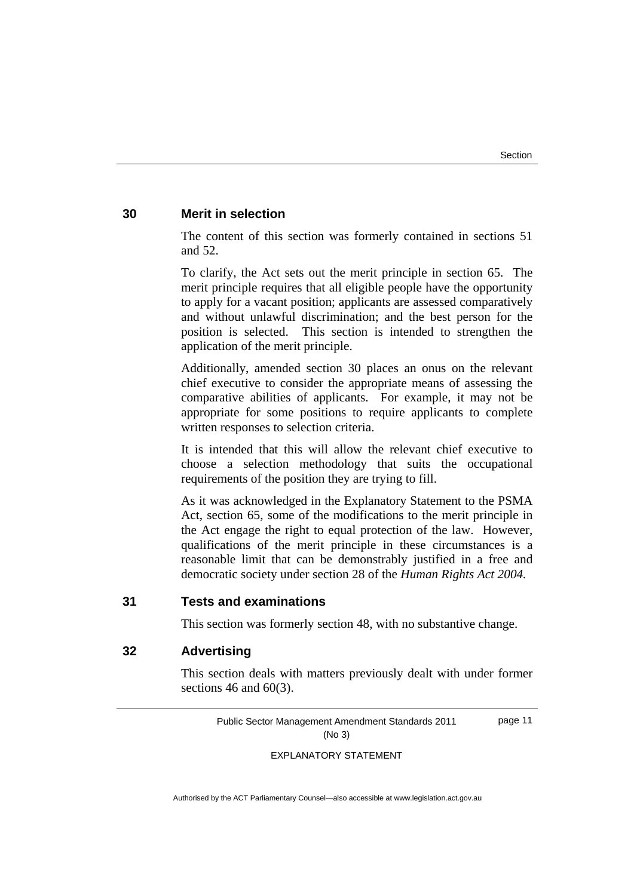### 30 Merit in selection

The content of this section was formerly contained in sections 51 and 52.

To clarify, the Act sets out the merit principle in section 65. The merit principle requires that all eligible people have the opportunity to apply for a vacant position; applicants are assessed comparatively and without unlawful discrimination; and the best person for the position is selected. This section is intended to strengthen the application of the merit principle.

Additionally, amended section 30 places an onus on the relevant chief executive to consider the appropriate means of assessing the comparative abilities of applicants. For example, it may not be appropriate for some positions to require applicants to complete written responses to selection criteria.

It is intended that this will allow the relevant chief executive to choose a selection methodology that suits the occupational requirements of the position they are trying to fill.

As it was acknowledged in the Explanatory Statement to the PSMA Act, section 65, some of the modifications to the merit principle in the Act engage the right to equal protection of the law. However, qualifications of the merit principle in these circumstances is a reasonable limit that can be demonstrably justified in a free and democratic society under section 28 of the *Human Rights Act 2004.*

### 31 Tests and examinations

This section was formerly section 48, with no substantive change.

### 32 Advertising

This section deals with matters previously dealt with under former sections 46 and 60(3).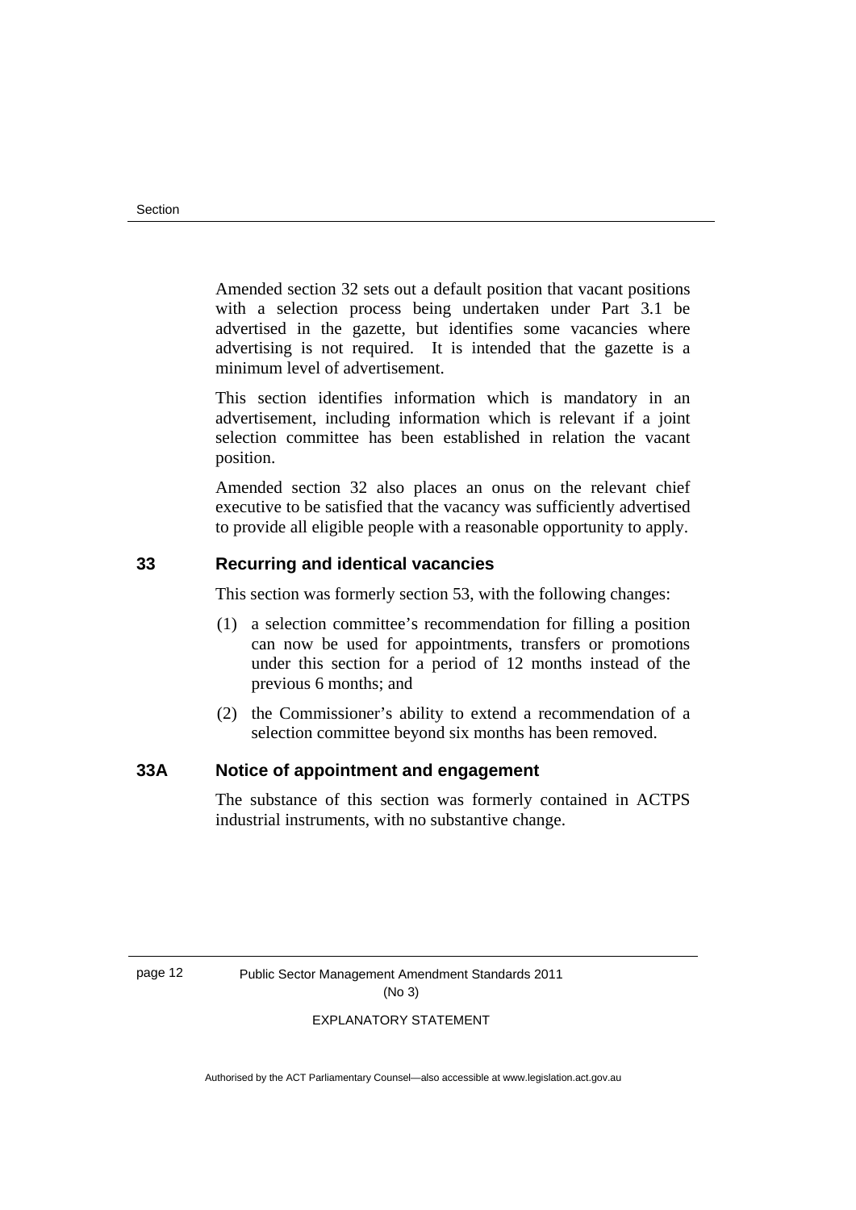Amended section 32 sets out a default position that vacant positions with a selection process being undertaken under Part 3.1 be advertised in the gazette, but identifies some vacancies where advertising is not required. It is intended that the gazette is a minimum level of advertisement.

This section identifies information which is mandatory in an advertisement, including information which is relevant if a joint selection committee has been established in relation the vacant position.

Amended section 32 also places an onus on the relevant chief executive to be satisfied that the vacancy was sufficiently advertised to provide all eligible people with a reasonable opportunity to apply.

### 33 Recurring and identical vacancies

This section was formerly section 53, with the following changes:

(1) a selection committee's recommendation for filling a position can now be used for appointments, transfers or promotions under this section for a period of 12 months instead of the previous 6 months; and

(2) the Commissioner's ability to extend a recommendation of a selection committee beyond six months has been removed.

### 33A Notice of appointment and engagement

The substance of this section was formerly contained in ACTPS industrial instruments, with no substantive change.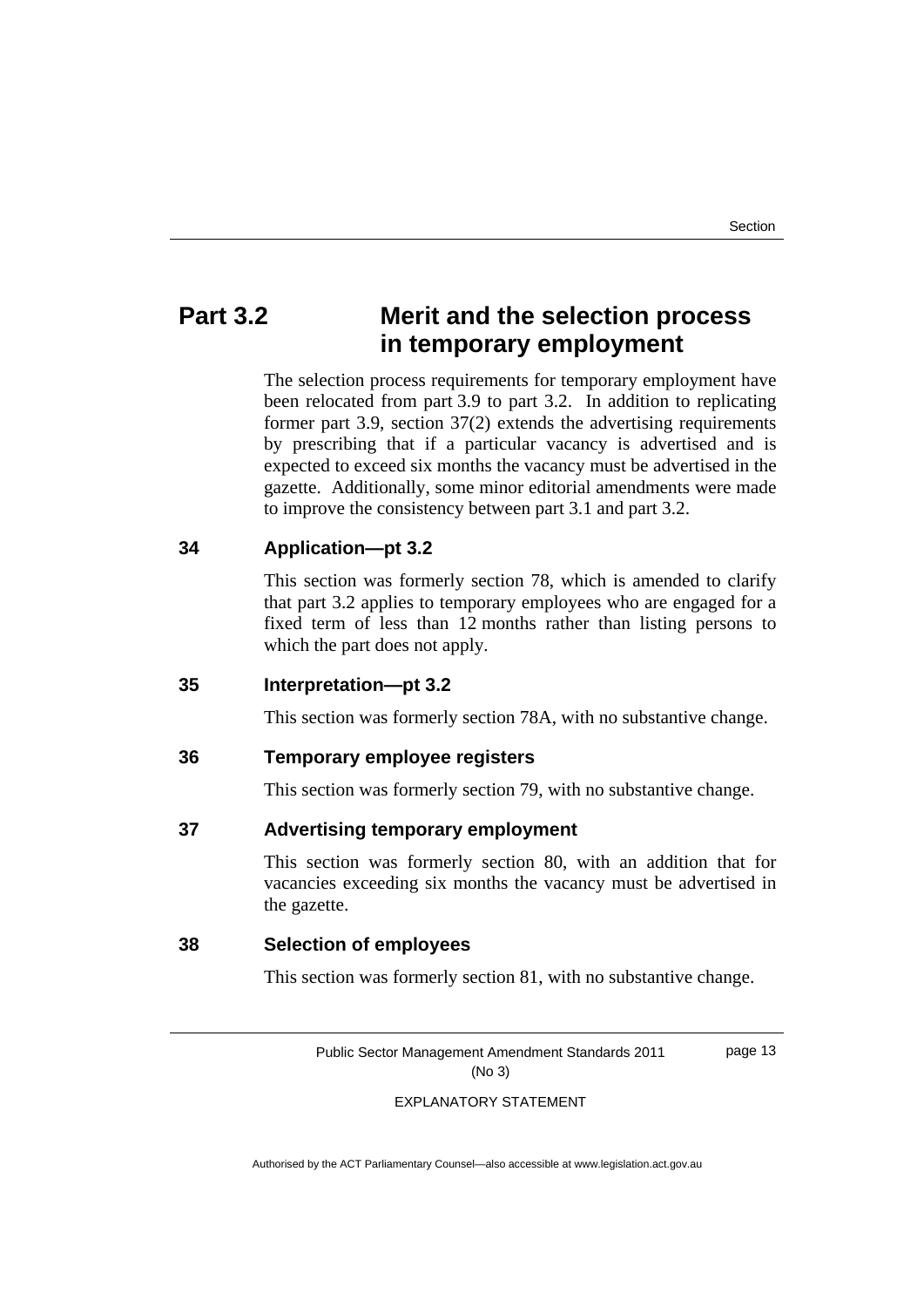## Part 3.2 Merit and the selection process in temporary employment

The selection process requirements for temporary employment have been relocated from part 3.9 to part 3.2. In addition to replicating former part 3.9, section 37(2) extends the advertising requirements by prescribing that if a particular vacancy is advertised and is expected to exceed six months the vacancy must be advertised in the gazette. Additionally, some minor editorial amendments were made to improve the consistency between part 3.1 and part 3.2.

### 34 Application—pt 3.2

This section was formerly section 78, which is amended to clarify that part 3.2 applies to temporary employees who are engaged for a fixed term of less than 12 months rather than listing persons to which the part does not apply.

### 35 Interpretation—pt 3.2

This section was formerly section 78A, with no substantive change.

### 36 Temporary employee registers

This section was formerly section 79, with no substantive change.

### 37 Advertising temporary employment

This section was formerly section 80, with an addition that for vacancies exceeding six months the vacancy must be advertised in the gazette.

### 38 Selection of employees

This section was formerly section 81, with no substantive change.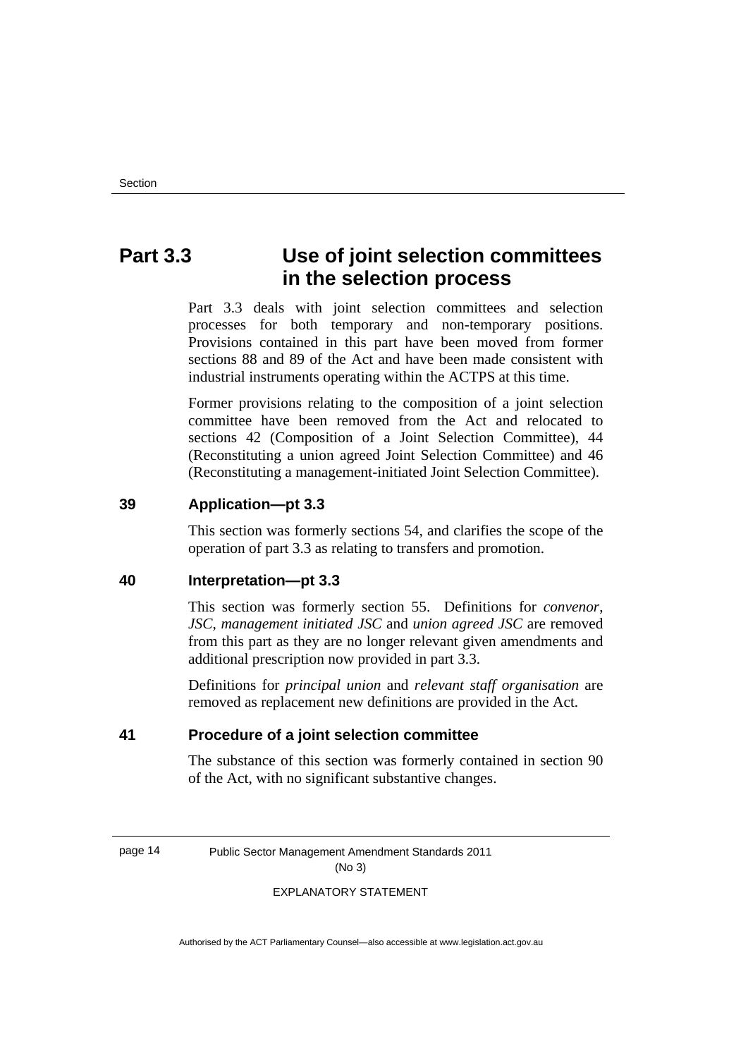## Part 3.3 Use of joint selection committees in the selection process

Part 3.3 deals with joint selection committees and selection processes for both temporary and non-temporary positions. Provisions contained in this part have been moved from former sections 88 and 89 of the Act and have been made consistent with industrial instruments operating within the ACTPS at this time.

Former provisions relating to the composition of a joint selection committee have been removed from the Act and relocated to sections 42 (Composition of a Joint Selection Committee), 44 (Reconstituting a union agreed Joint Selection Committee) and 46 (Reconstituting a management-initiated Joint Selection Committee).

### 39 Application—pt 3.3

This section was formerly sections 54, and clarifies the scope of the operation of part 3.3 as relating to transfers and promotion.

### 40 Interpretation—pt 3.3

This section was formerly section 55. Definitions for *convenor*, *JSC*, *management initiated JSC* and *union agreed JSC* are removed from this part as they are no longer relevant given amendments and additional prescription now provided in part 3.3.

Definitions for *principal union* and *relevant staff organisation* are removed as replacement new definitions are provided in the Act.

### 41 Procedure of a joint selection committee

The substance of this section was formerly contained in section 90 of the Act, with no significant substantive changes.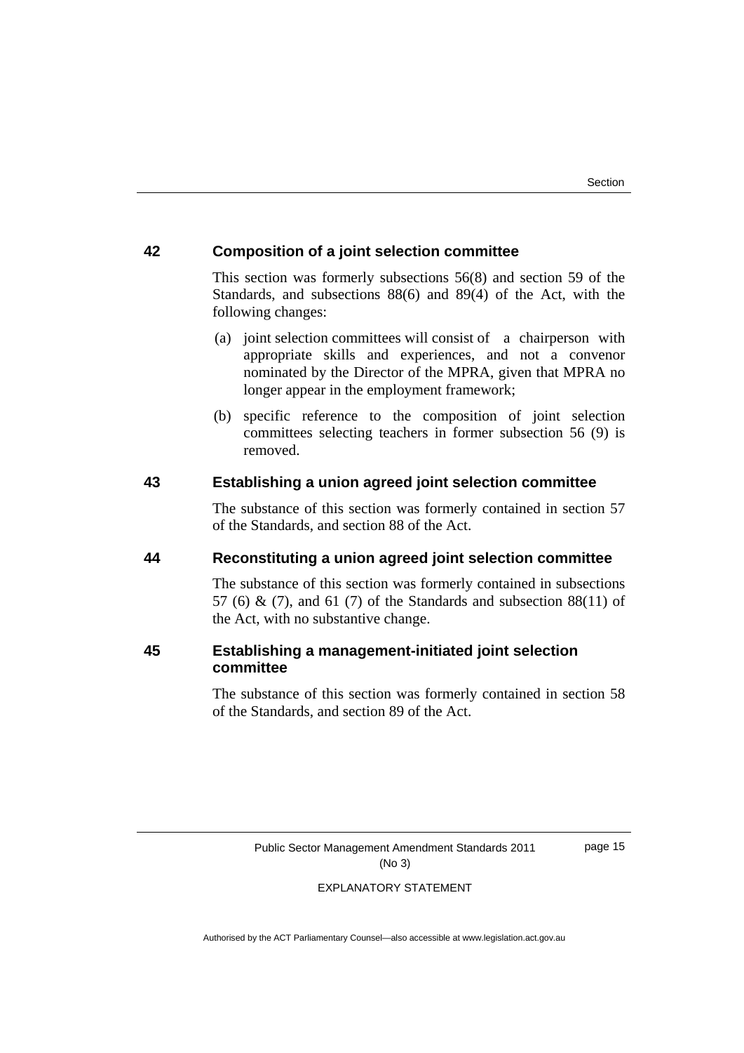**42 Composition of a joint selection committee**

This section was formerly subsections 56(8) and section 59 of the Standards, and subsections 88(6) and 89(4) of the Act, with the following changes:

(a) joint selection committees will consist of a chairperson with appropriate skills and experiences, and not a convenor nominated by the Director of the MPRA, given that MPRA no longer appear in the employment framework;

(b) specific reference to the composition of joint selection committees selecting teachers in former subsection 56 (9) is removed.

**43 Establishing a union agreed joint selection committee**

The substance of this section was formerly contained in section 57 of the Standards, and section 88 of the Act.

**44 Reconstituting a union agreed joint selection committee**

The substance of this section was formerly contained in subsections 57 (6) & (7), and 61 (7) of the Standards and subsection 88(11) of the Act, with no substantive change.

**45 Establishing a management-initiated joint selection committee**

The substance of this section was formerly contained in section 58 of the Standards, and section 89 of the Act.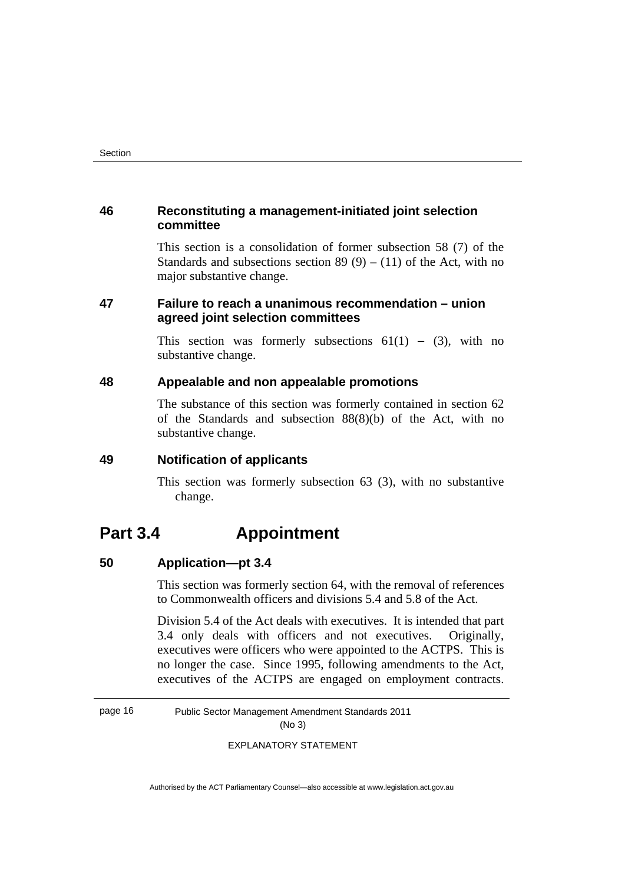### 46 Reconstituting a management-initiated joint selection committee

This section is a consolidation of former subsection 58 (7) of the Standards and subsections section 89 (9) – (11) of the Act, with no major substantive change.

### 47 Failure to reach a unanimous recommendation – union agreed joint selection committees

This section was formerly subsections 61(1) – (3), with no substantive change.

### 48 Appealable and non appealable promotions

The substance of this section was formerly contained in section 62 of the Standards and subsection 88(8)(b) of the Act, with no substantive change.

### 49 Notification of applicants

This section was formerly subsection 63 (3), with no substantive change.

## Part 3.4 Appointment

### 50 Application—pt 3.4

This section was formerly section 64, with the removal of references to Commonwealth officers and divisions 5.4 and 5.8 of the Act.

Division 5.4 of the Act deals with executives. It is intended that part 3.4 only deals with officers and not executives. Originally, executives were officers who were appointed to the ACTPS. This is no longer the case. Since 1995, following amendments to the Act, executives of the ACTPS are engaged on employment contracts.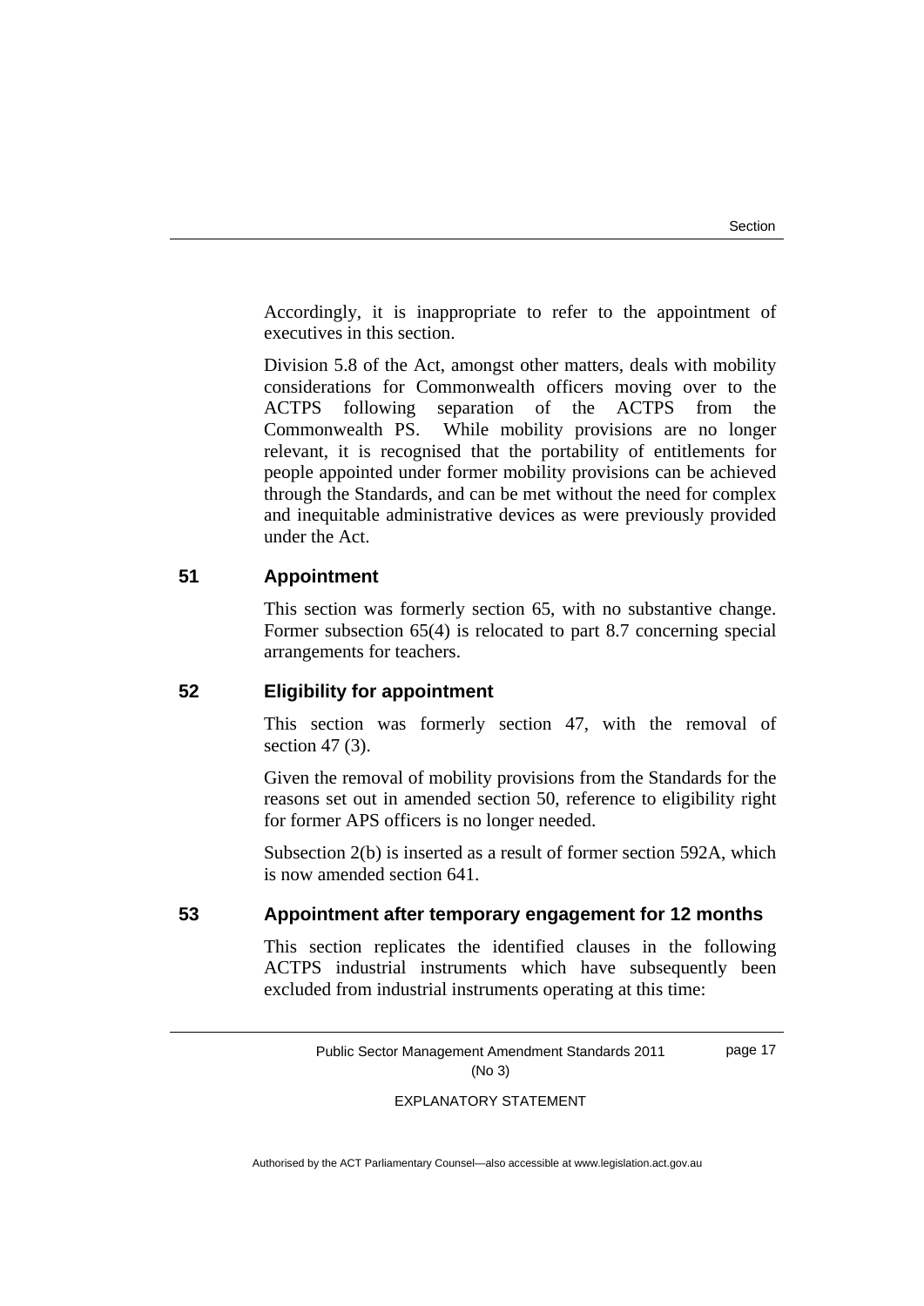Accordingly, it is inappropriate to refer to the appointment of executives in this section.

Division 5.8 of the Act, amongst other matters, deals with mobility considerations for Commonwealth officers moving over to the ACTPS following separation of the ACTPS from the Commonwealth PS. While mobility provisions are no longer relevant, it is recognised that the portability of entitlements for people appointed under former mobility provisions can be achieved through the Standards, and can be met without the need for complex and inequitable administrative devices as were previously provided under the Act.

## 51 Appointment

This section was formerly section 65, with no substantive change. Former subsection 65(4) is relocated to part 8.7 concerning special arrangements for teachers.

## 52 Eligibility for appointment

This section was formerly section 47, with the removal of section 47 (3).

Given the removal of mobility provisions from the Standards for the reasons set out in amended section 50, reference to eligibility right for former APS officers is no longer needed.

Subsection 2(b) is inserted as a result of former section 592A, which is now amended section 641.

## 53 Appointment after temporary engagement for 12 months

This section replicates the identified clauses in the following ACTPS industrial instruments which have subsequently been excluded from industrial instruments operating at this time: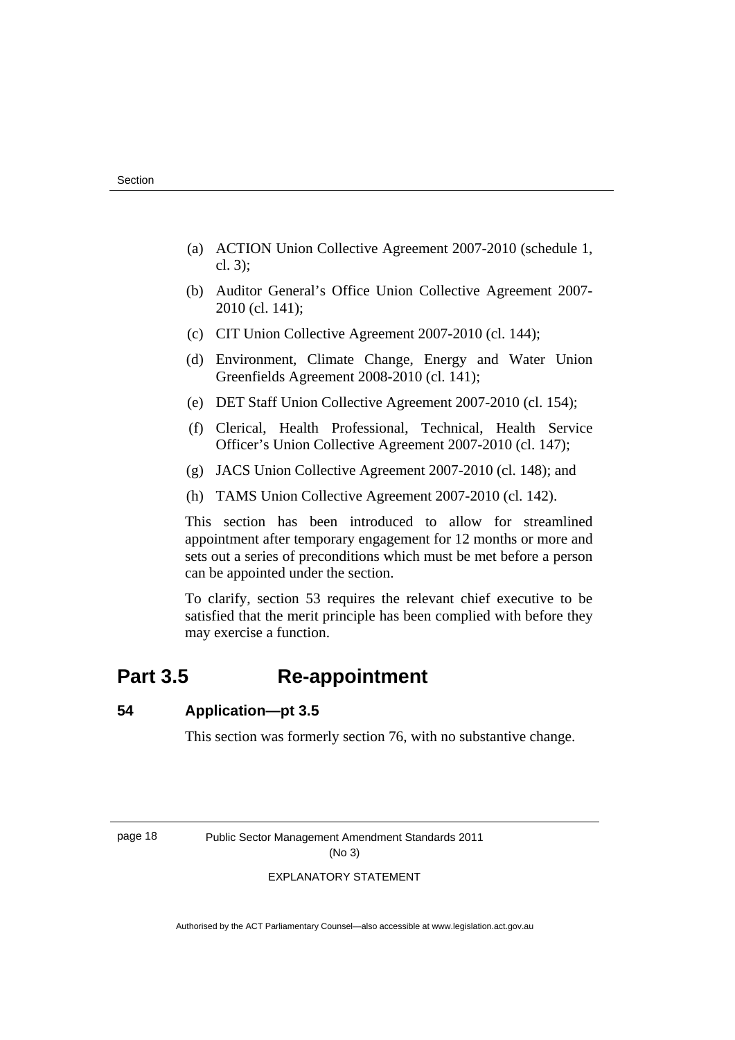(a) ACTION Union Collective Agreement 2007-2010 (schedule 1, cl. 3);

(b) Auditor General's Office Union Collective Agreement 2007-2010 (cl. 141);

(c) CIT Union Collective Agreement 2007-2010 (cl. 144);

(d) Environment, Climate Change, Energy and Water Union Greenfields Agreement 2008-2010 (cl. 141);

(e) DET Staff Union Collective Agreement 2007-2010 (cl. 154);

(f) Clerical, Health Professional, Technical, Health Service Officer's Union Collective Agreement 2007-2010 (cl. 147);

(g) JACS Union Collective Agreement 2007-2010 (cl. 148); and

(h) TAMS Union Collective Agreement 2007-2010 (cl. 142).

This section has been introduced to allow for streamlined appointment after temporary engagement for 12 months or more and sets out a series of preconditions which must be met before a person can be appointed under the section.

To clarify, section 53 requires the relevant chief executive to be satisfied that the merit principle has been complied with before they may exercise a function.

## Part 3.5 Re-appointment

### 54 Application—pt 3.5

This section was formerly section 76, with no substantive change.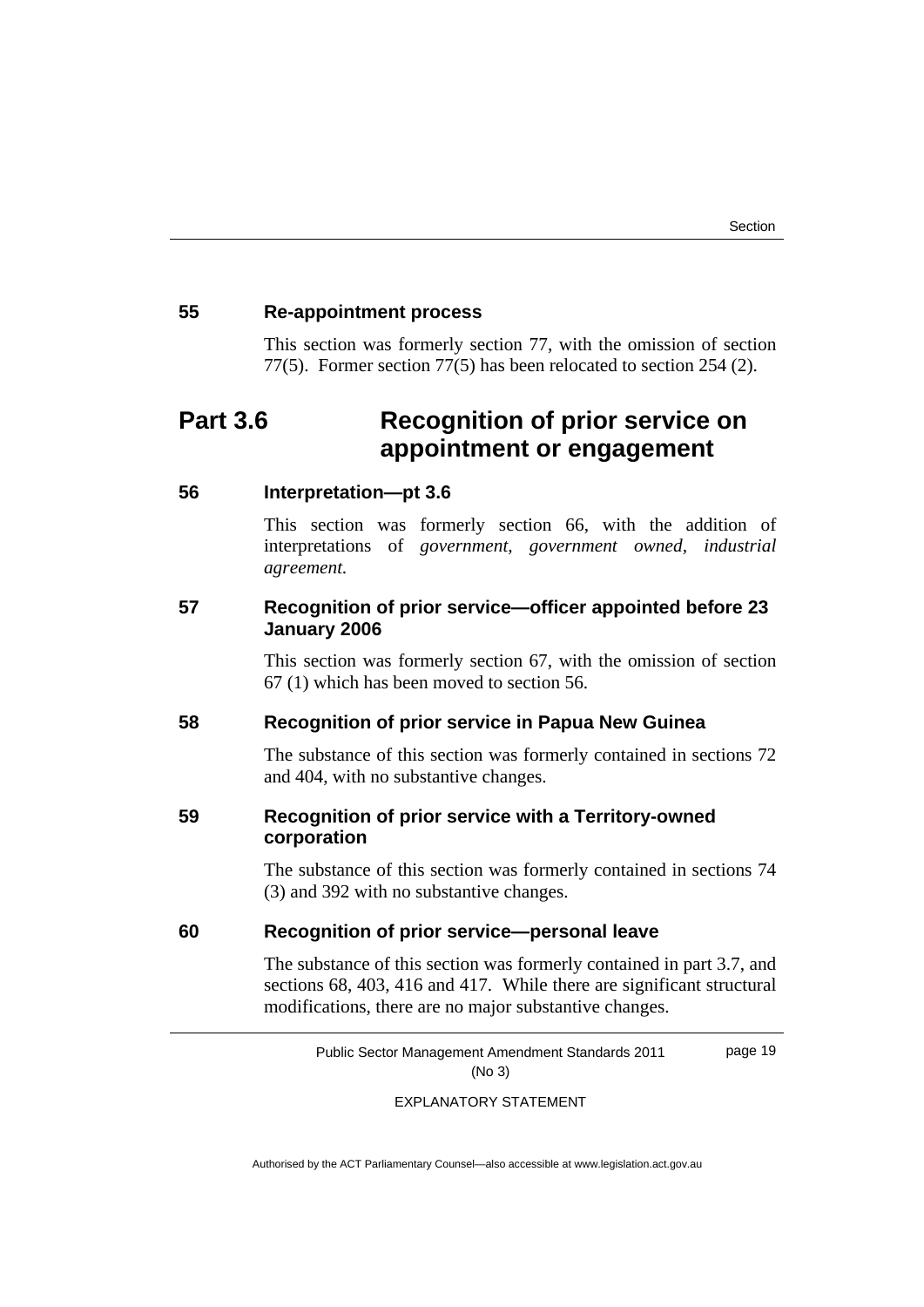### 55 Re-appointment process

This section was formerly section 77, with the omission of section 77(5). Former section 77(5) has been relocated to section 254 (2).

## Part 3.6 Recognition of prior service on appointment or engagement

### 56 Interpretation—pt 3.6

This section was formerly section 66, with the addition of interpretations of *government, government owned, industrial agreement.*

### 57 Recognition of prior service—officer appointed before 23 January 2006

This section was formerly section 67, with the omission of section 67 (1) which has been moved to section 56.

### 58 Recognition of prior service in Papua New Guinea

The substance of this section was formerly contained in sections 72 and 404, with no substantive changes.

### 59 Recognition of prior service with a Territory-owned corporation

The substance of this section was formerly contained in sections 74 (3) and 392 with no substantive changes.

### 60 Recognition of prior service—personal leave

The substance of this section was formerly contained in part 3.7, and sections 68, 403, 416 and 417. While there are significant structural modifications, there are no major substantive changes.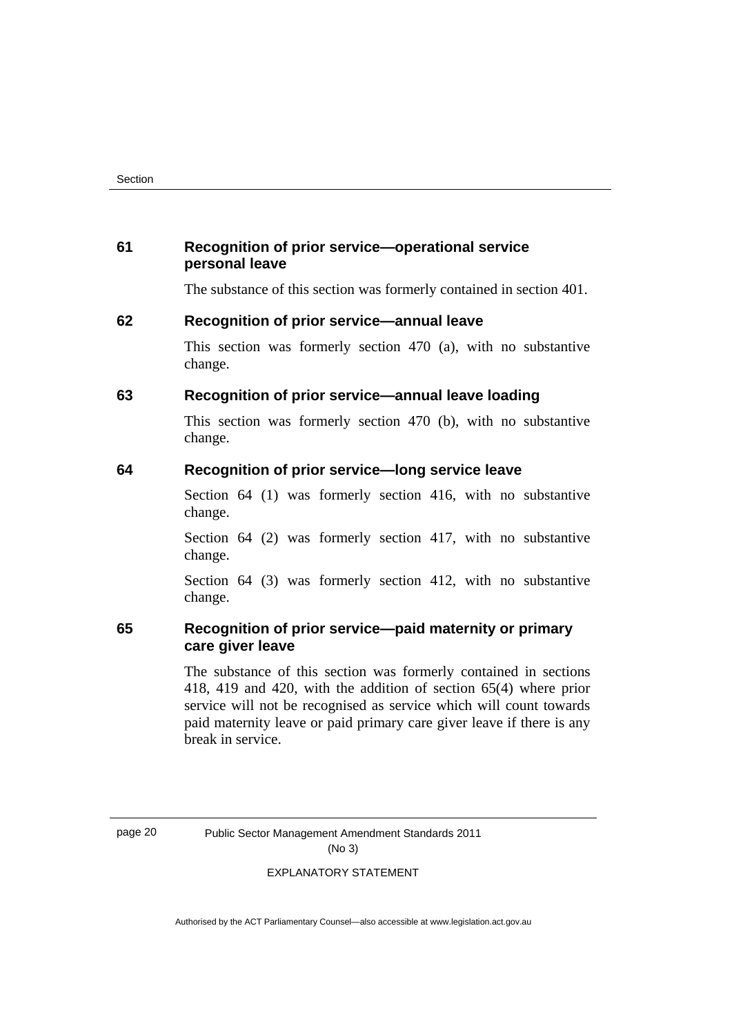## 61 Recognition of prior service—operational service personal leave

The substance of this section was formerly contained in section 401.

## 62 Recognition of prior service—annual leave

This section was formerly section 470 (a), with no substantive change.

## 63 Recognition of prior service—annual leave loading

This section was formerly section 470 (b), with no substantive change.

## 64 Recognition of prior service—long service leave

Section 64 (1) was formerly section 416, with no substantive change.

Section 64 (2) was formerly section 417, with no substantive change.

Section 64 (3) was formerly section 412, with no substantive change.

## 65 Recognition of prior service—paid maternity or primary care giver leave

The substance of this section was formerly contained in sections 418, 419 and 420, with the addition of section 65(4) where prior service will not be recognised as service which will count towards paid maternity leave or paid primary care giver leave if there is any break in service.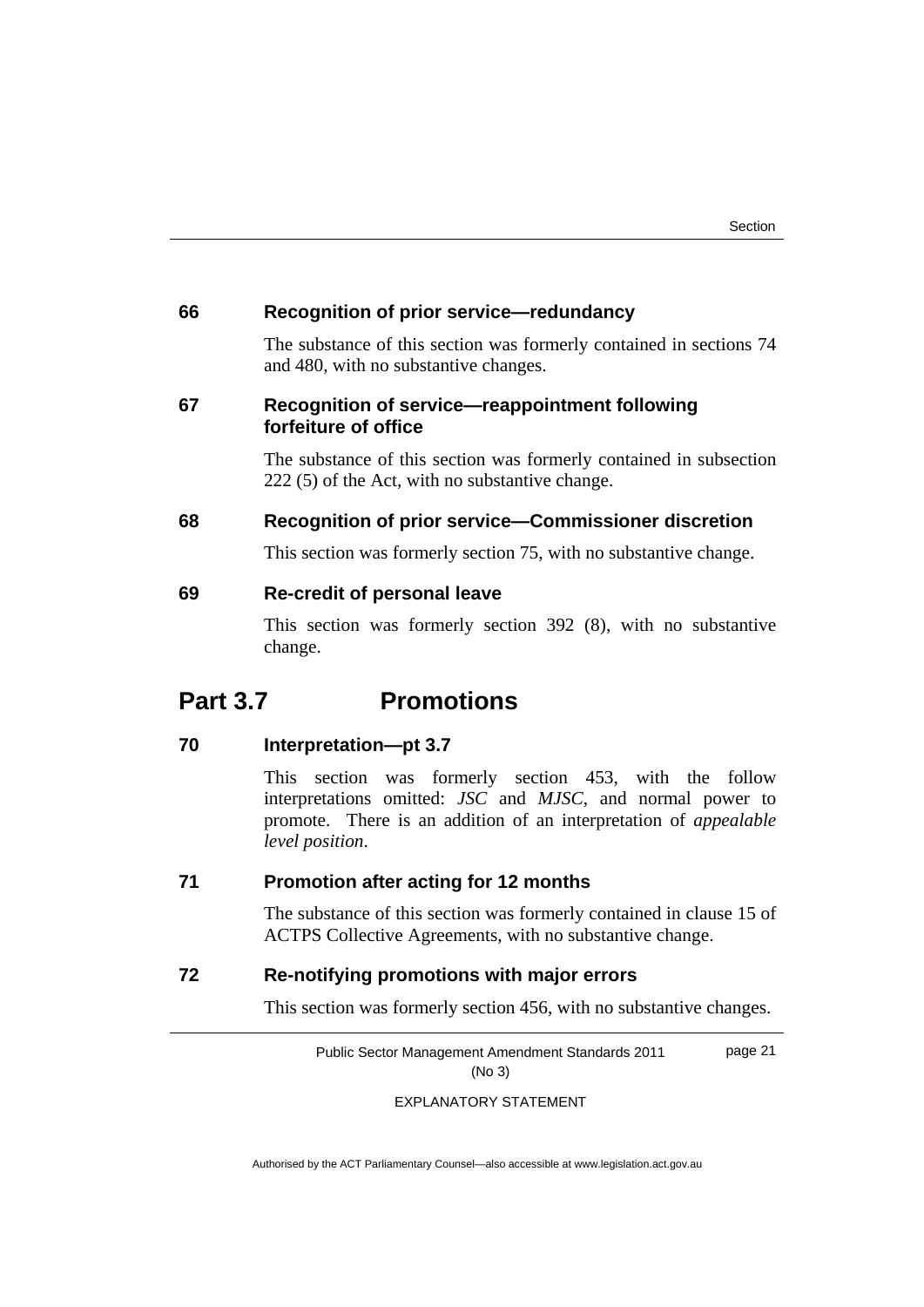### 66 Recognition of prior service—redundancy

The substance of this section was formerly contained in sections 74 and 480, with no substantive changes.

### 67 Recognition of service—reappointment following forfeiture of office

The substance of this section was formerly contained in subsection 222 (5) of the Act, with no substantive change.

### 68 Recognition of prior service—Commissioner discretion

This section was formerly section 75, with no substantive change.

### 69 Re-credit of personal leave

This section was formerly section 392 (8), with no substantive change.

## Part 3.7 Promotions

### 70 Interpretation—pt 3.7

This section was formerly section 453, with the follow interpretations omitted: *JSC* and *MJSC*, and normal power to promote. There is an addition of an interpretation of *appealable level position*.

### 71 Promotion after acting for 12 months

The substance of this section was formerly contained in clause 15 of ACTPS Collective Agreements, with no substantive change.

### 72 Re-notifying promotions with major errors

This section was formerly section 456, with no substantive changes.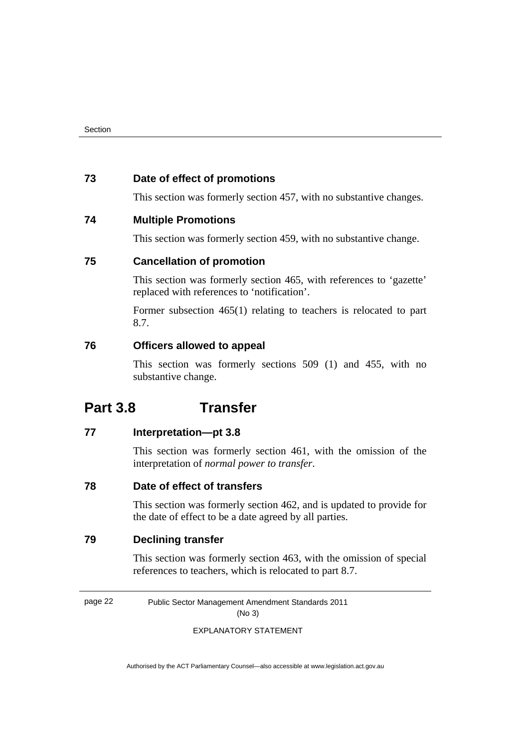### 73 Date of effect of promotions

This section was formerly section 457, with no substantive changes.

### 74 Multiple Promotions

This section was formerly section 459, with no substantive change.

### 75 Cancellation of promotion

This section was formerly section 465, with references to 'gazette' replaced with references to 'notification'.

Former subsection 465(1) relating to teachers is relocated to part 8.7.

### 76 Officers allowed to appeal

This section was formerly sections 509 (1) and 455, with no substantive change.

## Part 3.8 Transfer

### 77 Interpretation—pt 3.8

This section was formerly section 461, with the omission of the interpretation of *normal power to transfer*.

### 78 Date of effect of transfers

This section was formerly section 462, and is updated to provide for the date of effect to be a date agreed by all parties.

### 79 Declining transfer

This section was formerly section 463, with the omission of special references to teachers, which is relocated to part 8.7.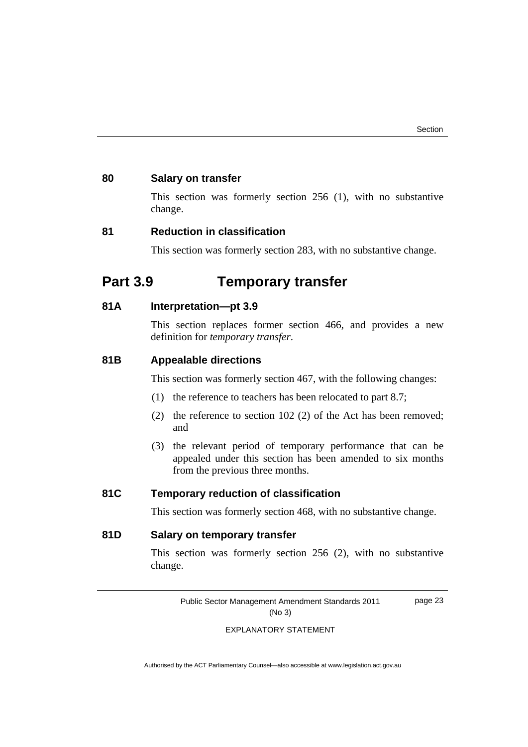### 80 Salary on transfer

This section was formerly section 256 (1), with no substantive change.

### 81 Reduction in classification

This section was formerly section 283, with no substantive change.

## Part 3.9 Temporary transfer

### 81A Interpretation—pt 3.9

This section replaces former section 466, and provides a new definition for *temporary transfer*.

### 81B Appealable directions

This section was formerly section 467, with the following changes:

(1) the reference to teachers has been relocated to part 8.7;

(2) the reference to section 102 (2) of the Act has been removed; and

(3) the relevant period of temporary performance that can be appealed under this section has been amended to six months from the previous three months.

### 81C Temporary reduction of classification

This section was formerly section 468, with no substantive change.

### 81D Salary on temporary transfer

This section was formerly section 256 (2), with no substantive change.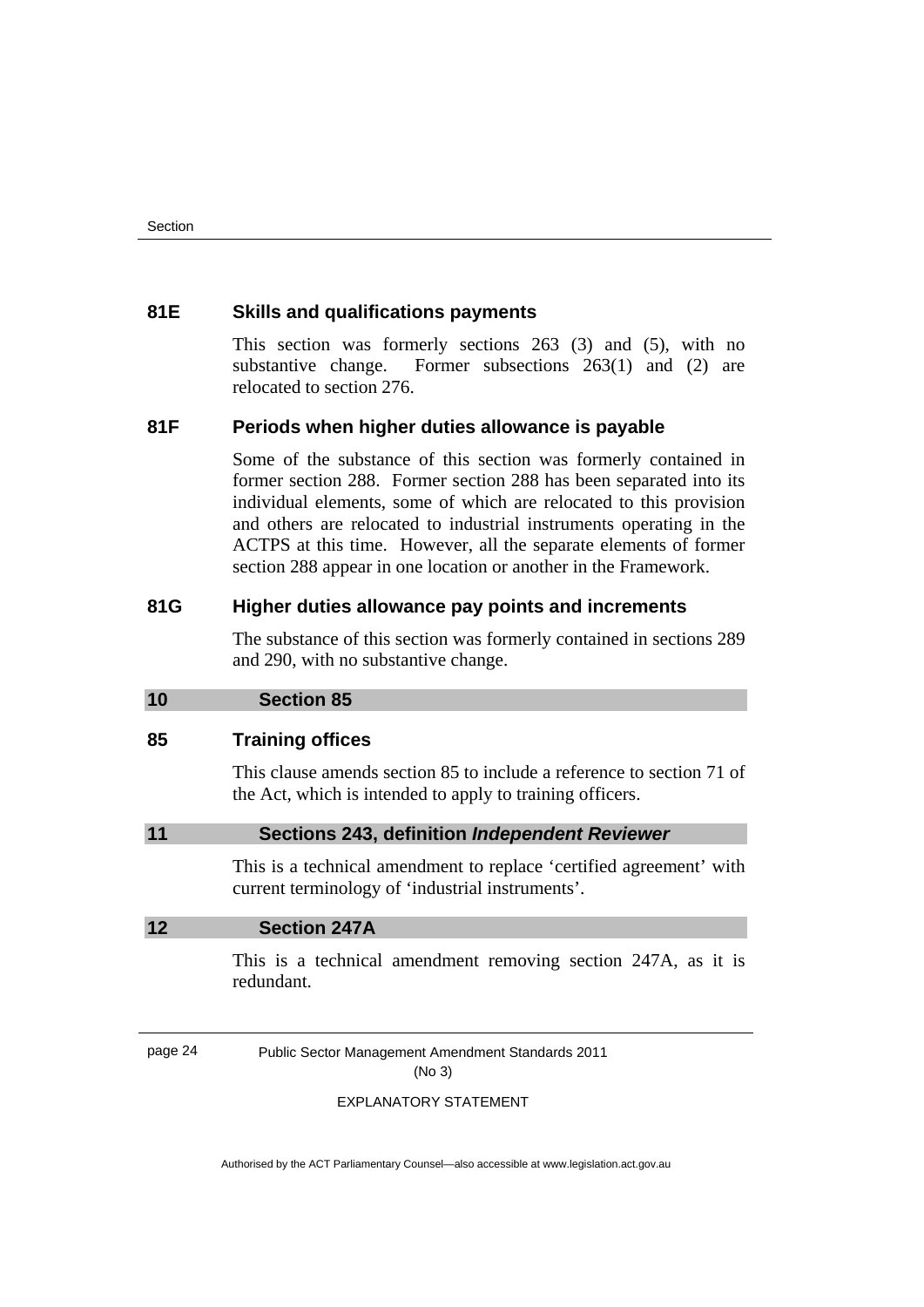### 81E Skills and qualifications payments

This section was formerly sections 263 (3) and (5), with no substantive change. Former subsections 263(1) and (2) are relocated to section 276.

### 81F Periods when higher duties allowance is payable

Some of the substance of this section was formerly contained in former section 288. Former section 288 has been separated into its individual elements, some of which are relocated to this provision and others are relocated to industrial instruments operating in the ACTPS at this time. However, all the separate elements of former section 288 appear in one location or another in the Framework.

### 81G Higher duties allowance pay points and increments

The substance of this section was formerly contained in sections 289 and 290, with no substantive change.

## 10 Section 85

### 85 Training offices

This clause amends section 85 to include a reference to section 71 of the Act, which is intended to apply to training officers.

## 11 Sections 243, definition *Independent Reviewer*

This is a technical amendment to replace ‘certified agreement’ with current terminology of ‘industrial instruments’.

## 12 Section 247A

This is a technical amendment removing section 247A, as it is redundant.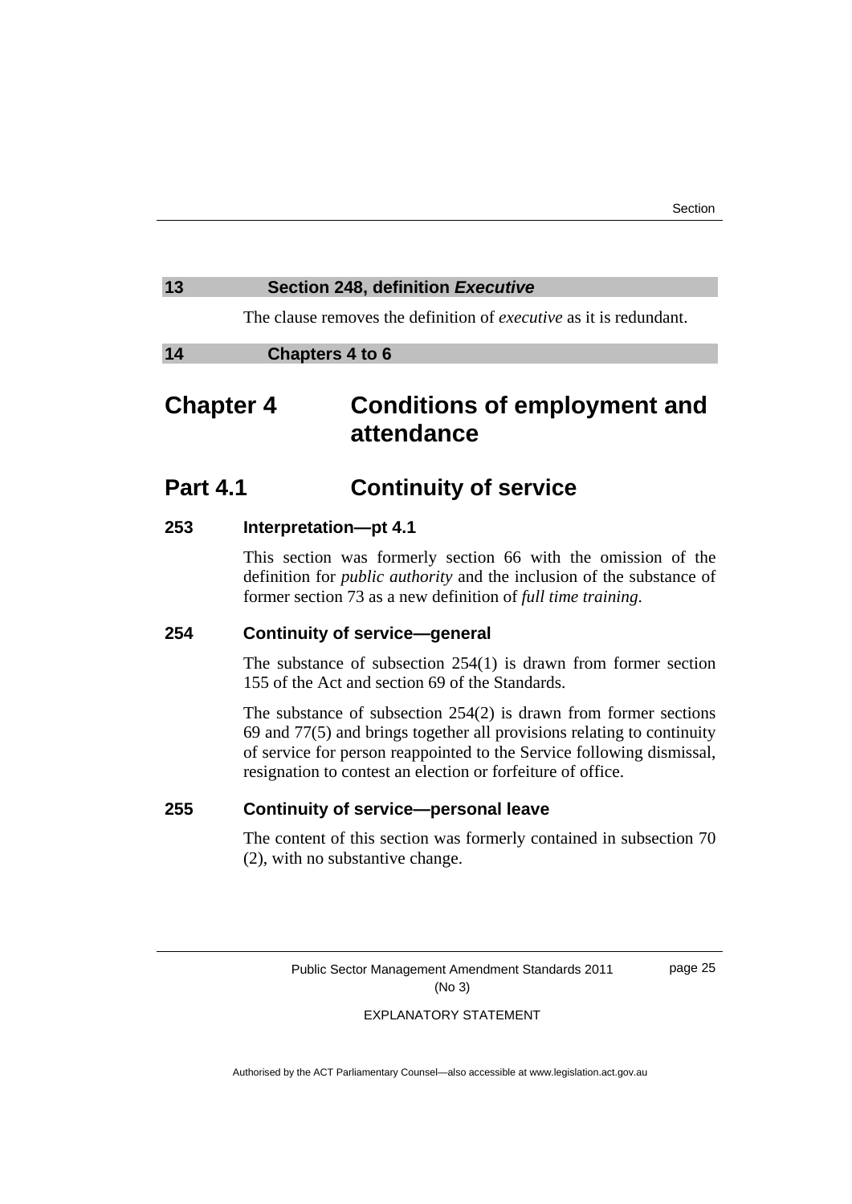**13 Section 248, definition *Executive***

The clause removes the definition of *executive* as it is redundant.

**14 Chapters 4 to 6**

# Chapter 4 Conditions of employment and attendance

## Part 4.1 Continuity of service

### 253 Interpretation—pt 4.1

This section was formerly section 66 with the omission of the definition for *public authority* and the inclusion of the substance of former section 73 as a new definition of *full time training*.

### 254 Continuity of service—general

The substance of subsection 254(1) is drawn from former section 155 of the Act and section 69 of the Standards.

The substance of subsection 254(2) is drawn from former sections 69 and 77(5) and brings together all provisions relating to continuity of service for person reappointed to the Service following dismissal, resignation to contest an election or forfeiture of office.

### 255 Continuity of service—personal leave

The content of this section was formerly contained in subsection 70 (2), with no substantive change.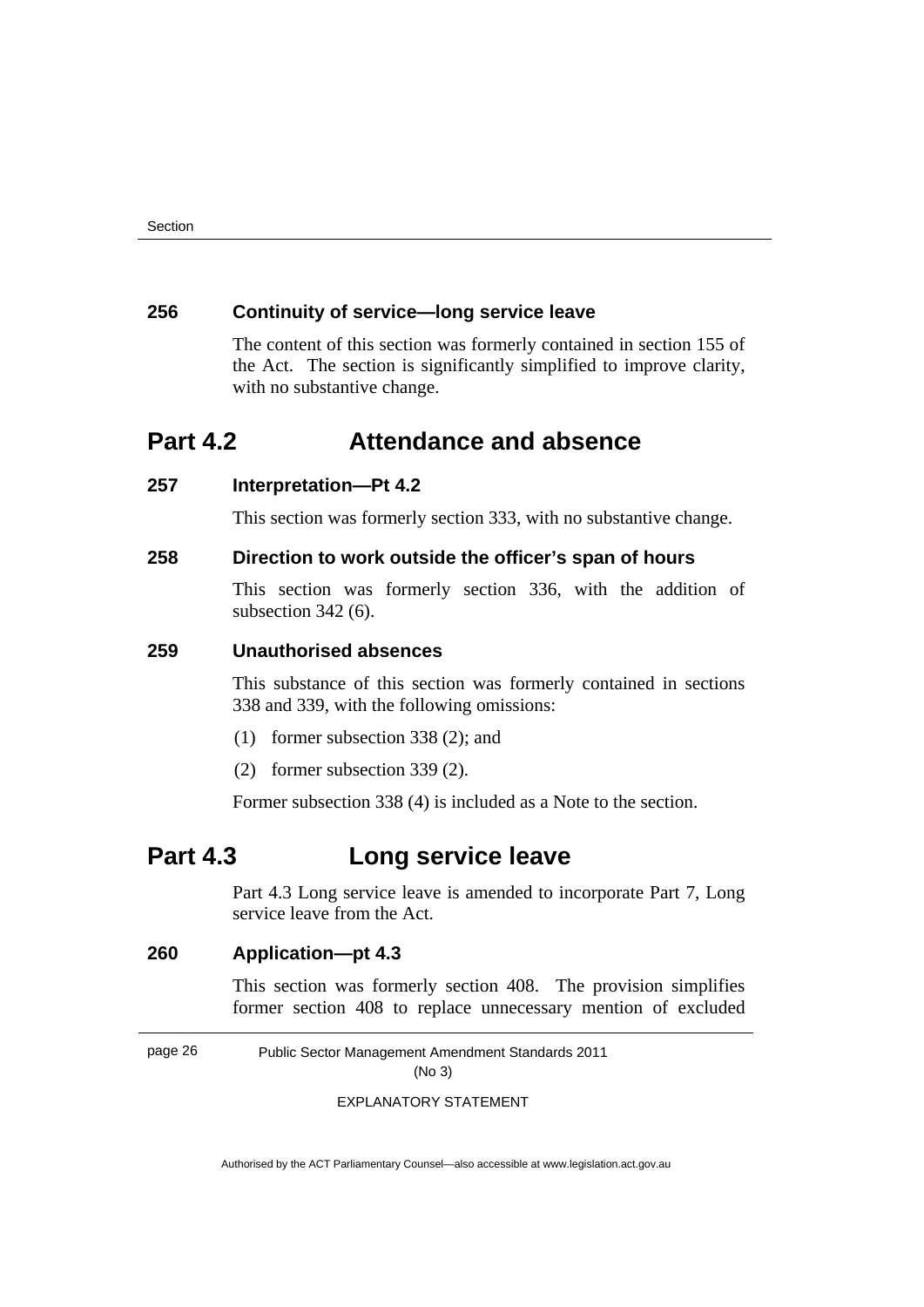### 256 Continuity of service—long service leave

The content of this section was formerly contained in section 155 of the Act. The section is significantly simplified to improve clarity, with no substantive change.

## Part 4.2 Attendance and absence

### 257 Interpretation—Pt 4.2

This section was formerly section 333, with no substantive change.

### 258 Direction to work outside the officer's span of hours

This section was formerly section 336, with the addition of subsection 342 (6).

### 259 Unauthorised absences

This substance of this section was formerly contained in sections 338 and 339, with the following omissions:

(1) former subsection 338 (2); and

(2) former subsection 339 (2).

Former subsection 338 (4) is included as a Note to the section.

## Part 4.3 Long service leave

Part 4.3 Long service leave is amended to incorporate Part 7, Long service leave from the Act.

### 260 Application—pt 4.3

This section was formerly section 408. The provision simplifies former section 408 to replace unnecessary mention of excluded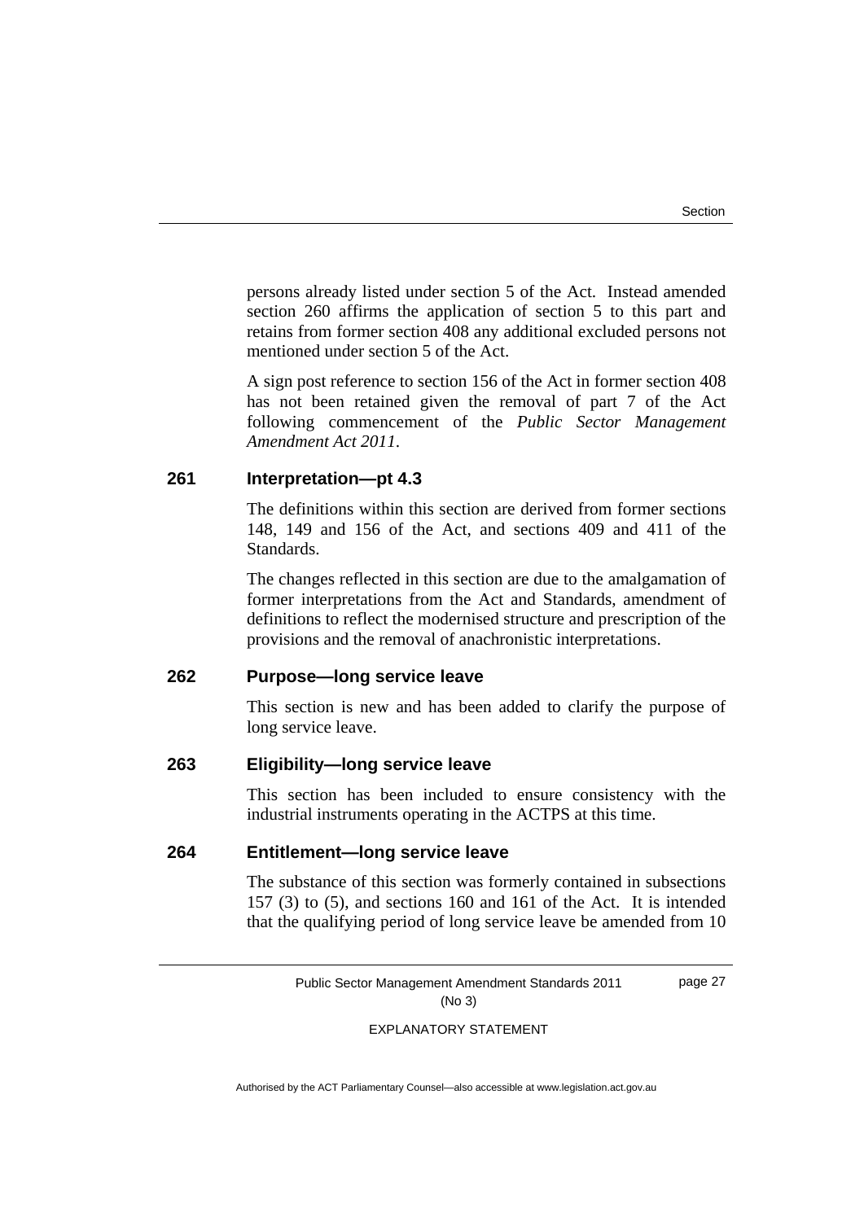persons already listed under section 5 of the Act. Instead amended section 260 affirms the application of section 5 to this part and retains from former section 408 any additional excluded persons not mentioned under section 5 of the Act.

A sign post reference to section 156 of the Act in former section 408 has not been retained given the removal of part 7 of the Act following commencement of the *Public Sector Management Amendment Act 2011*.

### 261 Interpretation—pt 4.3

The definitions within this section are derived from former sections 148, 149 and 156 of the Act, and sections 409 and 411 of the Standards.

The changes reflected in this section are due to the amalgamation of former interpretations from the Act and Standards, amendment of definitions to reflect the modernised structure and prescription of the provisions and the removal of anachronistic interpretations.

### 262 Purpose—long service leave

This section is new and has been added to clarify the purpose of long service leave.

### 263 Eligibility—long service leave

This section has been included to ensure consistency with the industrial instruments operating in the ACTPS at this time.

### 264 Entitlement—long service leave

The substance of this section was formerly contained in subsections 157 (3) to (5), and sections 160 and 161 of the Act. It is intended that the qualifying period of long service leave be amended from 10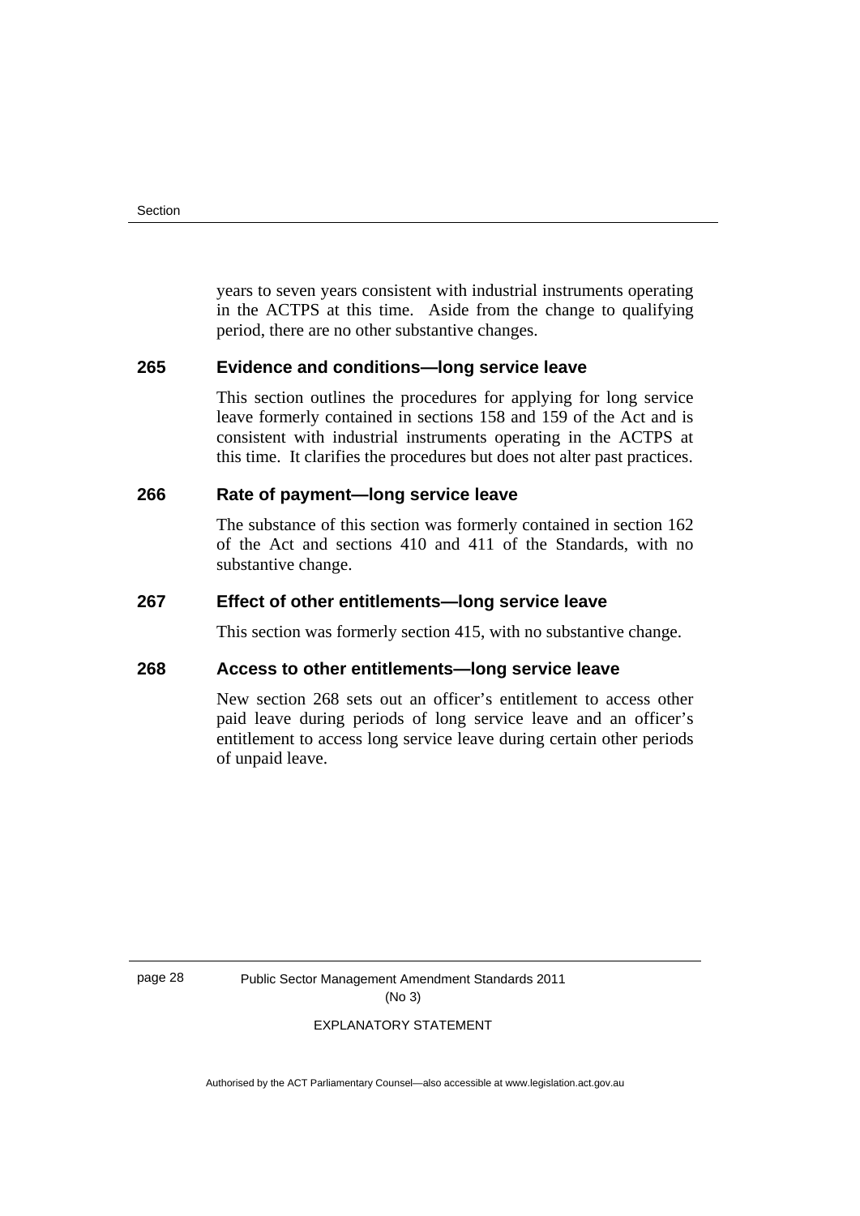years to seven years consistent with industrial instruments operating in the ACTPS at this time. Aside from the change to qualifying period, there are no other substantive changes.

### 265 Evidence and conditions—long service leave

This section outlines the procedures for applying for long service leave formerly contained in sections 158 and 159 of the Act and is consistent with industrial instruments operating in the ACTPS at this time. It clarifies the procedures but does not alter past practices.

### 266 Rate of payment—long service leave

The substance of this section was formerly contained in section 162 of the Act and sections 410 and 411 of the Standards, with no substantive change.

### 267 Effect of other entitlements—long service leave

This section was formerly section 415, with no substantive change.

### 268 Access to other entitlements—long service leave

New section 268 sets out an officer's entitlement to access other paid leave during periods of long service leave and an officer's entitlement to access long service leave during certain other periods of unpaid leave.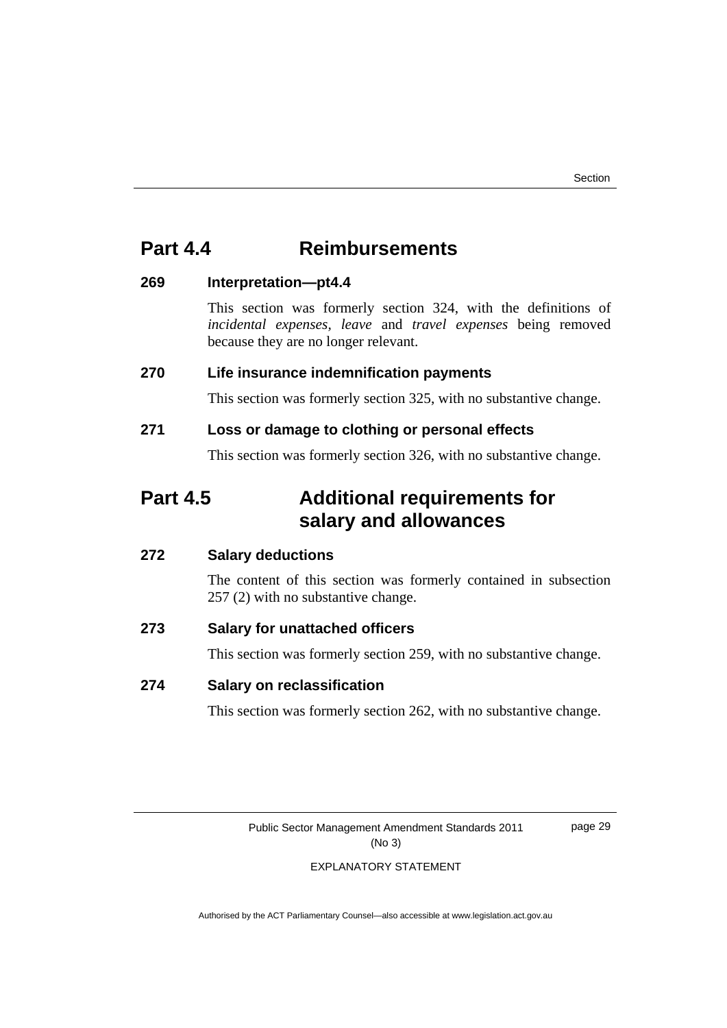## Part 4.4 Reimbursements

### 269 Interpretation—pt4.4

This section was formerly section 324, with the definitions of *incidental expenses*, *leave* and *travel expenses* being removed because they are no longer relevant.

### 270 Life insurance indemnification payments

This section was formerly section 325, with no substantive change.

### 271 Loss or damage to clothing or personal effects

This section was formerly section 326, with no substantive change.

## Part 4.5 Additional requirements for salary and allowances

### 272 Salary deductions

The content of this section was formerly contained in subsection 257 (2) with no substantive change.

### 273 Salary for unattached officers

This section was formerly section 259, with no substantive change.

### 274 Salary on reclassification

This section was formerly section 262, with no substantive change.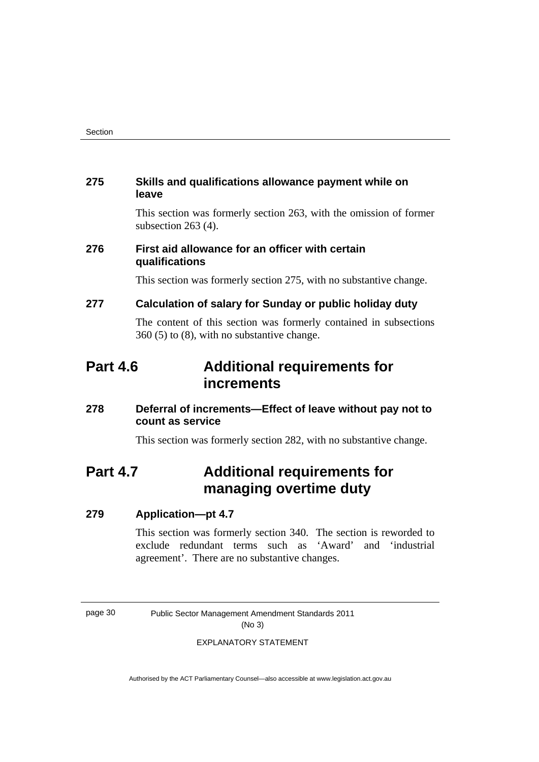### 275 Skills and qualifications allowance payment while on leave

This section was formerly section 263, with the omission of former subsection 263 (4).

### 276 First aid allowance for an officer with certain qualifications

This section was formerly section 275, with no substantive change.

### 277 Calculation of salary for Sunday or public holiday duty

The content of this section was formerly contained in subsections 360 (5) to (8), with no substantive change.

## Part 4.6 Additional requirements for increments

### 278 Deferral of increments—Effect of leave without pay not to count as service

This section was formerly section 282, with no substantive change.

## Part 4.7 Additional requirements for managing overtime duty

### 279 Application—pt 4.7

This section was formerly section 340. The section is reworded to exclude redundant terms such as 'Award' and 'industrial agreement'. There are no substantive changes.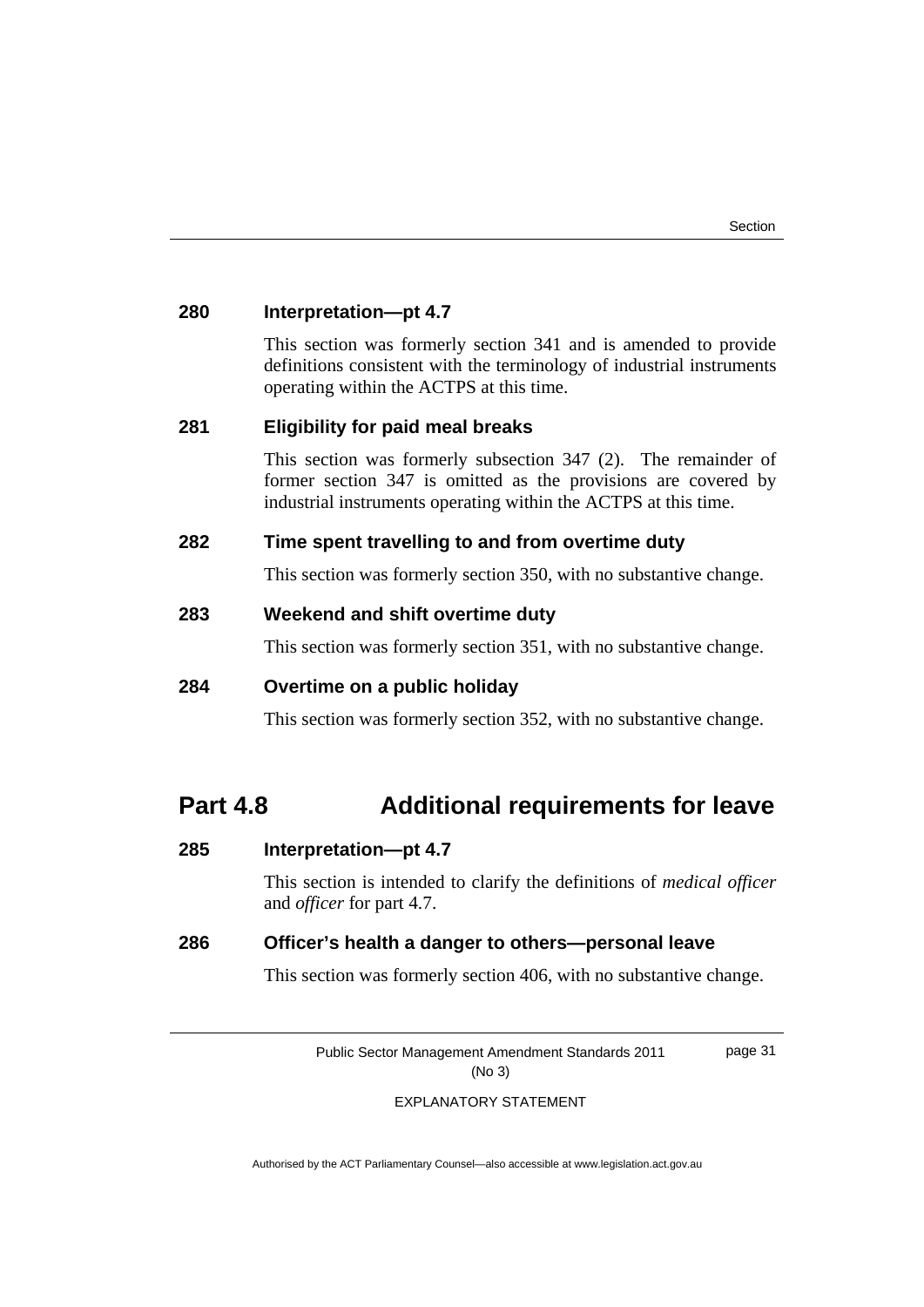### 280 Interpretation—pt 4.7

This section was formerly section 341 and is amended to provide definitions consistent with the terminology of industrial instruments operating within the ACTPS at this time.

### 281 Eligibility for paid meal breaks

This section was formerly subsection 347 (2). The remainder of former section 347 is omitted as the provisions are covered by industrial instruments operating within the ACTPS at this time.

### 282 Time spent travelling to and from overtime duty

This section was formerly section 350, with no substantive change.

### 283 Weekend and shift overtime duty

This section was formerly section 351, with no substantive change.

### 284 Overtime on a public holiday

This section was formerly section 352, with no substantive change.

## Part 4.8 Additional requirements for leave

### 285 Interpretation—pt 4.7

This section is intended to clarify the definitions of *medical officer* and *officer* for part 4.7.

### 286 Officer's health a danger to others—personal leave

This section was formerly section 406, with no substantive change.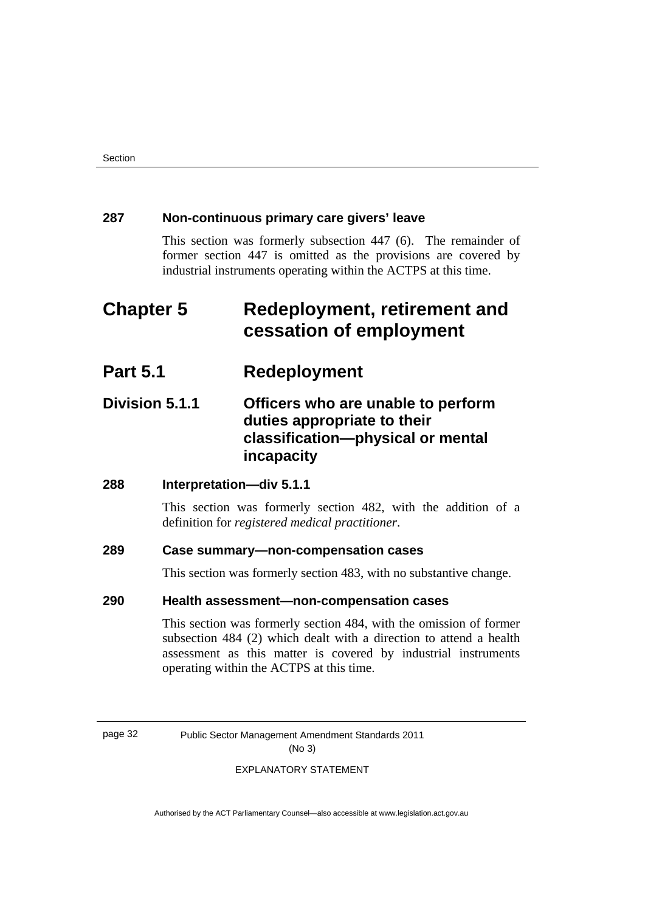### 287 Non-continuous primary care givers' leave

This section was formerly subsection 447 (6). The remainder of former section 447 is omitted as the provisions are covered by industrial instruments operating within the ACTPS at this time.

# Chapter 5 Redeployment, retirement and cessation of employment

## Part 5.1 Redeployment

## Division 5.1.1 Officers who are unable to perform duties appropriate to their classification—physical or mental incapacity

### 288 Interpretation—div 5.1.1

This section was formerly section 482, with the addition of a definition for *registered medical practitioner*.

### 289 Case summary—non-compensation cases

This section was formerly section 483, with no substantive change.

### 290 Health assessment—non-compensation cases

This section was formerly section 484, with the omission of former subsection 484 (2) which dealt with a direction to attend a health assessment as this matter is covered by industrial instruments operating within the ACTPS at this time.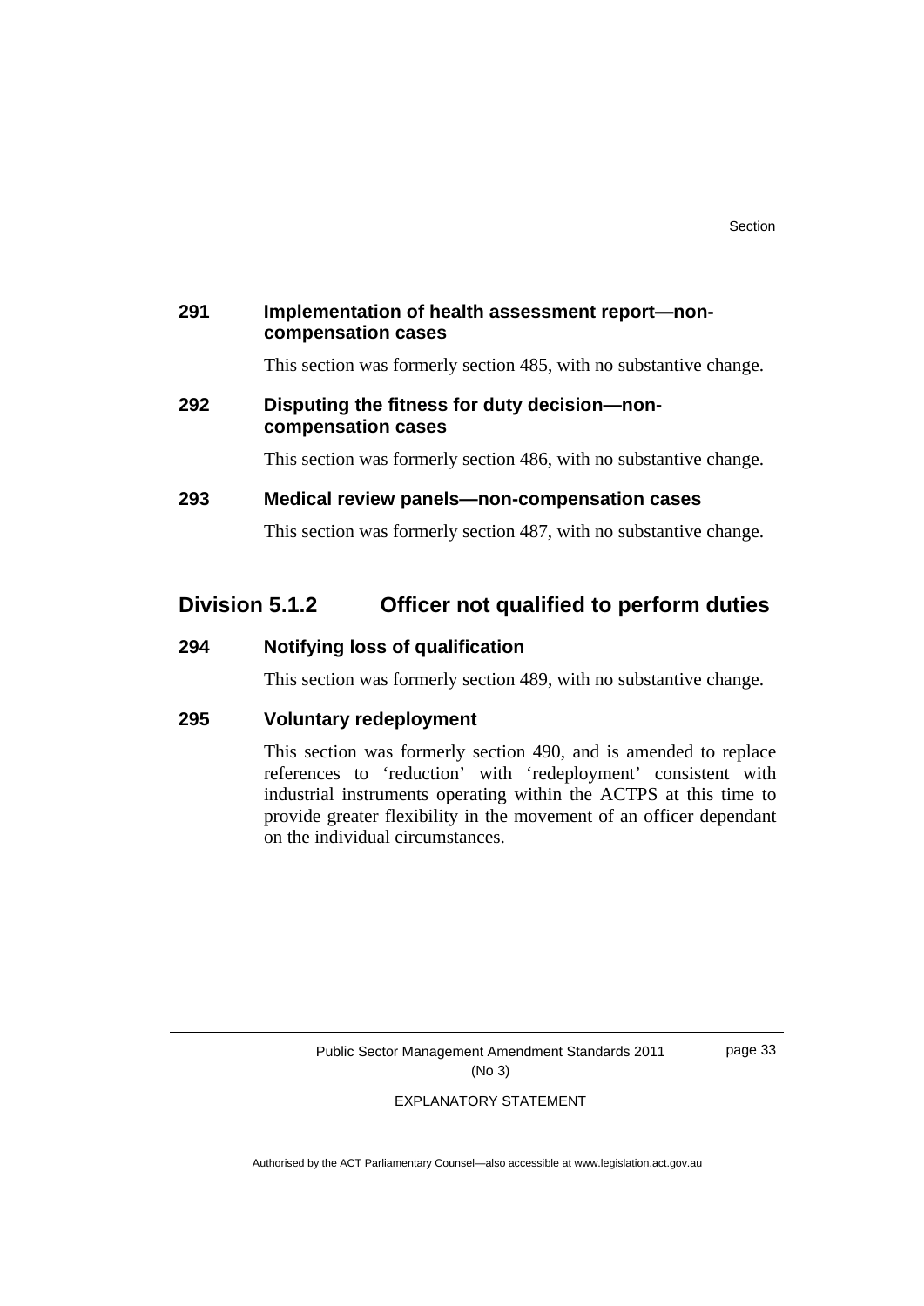### 291 Implementation of health assessment report—non-compensation cases

This section was formerly section 485, with no substantive change.

### 292 Disputing the fitness for duty decision—non-compensation cases

This section was formerly section 486, with no substantive change.

### 293 Medical review panels—non-compensation cases

This section was formerly section 487, with no substantive change.

## Division 5.1.2 Officer not qualified to perform duties

### 294 Notifying loss of qualification

This section was formerly section 489, with no substantive change.

### 295 Voluntary redeployment

This section was formerly section 490, and is amended to replace references to 'reduction' with 'redeployment' consistent with industrial instruments operating within the ACTPS at this time to provide greater flexibility in the movement of an officer dependant on the individual circumstances.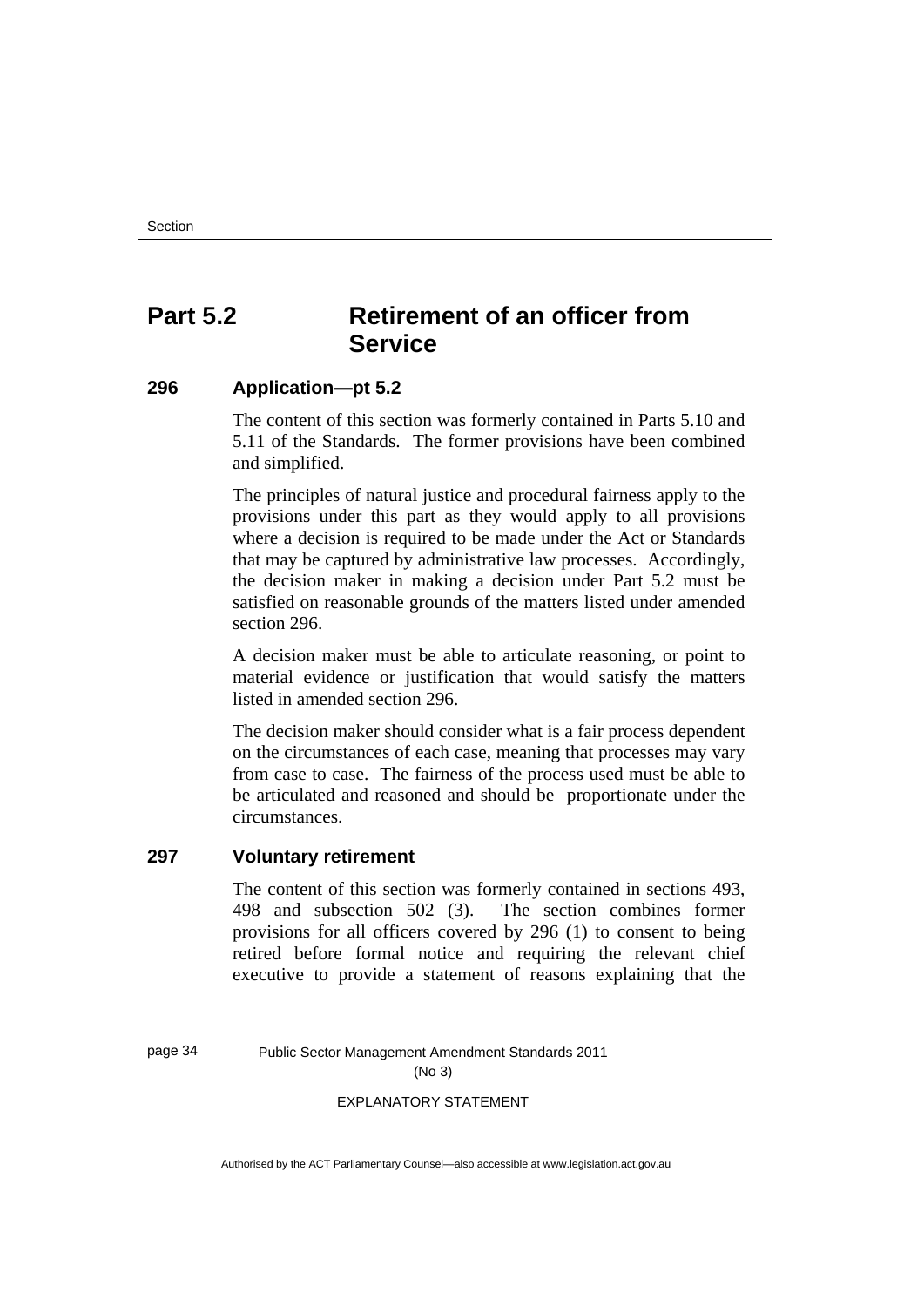## Part 5.2 Retirement of an officer from Service

### 296 Application—pt 5.2

The content of this section was formerly contained in Parts 5.10 and 5.11 of the Standards. The former provisions have been combined and simplified.

The principles of natural justice and procedural fairness apply to the provisions under this part as they would apply to all provisions where a decision is required to be made under the Act or Standards that may be captured by administrative law processes. Accordingly, the decision maker in making a decision under Part 5.2 must be satisfied on reasonable grounds of the matters listed under amended section 296.

A decision maker must be able to articulate reasoning, or point to material evidence or justification that would satisfy the matters listed in amended section 296.

The decision maker should consider what is a fair process dependent on the circumstances of each case, meaning that processes may vary from case to case. The fairness of the process used must be able to be articulated and reasoned and should be proportionate under the circumstances.

### 297 Voluntary retirement

The content of this section was formerly contained in sections 493, 498 and subsection 502 (3). The section combines former provisions for all officers covered by 296 (1) to consent to being retired before formal notice and requiring the relevant chief executive to provide a statement of reasons explaining that the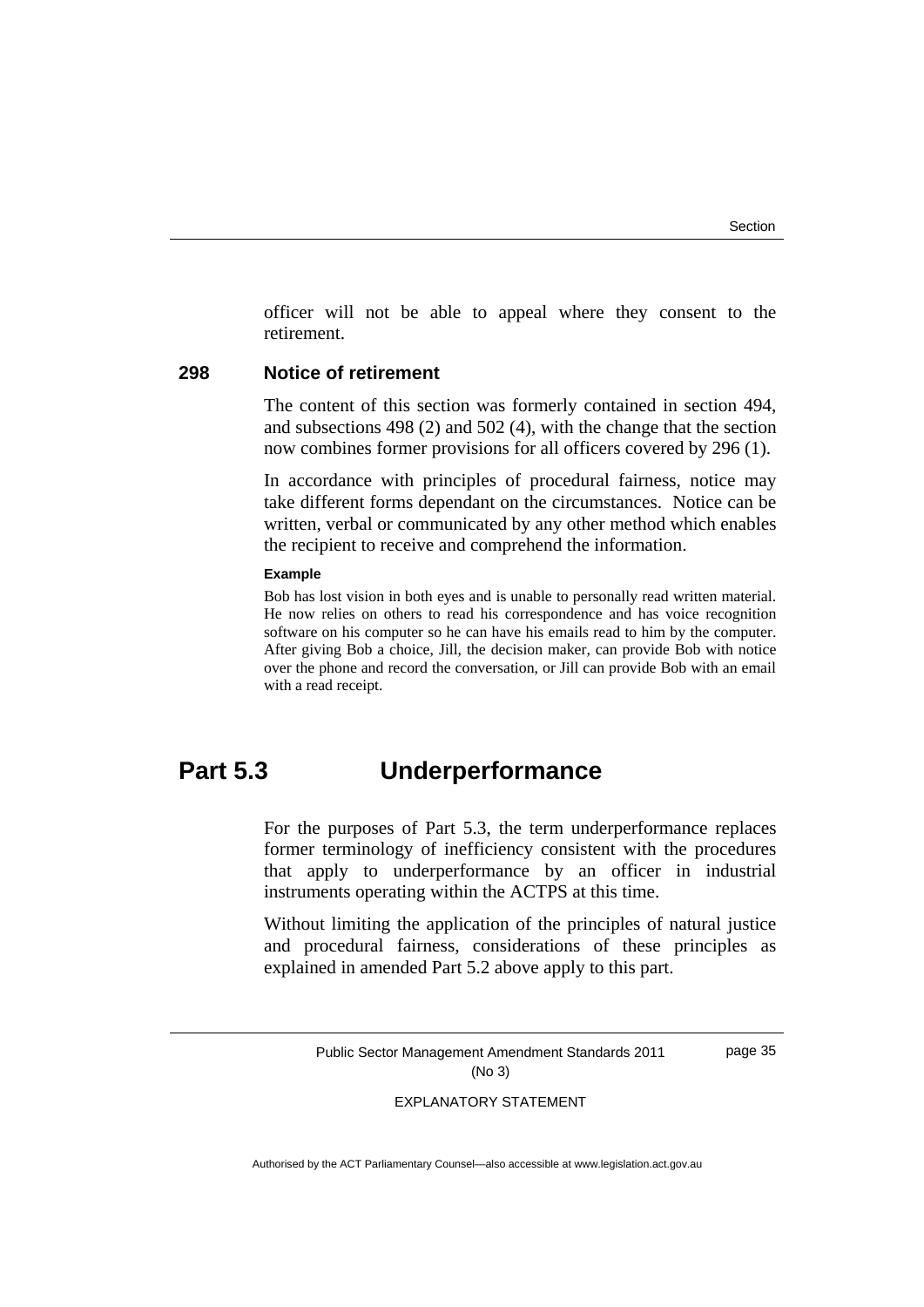officer will not be able to appeal where they consent to the retirement.

### 298 Notice of retirement

The content of this section was formerly contained in section 494, and subsections 498 (2) and 502 (4), with the change that the section now combines former provisions for all officers covered by 296 (1).

In accordance with principles of procedural fairness, notice may take different forms dependant on the circumstances. Notice can be written, verbal or communicated by any other method which enables the recipient to receive and comprehend the information.

**Example**

Bob has lost vision in both eyes and is unable to personally read written material. He now relies on others to read his correspondence and has voice recognition software on his computer so he can have his emails read to him by the computer. After giving Bob a choice, Jill, the decision maker, can provide Bob with notice over the phone and record the conversation, or Jill can provide Bob with an email with a read receipt.

## Part 5.3 Underperformance

For the purposes of Part 5.3, the term underperformance replaces former terminology of inefficiency consistent with the procedures that apply to underperformance by an officer in industrial instruments operating within the ACTPS at this time.

Without limiting the application of the principles of natural justice and procedural fairness, considerations of these principles as explained in amended Part 5.2 above apply to this part.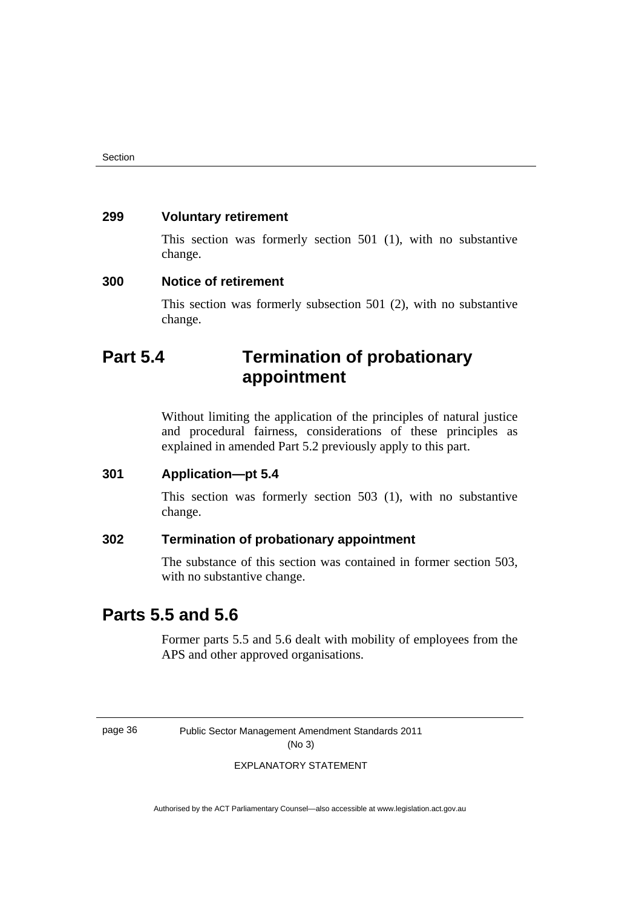### 299 Voluntary retirement

This section was formerly section 501 (1), with no substantive change.

### 300 Notice of retirement

This section was formerly subsection 501 (2), with no substantive change.

## Part 5.4 Termination of probationary appointment

Without limiting the application of the principles of natural justice and procedural fairness, considerations of these principles as explained in amended Part 5.2 previously apply to this part.

### 301 Application—pt 5.4

This section was formerly section 503 (1), with no substantive change.

### 302 Termination of probationary appointment

The substance of this section was contained in former section 503, with no substantive change.

## Parts 5.5 and 5.6

Former parts 5.5 and 5.6 dealt with mobility of employees from the APS and other approved organisations.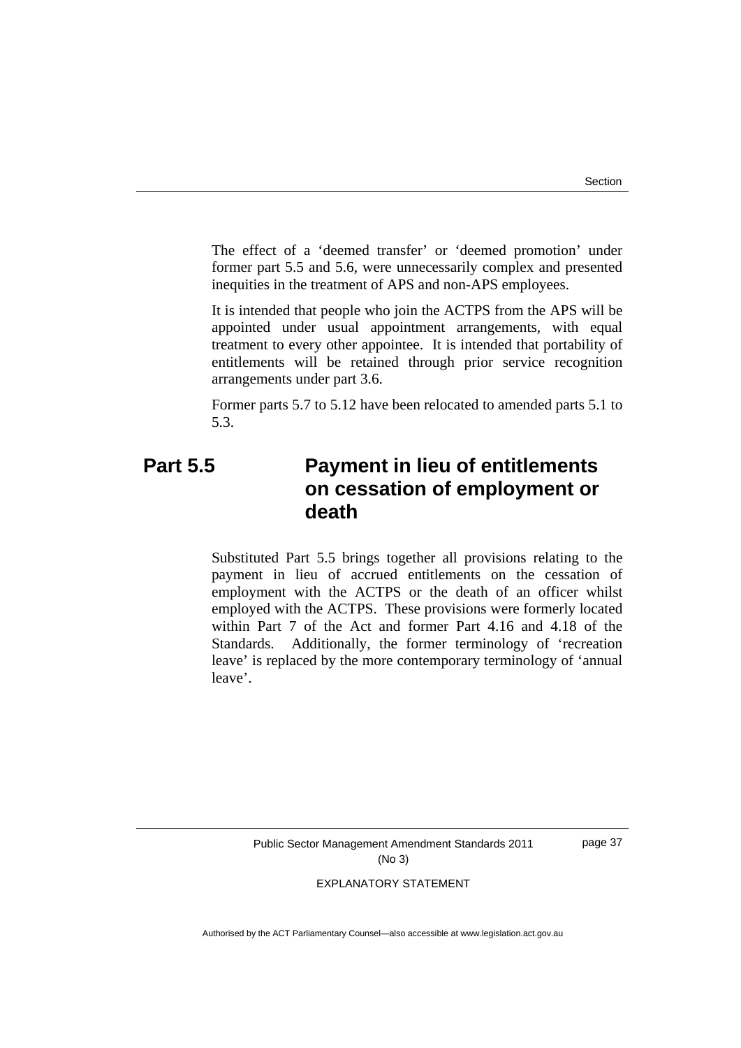The effect of a 'deemed transfer' or 'deemed promotion' under former part 5.5 and 5.6, were unnecessarily complex and presented inequities in the treatment of APS and non-APS employees.

It is intended that people who join the ACTPS from the APS will be appointed under usual appointment arrangements, with equal treatment to every other appointee. It is intended that portability of entitlements will be retained through prior service recognition arrangements under part 3.6.

Former parts 5.7 to 5.12 have been relocated to amended parts 5.1 to 5.3.

## Part 5.5 Payment in lieu of entitlements on cessation of employment or death

Substituted Part 5.5 brings together all provisions relating to the payment in lieu of accrued entitlements on the cessation of employment with the ACTPS or the death of an officer whilst employed with the ACTPS. These provisions were formerly located within Part 7 of the Act and former Part 4.16 and 4.18 of the Standards. Additionally, the former terminology of 'recreation leave' is replaced by the more contemporary terminology of 'annual leave'.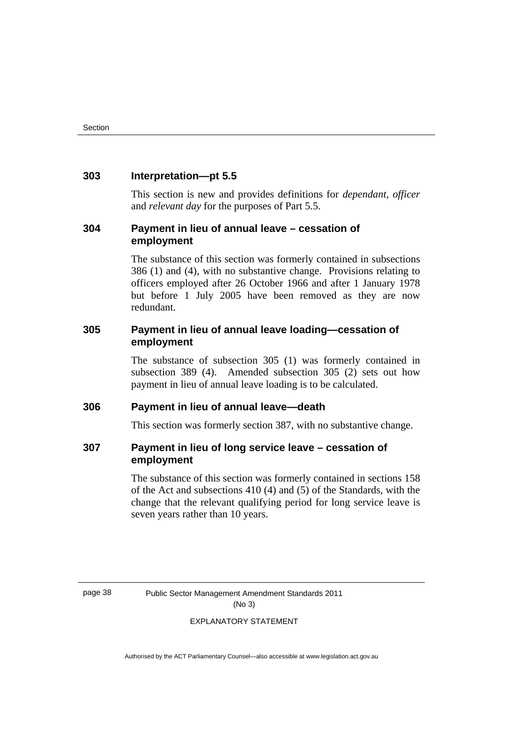### 303 Interpretation—pt 5.5

This section is new and provides definitions for *dependant*, *officer* and *relevant day* for the purposes of Part 5.5.

### 304 Payment in lieu of annual leave – cessation of employment

The substance of this section was formerly contained in subsections 386 (1) and (4), with no substantive change. Provisions relating to officers employed after 26 October 1966 and after 1 January 1978 but before 1 July 2005 have been removed as they are now redundant.

### 305 Payment in lieu of annual leave loading—cessation of employment

The substance of subsection 305 (1) was formerly contained in subsection 389 (4). Amended subsection 305 (2) sets out how payment in lieu of annual leave loading is to be calculated.

### 306 Payment in lieu of annual leave—death

This section was formerly section 387, with no substantive change.

### 307 Payment in lieu of long service leave – cessation of employment

The substance of this section was formerly contained in sections 158 of the Act and subsections 410 (4) and (5) of the Standards, with the change that the relevant qualifying period for long service leave is seven years rather than 10 years.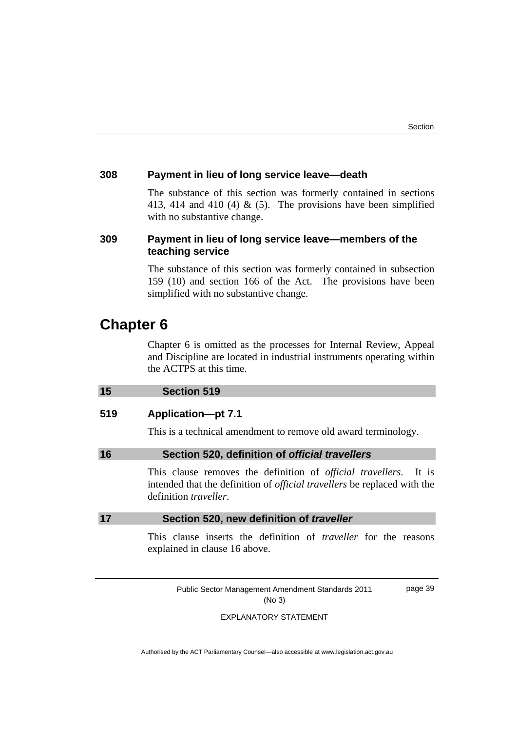### 308 Payment in lieu of long service leave—death

The substance of this section was formerly contained in sections 413, 414 and 410 (4) & (5). The provisions have been simplified with no substantive change.

### 309 Payment in lieu of long service leave—members of the teaching service

The substance of this section was formerly contained in subsection 159 (10) and section 166 of the Act. The provisions have been simplified with no substantive change.

## Chapter 6

Chapter 6 is omitted as the processes for Internal Review, Appeal and Discipline are located in industrial instruments operating within the ACTPS at this time.

### 15 Section 519

### 519 Application—pt 7.1

This is a technical amendment to remove old award terminology.

### 16 Section 520, definition of *official travellers*

This clause removes the definition of *official travellers*. It is intended that the definition of *official travellers* be replaced with the definition *traveller*.

### 17 Section 520, new definition of *traveller*

This clause inserts the definition of *traveller* for the reasons explained in clause 16 above.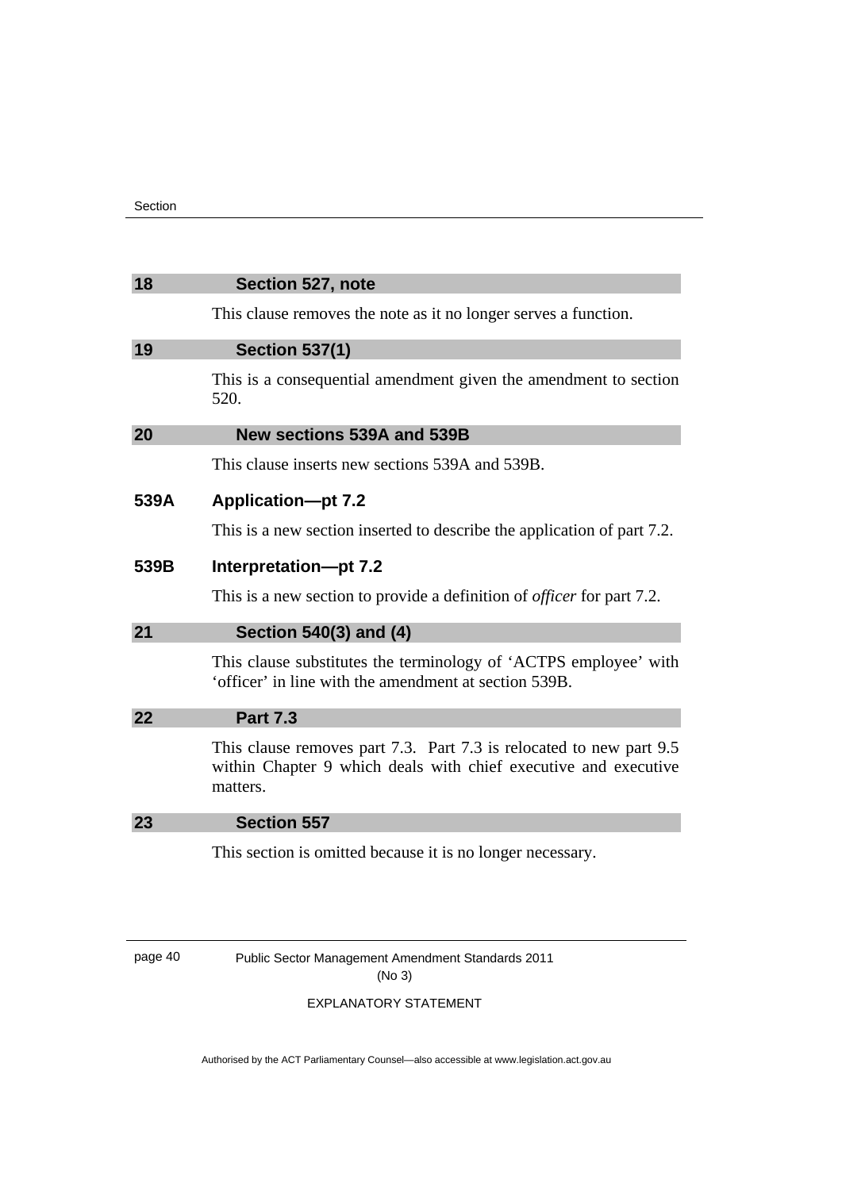### 18 Section 527, note

This clause removes the note as it no longer serves a function.

### 19 Section 537(1)

This is a consequential amendment given the amendment to section 520.

### 20 New sections 539A and 539B

This clause inserts new sections 539A and 539B.

**539A Application—pt 7.2**

This is a new section inserted to describe the application of part 7.2.

**539B Interpretation—pt 7.2**

This is a new section to provide a definition of *officer* for part 7.2.

### 21 Section 540(3) and (4)

This clause substitutes the terminology of 'ACTPS employee' with 'officer' in line with the amendment at section 539B.

### 22 Part 7.3

This clause removes part 7.3. Part 7.3 is relocated to new part 9.5 within Chapter 9 which deals with chief executive and executive matters.

### 23 Section 557

This section is omitted because it is no longer necessary.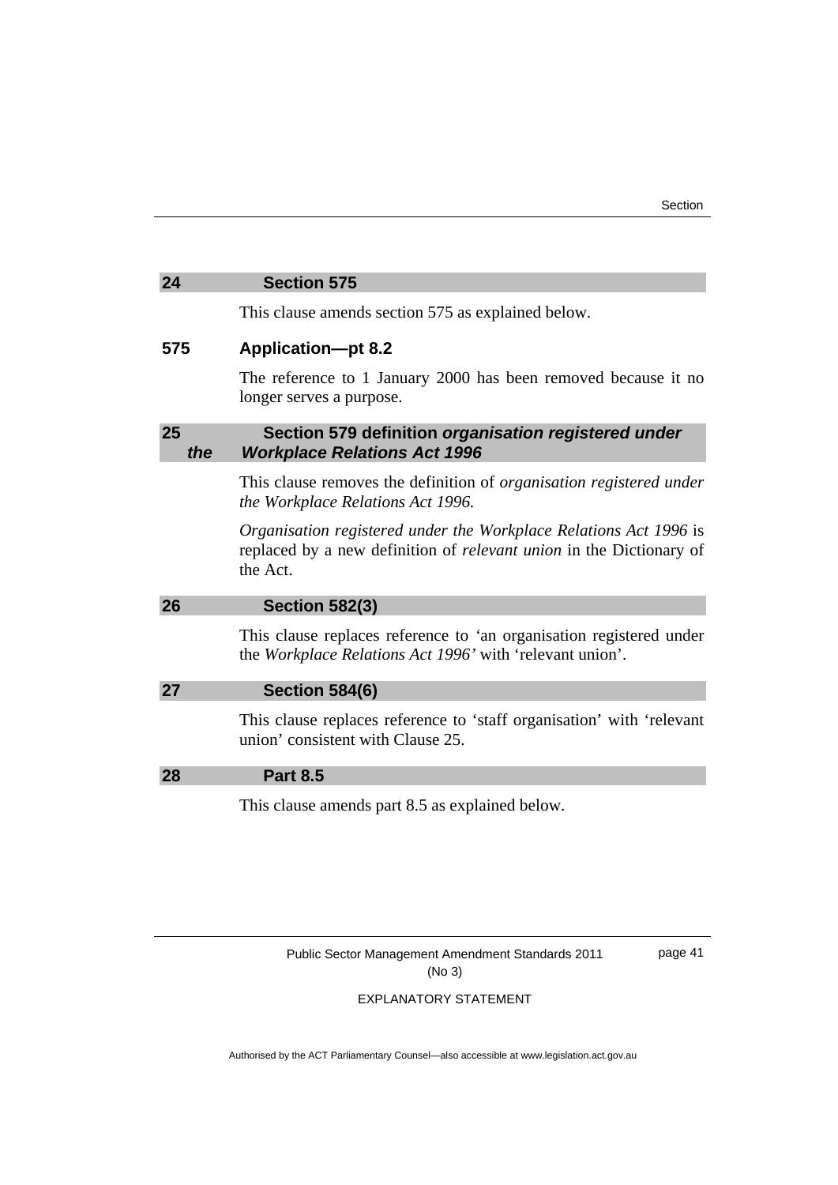### 24 Section 575

This clause amends section 575 as explained below.

**575 Application—pt 8.2**

The reference to 1 January 2000 has been removed because it no longer serves a purpose.

### 25 Section 579 definition *organisation registered under the Workplace Relations Act 1996*

This clause removes the definition of *organisation registered under the Workplace Relations Act 1996.*

*Organisation registered under the Workplace Relations Act 1996* is replaced by a new definition of *relevant union* in the Dictionary of the Act.

### 26 Section 582(3)

This clause replaces reference to 'an organisation registered under the *Workplace Relations Act 1996'* with 'relevant union'.

### 27 Section 584(6)

This clause replaces reference to 'staff organisation' with 'relevant union' consistent with Clause 25.

### 28 Part 8.5

This clause amends part 8.5 as explained below.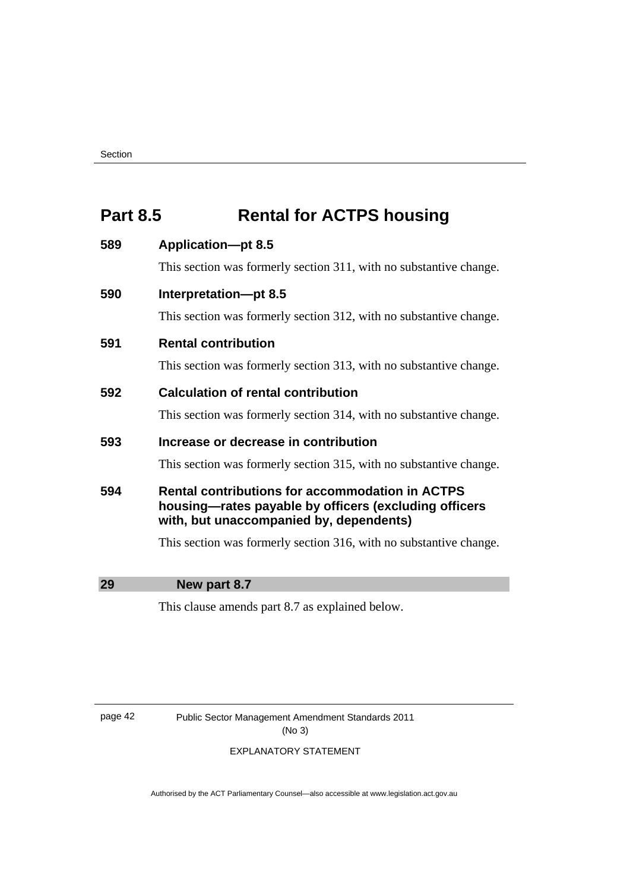## Part 8.5 Rental for ACTPS housing

### 589 Application—pt 8.5

This section was formerly section 311, with no substantive change.

### 590 Interpretation—pt 8.5

This section was formerly section 312, with no substantive change.

### 591 Rental contribution

This section was formerly section 313, with no substantive change.

### 592 Calculation of rental contribution

This section was formerly section 314, with no substantive change.

### 593 Increase or decrease in contribution

This section was formerly section 315, with no substantive change.

### 594 Rental contributions for accommodation in ACTPS housing—rates payable by officers (excluding officers with, but unaccompanied by, dependents)

This section was formerly section 316, with no substantive change.

### 29 New part 8.7

This clause amends part 8.7 as explained below.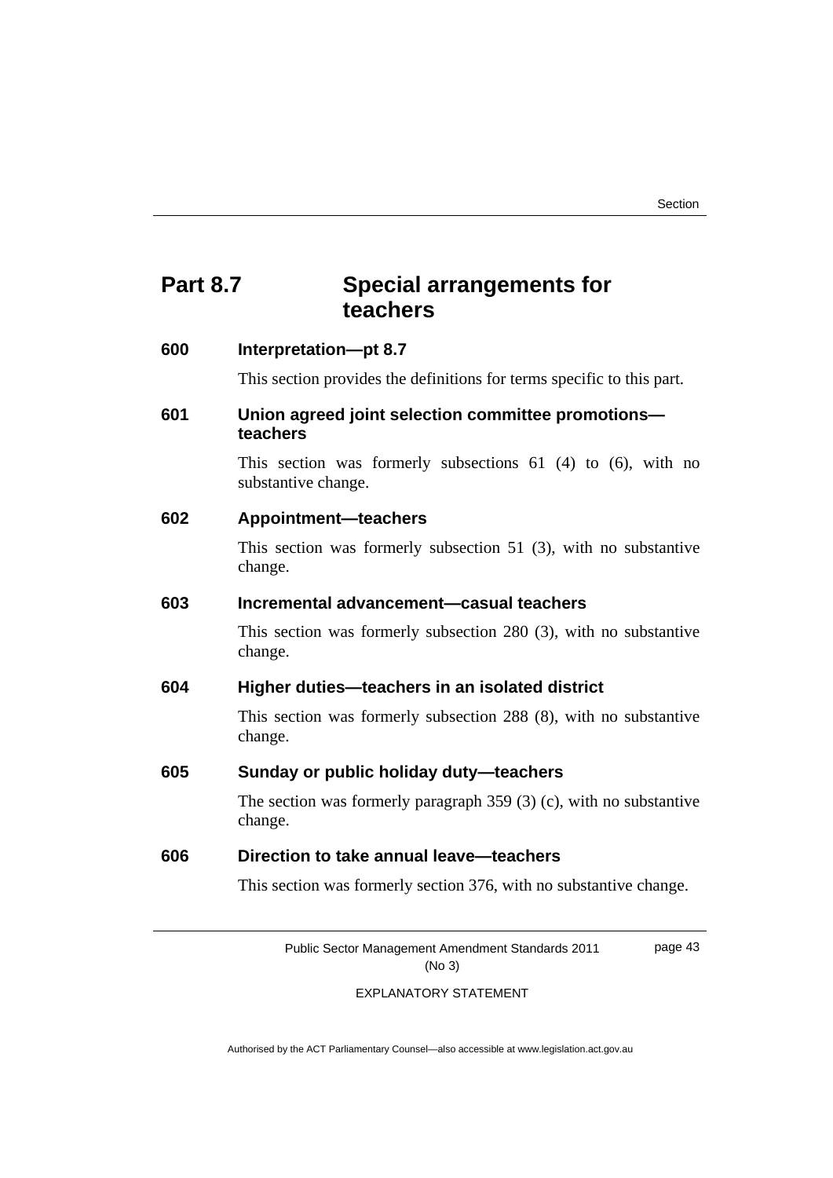## Part 8.7 Special arrangements for teachers

### 600 Interpretation—pt 8.7

This section provides the definitions for terms specific to this part.

### 601 Union agreed joint selection committee promotions—teachers

This section was formerly subsections 61 (4) to (6), with no substantive change.

### 602 Appointment—teachers

This section was formerly subsection 51 (3), with no substantive change.

### 603 Incremental advancement—casual teachers

This section was formerly subsection 280 (3), with no substantive change.

### 604 Higher duties—teachers in an isolated district

This section was formerly subsection 288 (8), with no substantive change.

### 605 Sunday or public holiday duty—teachers

The section was formerly paragraph 359 (3) (c), with no substantive change.

### 606 Direction to take annual leave—teachers

This section was formerly section 376, with no substantive change.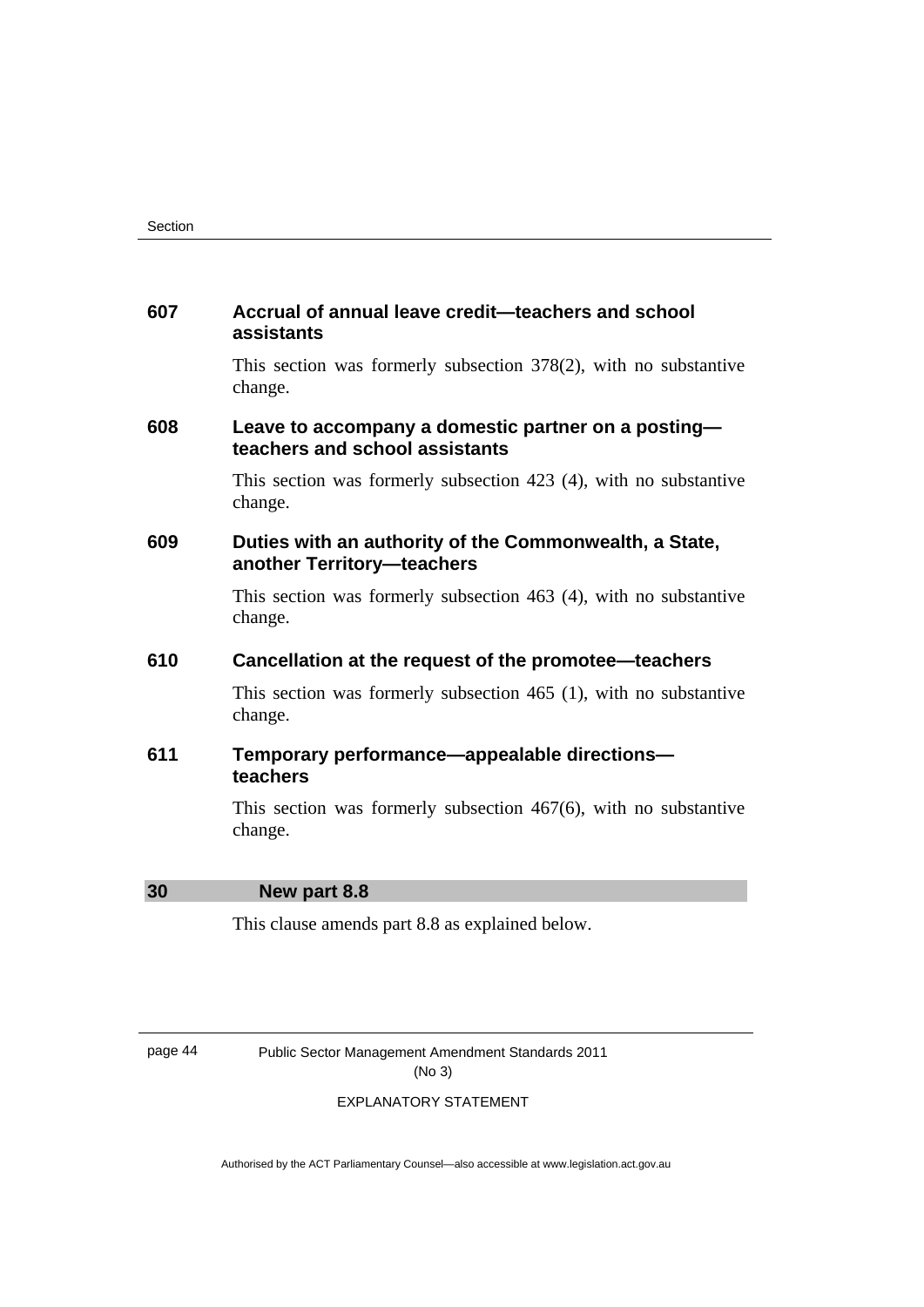**607 Accrual of annual leave credit—teachers and school assistants**

This section was formerly subsection 378(2), with no substantive change.

**608 Leave to accompany a domestic partner on a posting—teachers and school assistants**

This section was formerly subsection 423 (4), with no substantive change.

**609 Duties with an authority of the Commonwealth, a State, another Territory—teachers**

This section was formerly subsection 463 (4), with no substantive change.

**610 Cancellation at the request of the promotee—teachers**

This section was formerly subsection 465 (1), with no substantive change.

**611 Temporary performance—appealable directions—teachers**

This section was formerly subsection 467(6), with no substantive change.

**30 New part 8.8**

This clause amends part 8.8 as explained below.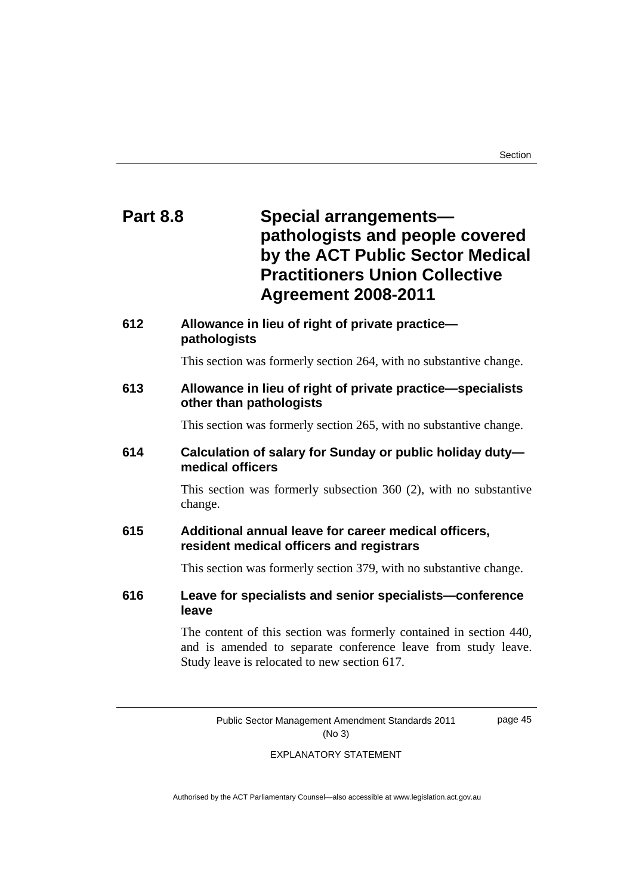## Part 8.8 Special arrangements—pathologists and people covered by the ACT Public Sector Medical Practitioners Union Collective Agreement 2008-2011

### 612 Allowance in lieu of right of private practice—pathologists

This section was formerly section 264, with no substantive change.

### 613 Allowance in lieu of right of private practice—specialists other than pathologists

This section was formerly section 265, with no substantive change.

### 614 Calculation of salary for Sunday or public holiday duty—medical officers

This section was formerly subsection 360 (2), with no substantive change.

### 615 Additional annual leave for career medical officers, resident medical officers and registrars

This section was formerly section 379, with no substantive change.

### 616 Leave for specialists and senior specialists—conference leave

The content of this section was formerly contained in section 440, and is amended to separate conference leave from study leave. Study leave is relocated to new section 617.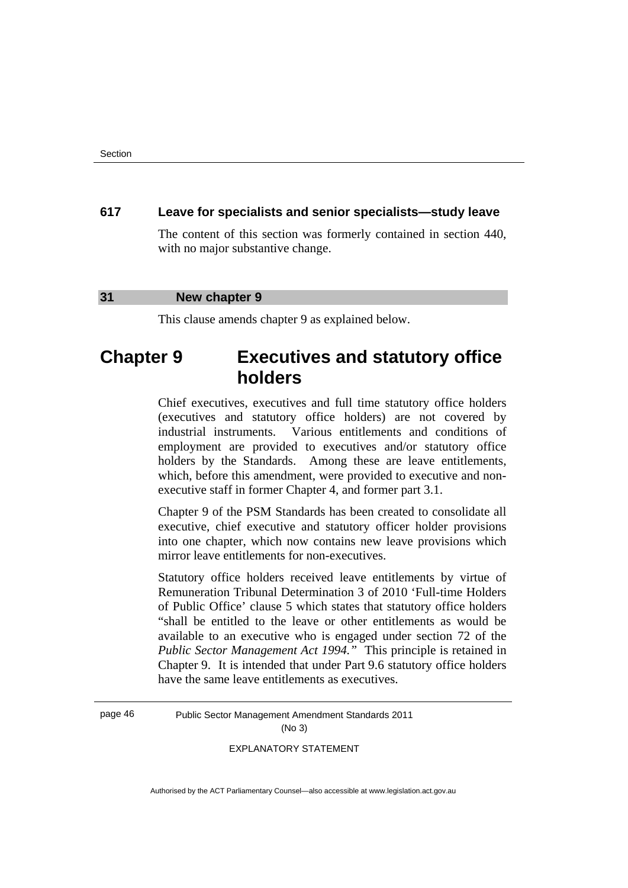**617 Leave for specialists and senior specialists—study leave**

The content of this section was formerly contained in section 440, with no major substantive change.

**31 New chapter 9**

This clause amends chapter 9 as explained below.

# Chapter 9 Executives and statutory office holders

Chief executives, executives and full time statutory office holders (executives and statutory office holders) are not covered by industrial instruments. Various entitlements and conditions of employment are provided to executives and/or statutory office holders by the Standards. Among these are leave entitlements, which, before this amendment, were provided to executive and non-executive staff in former Chapter 4, and former part 3.1.

Chapter 9 of the PSM Standards has been created to consolidate all executive, chief executive and statutory officer holder provisions into one chapter, which now contains new leave provisions which mirror leave entitlements for non-executives.

Statutory office holders received leave entitlements by virtue of Remuneration Tribunal Determination 3 of 2010 'Full-time Holders of Public Office' clause 5 which states that statutory office holders "shall be entitled to the leave or other entitlements as would be available to an executive who is engaged under section 72 of the *Public Sector Management Act 1994.*" This principle is retained in Chapter 9. It is intended that under Part 9.6 statutory office holders have the same leave entitlements as executives.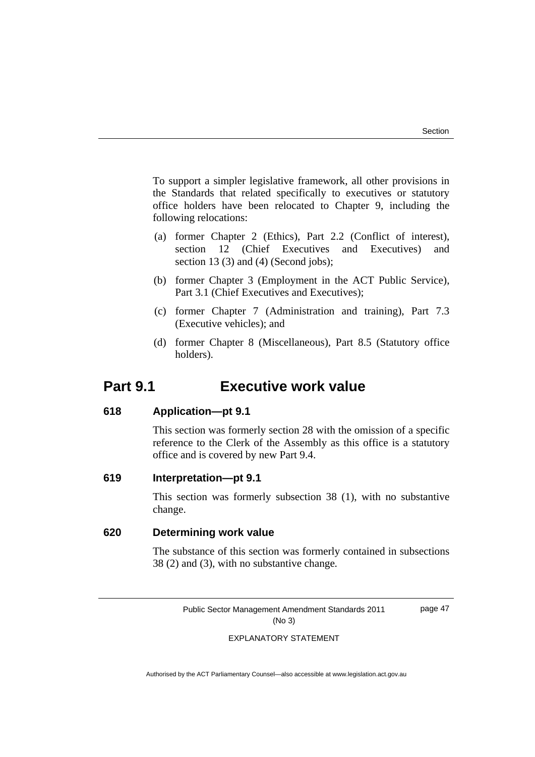To support a simpler legislative framework, all other provisions in the Standards that related specifically to executives or statutory office holders have been relocated to Chapter 9, including the following relocations:

(a) former Chapter 2 (Ethics), Part 2.2 (Conflict of interest), section 12 (Chief Executives and Executives) and section 13 (3) and (4) (Second jobs);

(b) former Chapter 3 (Employment in the ACT Public Service), Part 3.1 (Chief Executives and Executives);

(c) former Chapter 7 (Administration and training), Part 7.3 (Executive vehicles); and

(d) former Chapter 8 (Miscellaneous), Part 8.5 (Statutory office holders).

## Part 9.1 Executive work value

### 618 Application—pt 9.1

This section was formerly section 28 with the omission of a specific reference to the Clerk of the Assembly as this office is a statutory office and is covered by new Part 9.4.

### 619 Interpretation—pt 9.1

This section was formerly subsection 38 (1), with no substantive change.

### 620 Determining work value

The substance of this section was formerly contained in subsections 38 (2) and (3), with no substantive change.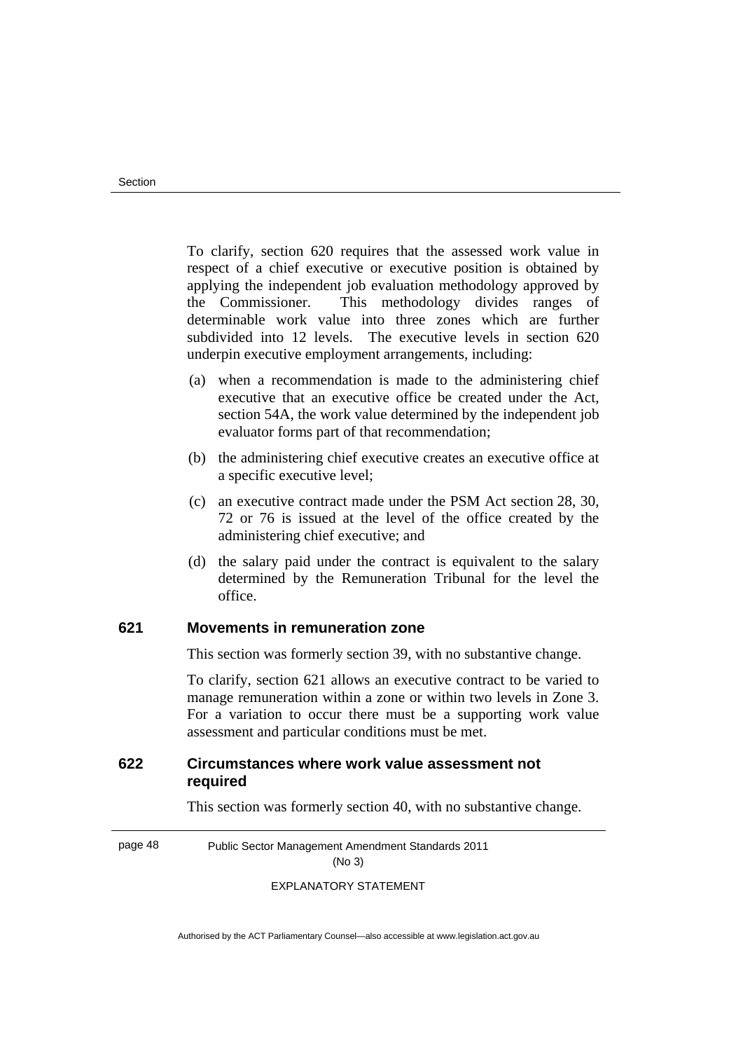To clarify, section 620 requires that the assessed work value in respect of a chief executive or executive position is obtained by applying the independent job evaluation methodology approved by the Commissioner. This methodology divides ranges of determinable work value into three zones which are further subdivided into 12 levels. The executive levels in section 620 underpin executive employment arrangements, including:

(a) when a recommendation is made to the administering chief executive that an executive office be created under the Act, section 54A, the work value determined by the independent job evaluator forms part of that recommendation;

(b) the administering chief executive creates an executive office at a specific executive level;

(c) an executive contract made under the PSM Act section 28, 30, 72 or 76 is issued at the level of the office created by the administering chief executive; and

(d) the salary paid under the contract is equivalent to the salary determined by the Remuneration Tribunal for the level the office.

### 621 Movements in remuneration zone

This section was formerly section 39, with no substantive change.

To clarify, section 621 allows an executive contract to be varied to manage remuneration within a zone or within two levels in Zone 3. For a variation to occur there must be a supporting work value assessment and particular conditions must be met.

### 622 Circumstances where work value assessment not required

This section was formerly section 40, with no substantive change.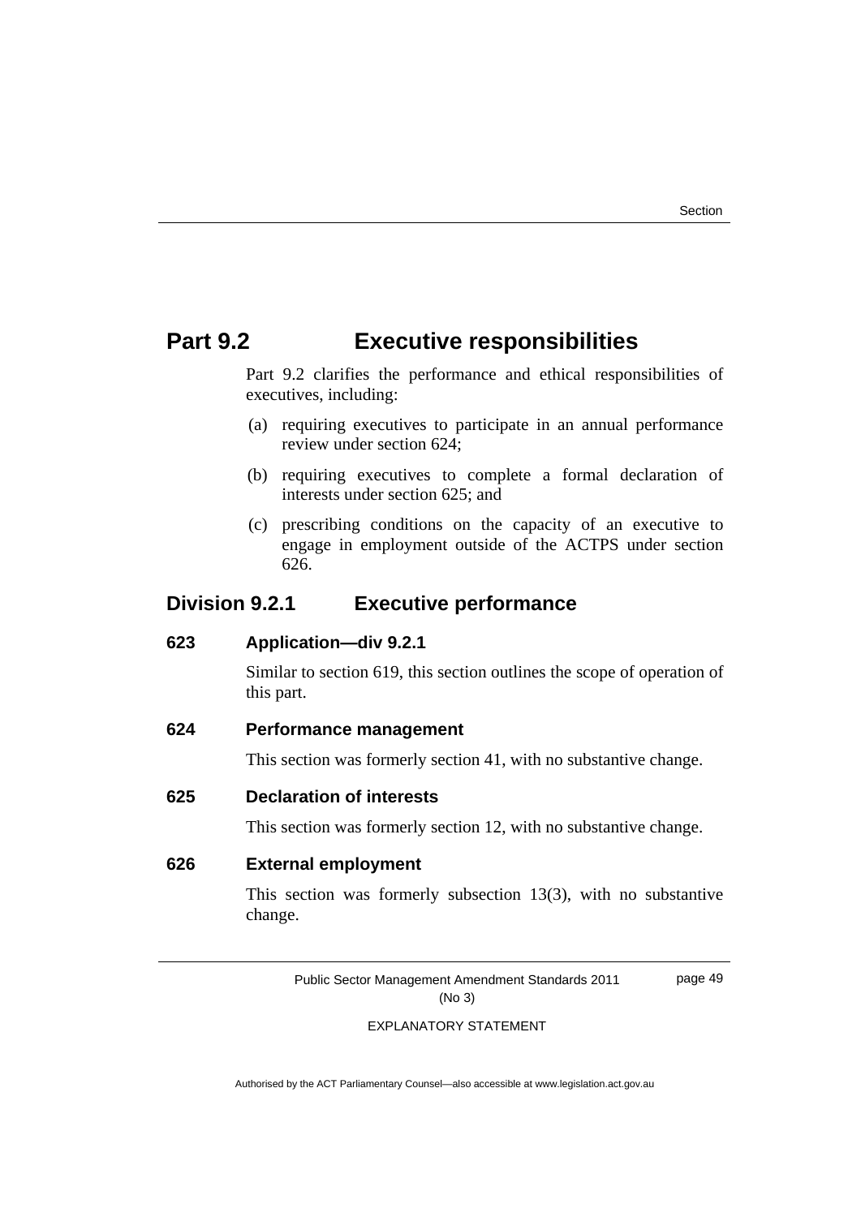## Part 9.2 Executive responsibilities

Part 9.2 clarifies the performance and ethical responsibilities of executives, including:

(a) requiring executives to participate in an annual performance review under section 624;

(b) requiring executives to complete a formal declaration of interests under section 625; and

(c) prescribing conditions on the capacity of an executive to engage in employment outside of the ACTPS under section 626.

### Division 9.2.1 Executive performance

#### 623 Application—div 9.2.1

Similar to section 619, this section outlines the scope of operation of this part.

#### 624 Performance management

This section was formerly section 41, with no substantive change.

#### 625 Declaration of interests

This section was formerly section 12, with no substantive change.

#### 626 External employment

This section was formerly subsection 13(3), with no substantive change.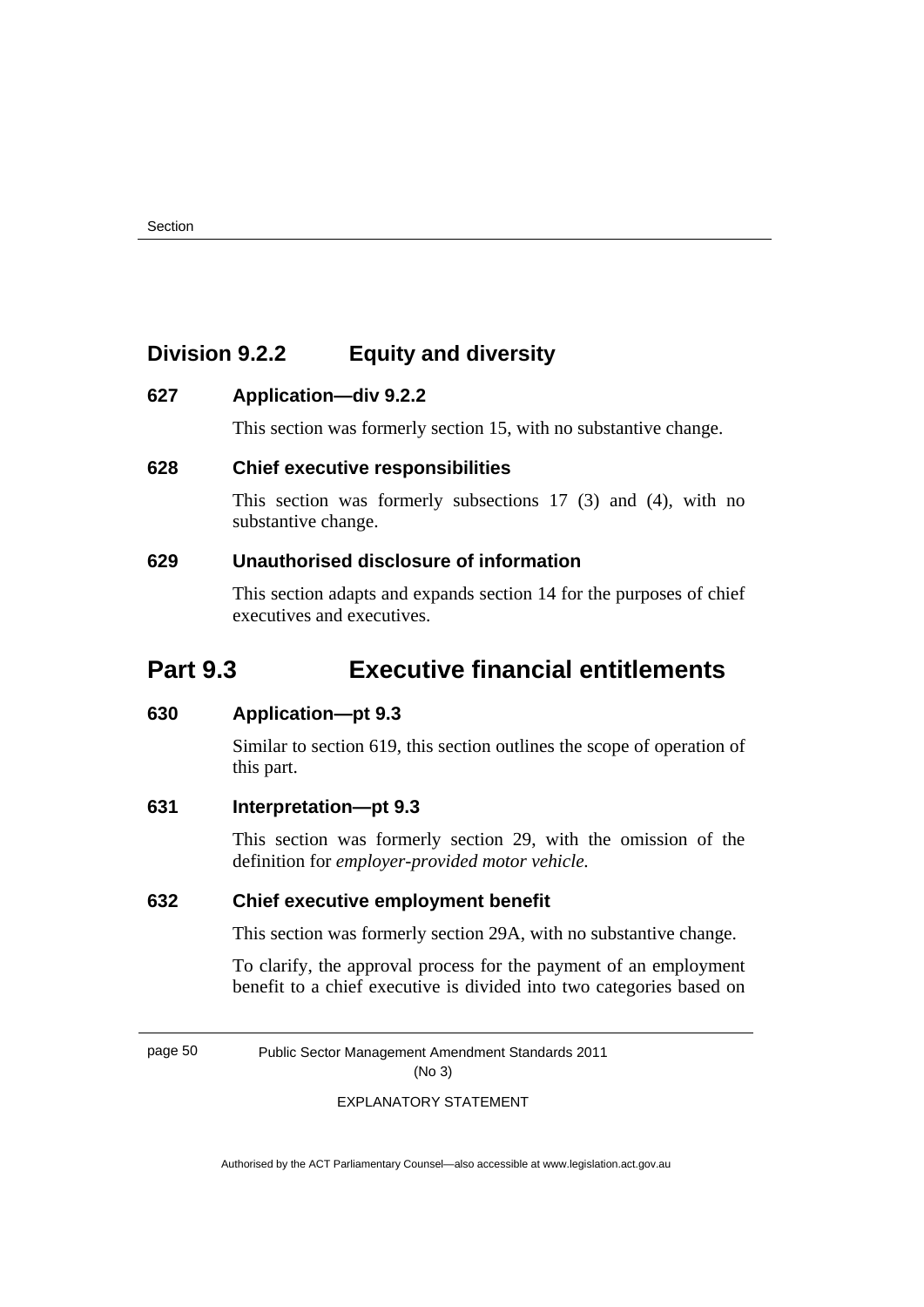## Division 9.2.2 Equity and diversity

### 627 Application—div 9.2.2

This section was formerly section 15, with no substantive change.

### 628 Chief executive responsibilities

This section was formerly subsections 17 (3) and (4), with no substantive change.

### 629 Unauthorised disclosure of information

This section adapts and expands section 14 for the purposes of chief executives and executives.

# Part 9.3 Executive financial entitlements

### 630 Application—pt 9.3

Similar to section 619, this section outlines the scope of operation of this part.

### 631 Interpretation—pt 9.3

This section was formerly section 29, with the omission of the definition for *employer-provided motor vehicle.*

### 632 Chief executive employment benefit

This section was formerly section 29A, with no substantive change.

To clarify, the approval process for the payment of an employment benefit to a chief executive is divided into two categories based on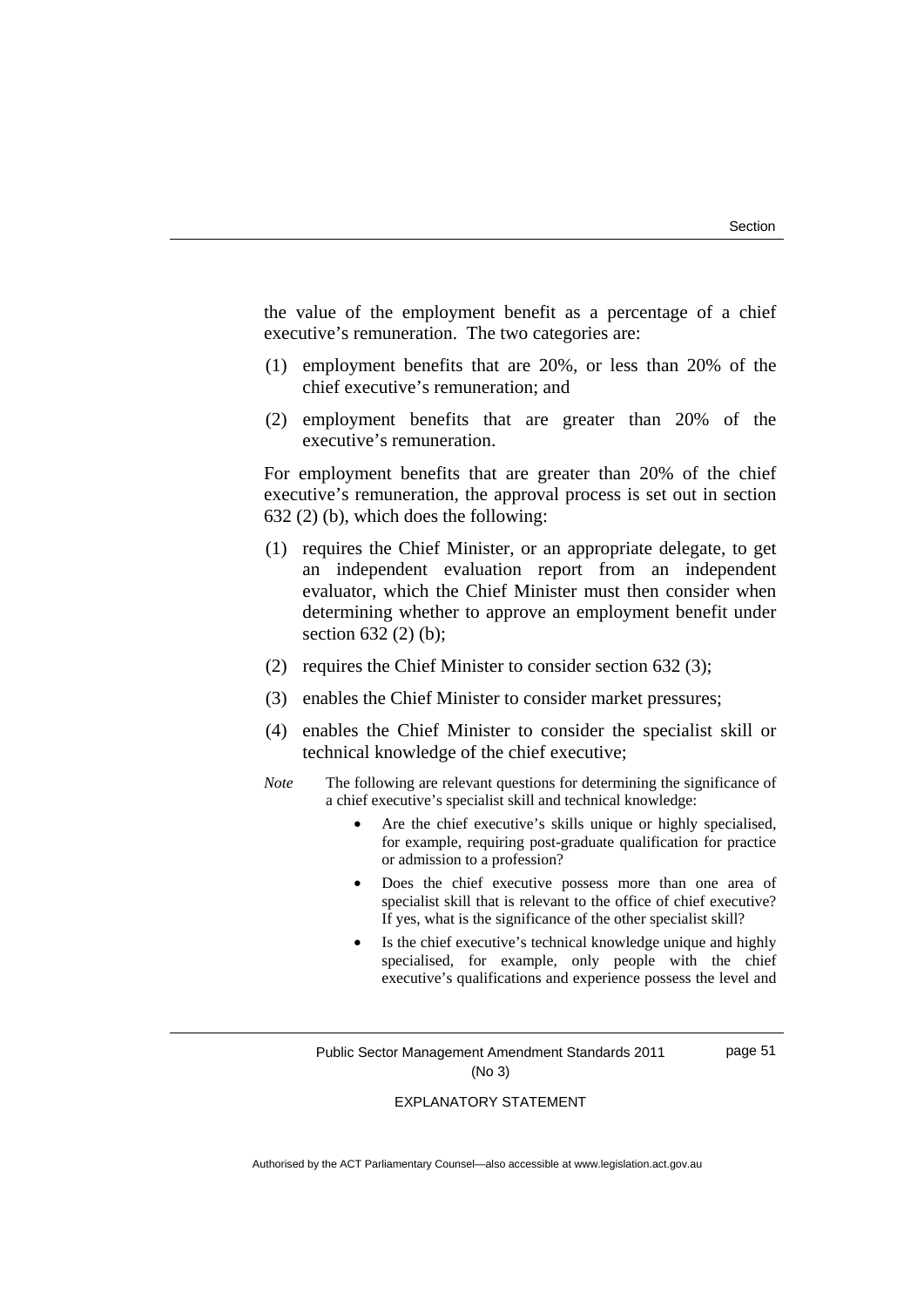the value of the employment benefit as a percentage of a chief executive's remuneration. The two categories are:

(1) employment benefits that are 20%, or less than 20% of the chief executive's remuneration; and

(2) employment benefits that are greater than 20% of the executive's remuneration.

For employment benefits that are greater than 20% of the chief executive's remuneration, the approval process is set out in section 632 (2) (b), which does the following:

(1) requires the Chief Minister, or an appropriate delegate, to get an independent evaluation report from an independent evaluator, which the Chief Minister must then consider when determining whether to approve an employment benefit under section 632 (2) (b);

(2) requires the Chief Minister to consider section 632 (3);

(3) enables the Chief Minister to consider market pressures;

(4) enables the Chief Minister to consider the specialist skill or technical knowledge of the chief executive;

*Note* The following are relevant questions for determining the significance of a chief executive's specialist skill and technical knowledge:

- Are the chief executive's skills unique or highly specialised, for example, requiring post-graduate qualification for practice or admission to a profession?
- Does the chief executive possess more than one area of specialist skill that is relevant to the office of chief executive? If yes, what is the significance of the other specialist skill?
- Is the chief executive's technical knowledge unique and highly specialised, for example, only people with the chief executive's qualifications and experience possess the level and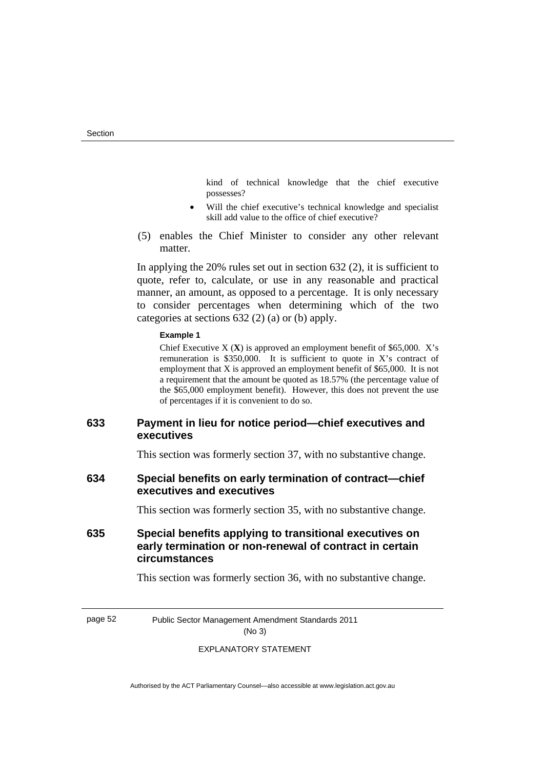kind of technical knowledge that the chief executive possesses?

- Will the chief executive's technical knowledge and specialist skill add value to the office of chief executive?

(5) enables the Chief Minister to consider any other relevant matter.

In applying the 20% rules set out in section 632 (2), it is sufficient to quote, refer to, calculate, or use in any reasonable and practical manner, an amount, as opposed to a percentage. It is only necessary to consider percentages when determining which of the two categories at sections 632 (2) (a) or (b) apply.

**Example 1**

Chief Executive X (**X**) is approved an employment benefit of $65,000. X's remuneration is $350,000. It is sufficient to quote in X's contract of employment that X is approved an employment benefit of $65,000. It is not a requirement that the amount be quoted as 18.57% (the percentage value of the $65,000 employment benefit). However, this does not prevent the use of percentages if it is convenient to do so.

### 633 Payment in lieu for notice period—chief executives and executives

This section was formerly section 37, with no substantive change.

### 634 Special benefits on early termination of contract—chief executives and executives

This section was formerly section 35, with no substantive change.

### 635 Special benefits applying to transitional executives on early termination or non-renewal of contract in certain circumstances

This section was formerly section 36, with no substantive change.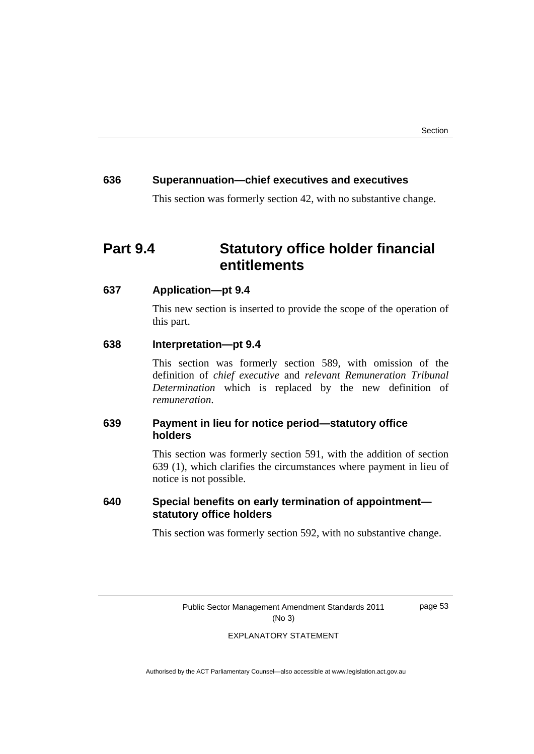### 636 Superannuation—chief executives and executives

This section was formerly section 42, with no substantive change.

## Part 9.4 Statutory office holder financial entitlements

### 637 Application—pt 9.4

This new section is inserted to provide the scope of the operation of this part.

### 638 Interpretation—pt 9.4

This section was formerly section 589, with omission of the definition of *chief executive* and *relevant Remuneration Tribunal Determination* which is replaced by the new definition of *remuneration*.

### 639 Payment in lieu for notice period—statutory office holders

This section was formerly section 591, with the addition of section 639 (1), which clarifies the circumstances where payment in lieu of notice is not possible.

### 640 Special benefits on early termination of appointment—statutory office holders

This section was formerly section 592, with no substantive change.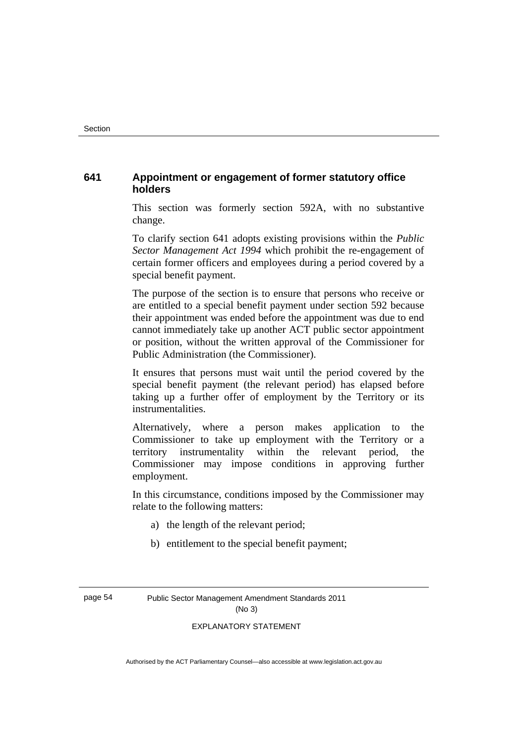### 641 Appointment or engagement of former statutory office holders

This section was formerly section 592A, with no substantive change.

To clarify section 641 adopts existing provisions within the *Public Sector Management Act 1994* which prohibit the re-engagement of certain former officers and employees during a period covered by a special benefit payment.

The purpose of the section is to ensure that persons who receive or are entitled to a special benefit payment under section 592 because their appointment was ended before the appointment was due to end cannot immediately take up another ACT public sector appointment or position, without the written approval of the Commissioner for Public Administration (the Commissioner).

It ensures that persons must wait until the period covered by the special benefit payment (the relevant period) has elapsed before taking up a further offer of employment by the Territory or its instrumentalities.

Alternatively, where a person makes application to the Commissioner to take up employment with the Territory or a territory instrumentality within the relevant period, the Commissioner may impose conditions in approving further employment.

In this circumstance, conditions imposed by the Commissioner may relate to the following matters:

a) the length of the relevant period;

b) entitlement to the special benefit payment;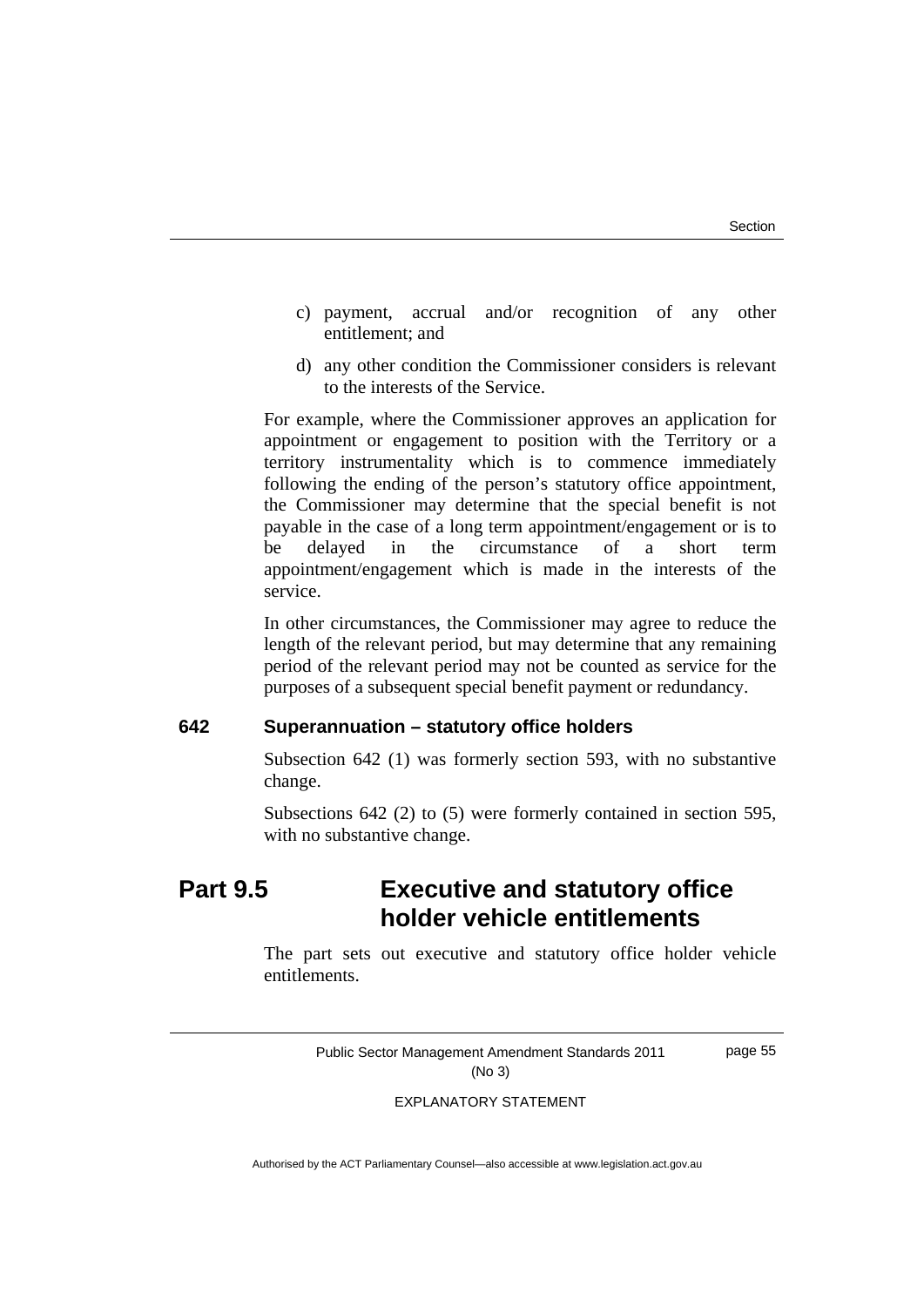c) payment, accrual and/or recognition of any other entitlement; and

d) any other condition the Commissioner considers is relevant to the interests of the Service.

For example, where the Commissioner approves an application for appointment or engagement to position with the Territory or a territory instrumentality which is to commence immediately following the ending of the person's statutory office appointment, the Commissioner may determine that the special benefit is not payable in the case of a long term appointment/engagement or is to be delayed in the circumstance of a short term appointment/engagement which is made in the interests of the service.

In other circumstances, the Commissioner may agree to reduce the length of the relevant period, but may determine that any remaining period of the relevant period may not be counted as service for the purposes of a subsequent special benefit payment or redundancy.

### 642 Superannuation – statutory office holders

Subsection 642 (1) was formerly section 593, with no substantive change.

Subsections 642 (2) to (5) were formerly contained in section 595, with no substantive change.

## Part 9.5 Executive and statutory office holder vehicle entitlements

The part sets out executive and statutory office holder vehicle entitlements.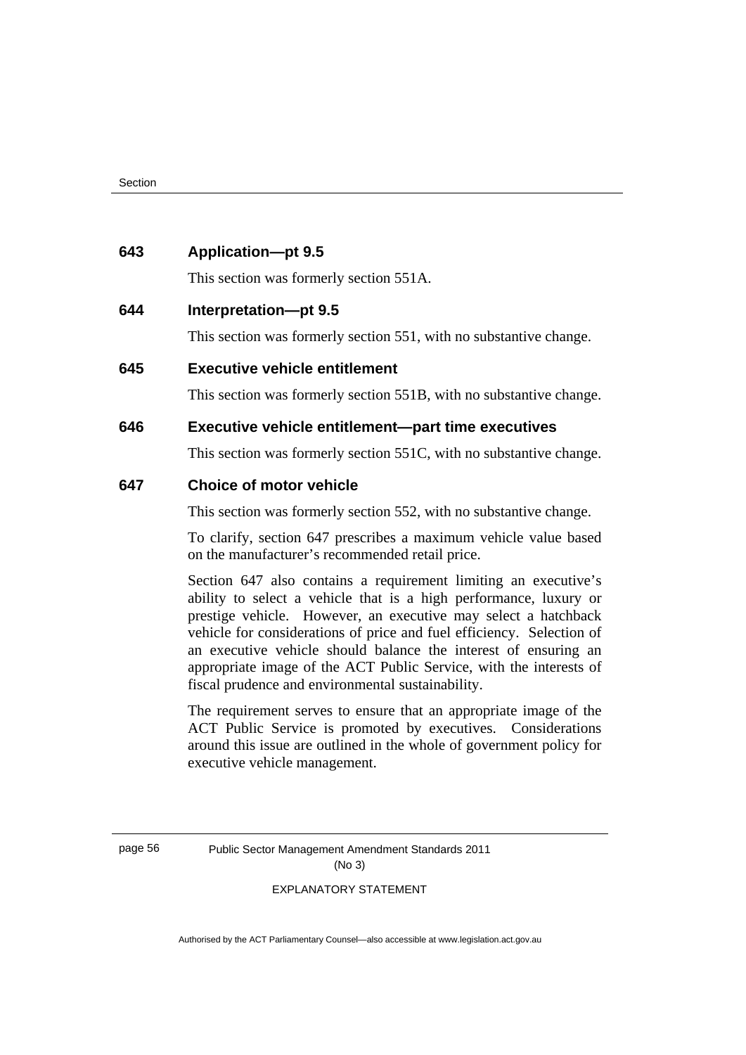**643 Application—pt 9.5**

This section was formerly section 551A.

**644 Interpretation—pt 9.5**

This section was formerly section 551, with no substantive change.

**645 Executive vehicle entitlement**

This section was formerly section 551B, with no substantive change.

**646 Executive vehicle entitlement—part time executives**

This section was formerly section 551C, with no substantive change.

**647 Choice of motor vehicle**

This section was formerly section 552, with no substantive change.

To clarify, section 647 prescribes a maximum vehicle value based on the manufacturer's recommended retail price.

Section 647 also contains a requirement limiting an executive's ability to select a vehicle that is a high performance, luxury or prestige vehicle. However, an executive may select a hatchback vehicle for considerations of price and fuel efficiency. Selection of an executive vehicle should balance the interest of ensuring an appropriate image of the ACT Public Service, with the interests of fiscal prudence and environmental sustainability.

The requirement serves to ensure that an appropriate image of the ACT Public Service is promoted by executives. Considerations around this issue are outlined in the whole of government policy for executive vehicle management.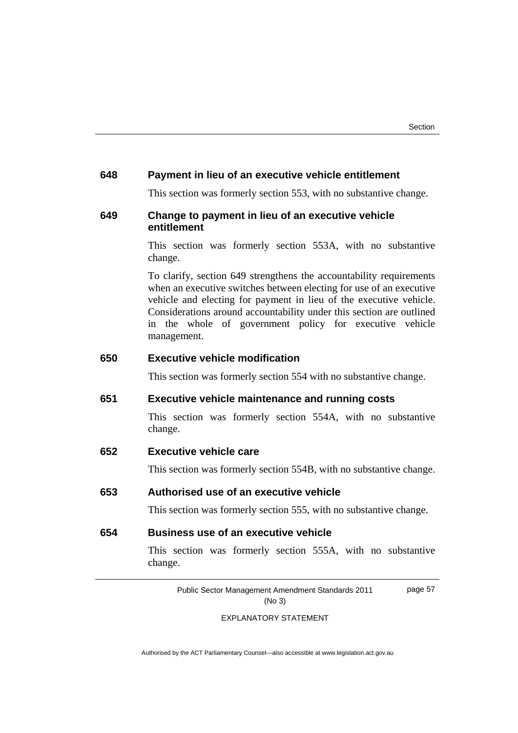### 648 Payment in lieu of an executive vehicle entitlement

This section was formerly section 553, with no substantive change.

### 649 Change to payment in lieu of an executive vehicle entitlement

This section was formerly section 553A, with no substantive change.

To clarify, section 649 strengthens the accountability requirements when an executive switches between electing for use of an executive vehicle and electing for payment in lieu of the executive vehicle. Considerations around accountability under this section are outlined in the whole of government policy for executive vehicle management.

### 650 Executive vehicle modification

This section was formerly section 554 with no substantive change.

### 651 Executive vehicle maintenance and running costs

This section was formerly section 554A, with no substantive change.

### 652 Executive vehicle care

This section was formerly section 554B, with no substantive change.

### 653 Authorised use of an executive vehicle

This section was formerly section 555, with no substantive change.

### 654 Business use of an executive vehicle

This section was formerly section 555A, with no substantive change.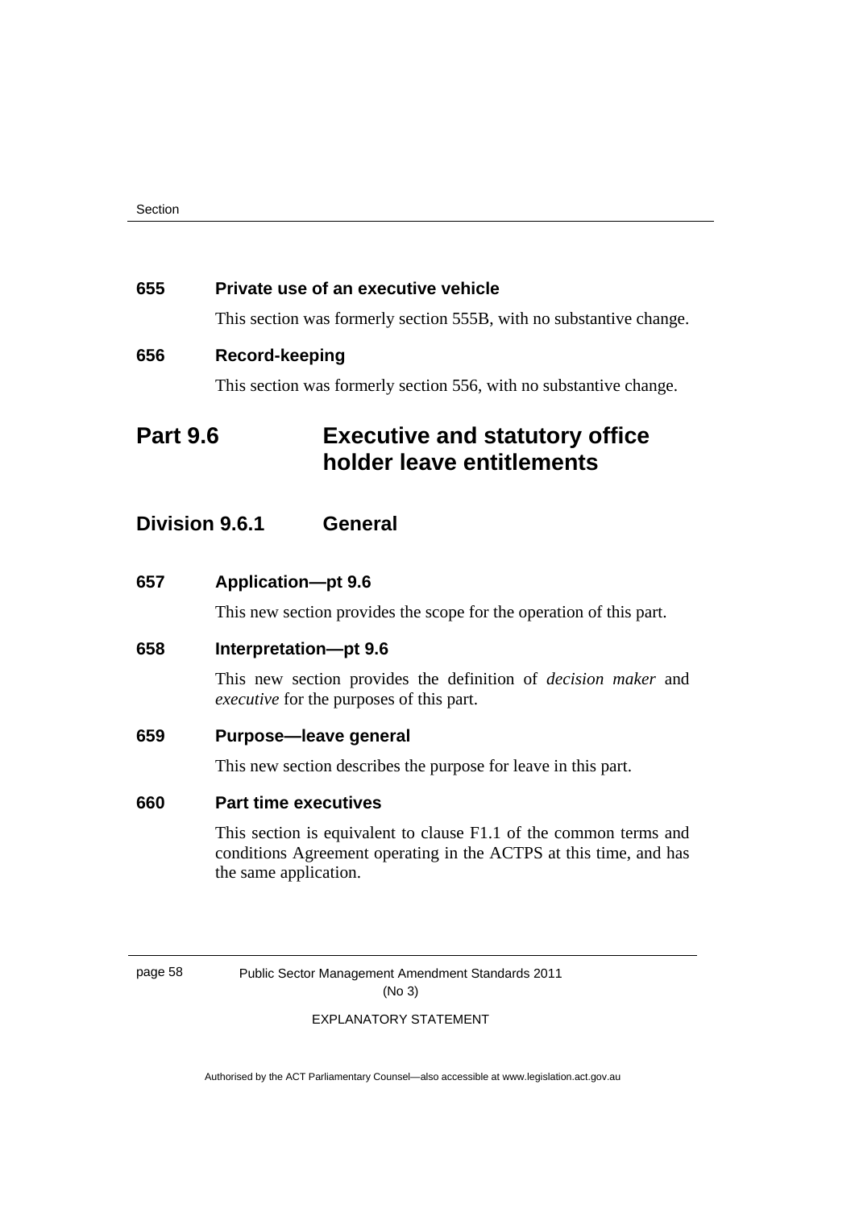### 655 Private use of an executive vehicle

This section was formerly section 555B, with no substantive change.

### 656 Record-keeping

This section was formerly section 556, with no substantive change.

# Part 9.6 Executive and statutory office holder leave entitlements

## Division 9.6.1 General

### 657 Application—pt 9.6

This new section provides the scope for the operation of this part.

### 658 Interpretation—pt 9.6

This new section provides the definition of *decision maker* and *executive* for the purposes of this part.

### 659 Purpose—leave general

This new section describes the purpose for leave in this part.

### 660 Part time executives

This section is equivalent to clause F1.1 of the common terms and conditions Agreement operating in the ACTPS at this time, and has the same application.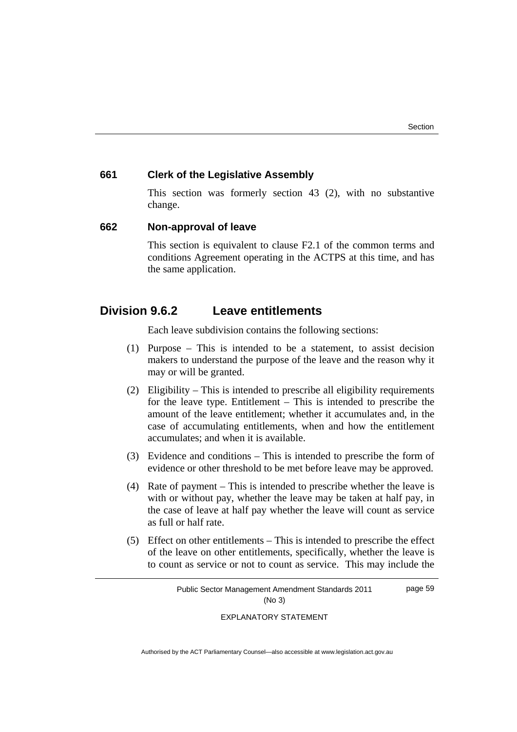### 661 Clerk of the Legislative Assembly

This section was formerly section 43 (2), with no substantive change.

### 662 Non-approval of leave

This section is equivalent to clause F2.1 of the common terms and conditions Agreement operating in the ACTPS at this time, and has the same application.

## Division 9.6.2 Leave entitlements

Each leave subdivision contains the following sections:

(1) Purpose – This is intended to be a statement, to assist decision makers to understand the purpose of the leave and the reason why it may or will be granted.

(2) Eligibility – This is intended to prescribe all eligibility requirements for the leave type. Entitlement – This is intended to prescribe the amount of the leave entitlement; whether it accumulates and, in the case of accumulating entitlements, when and how the entitlement accumulates; and when it is available.

(3) Evidence and conditions – This is intended to prescribe the form of evidence or other threshold to be met before leave may be approved.

(4) Rate of payment – This is intended to prescribe whether the leave is with or without pay, whether the leave may be taken at half pay, in the case of leave at half pay whether the leave will count as service as full or half rate.

(5) Effect on other entitlements – This is intended to prescribe the effect of the leave on other entitlements, specifically, whether the leave is to count as service or not to count as service. This may include the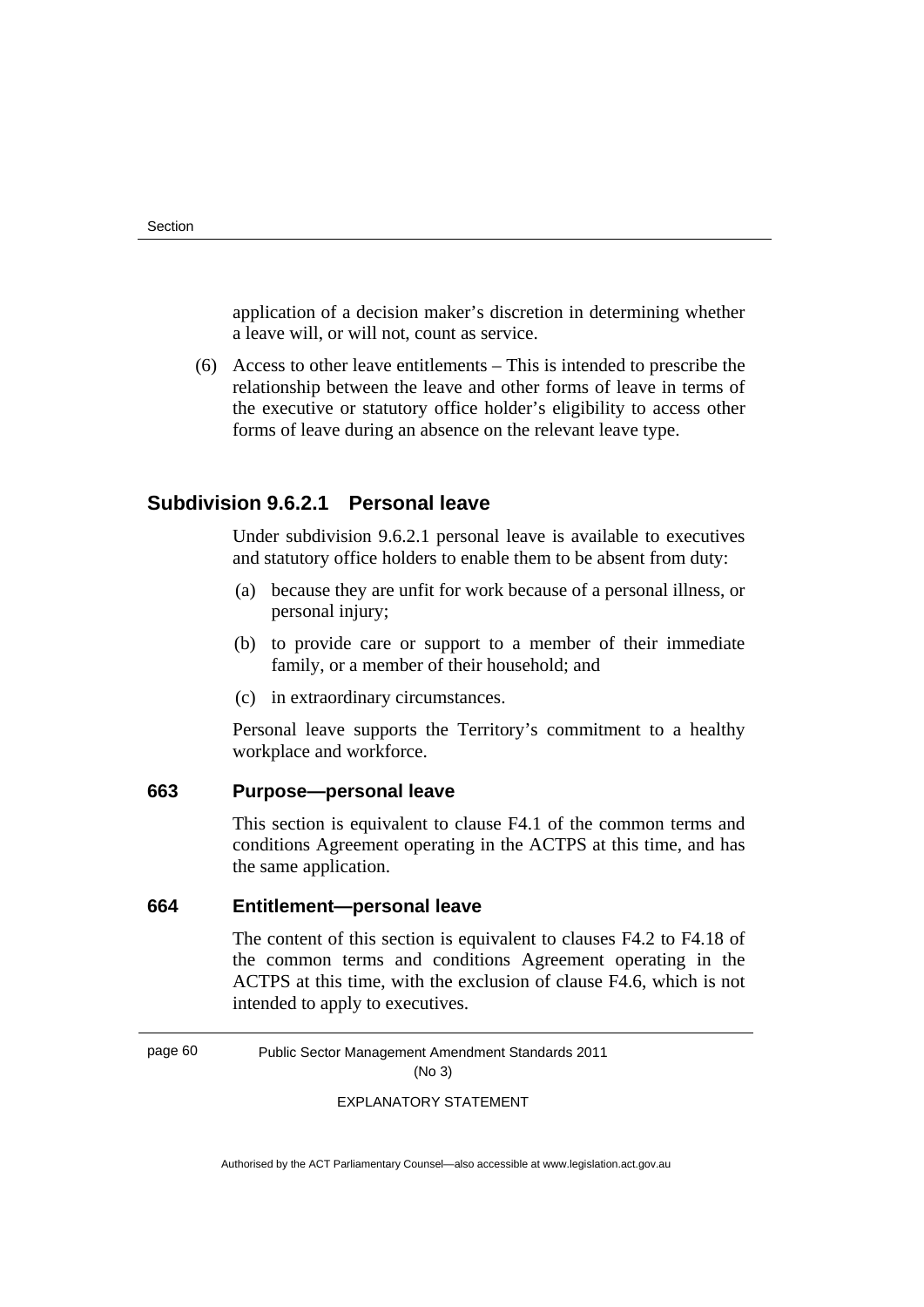application of a decision maker's discretion in determining whether a leave will, or will not, count as service.

(6) Access to other leave entitlements – This is intended to prescribe the relationship between the leave and other forms of leave in terms of the executive or statutory office holder's eligibility to access other forms of leave during an absence on the relevant leave type.

## Subdivision 9.6.2.1 Personal leave

Under subdivision 9.6.2.1 personal leave is available to executives and statutory office holders to enable them to be absent from duty:

(a) because they are unfit for work because of a personal illness, or personal injury;

(b) to provide care or support to a member of their immediate family, or a member of their household; and

(c) in extraordinary circumstances.

Personal leave supports the Territory's commitment to a healthy workplace and workforce.

### 663 Purpose—personal leave

This section is equivalent to clause F4.1 of the common terms and conditions Agreement operating in the ACTPS at this time, and has the same application.

### 664 Entitlement—personal leave

The content of this section is equivalent to clauses F4.2 to F4.18 of the common terms and conditions Agreement operating in the ACTPS at this time, with the exclusion of clause F4.6, which is not intended to apply to executives.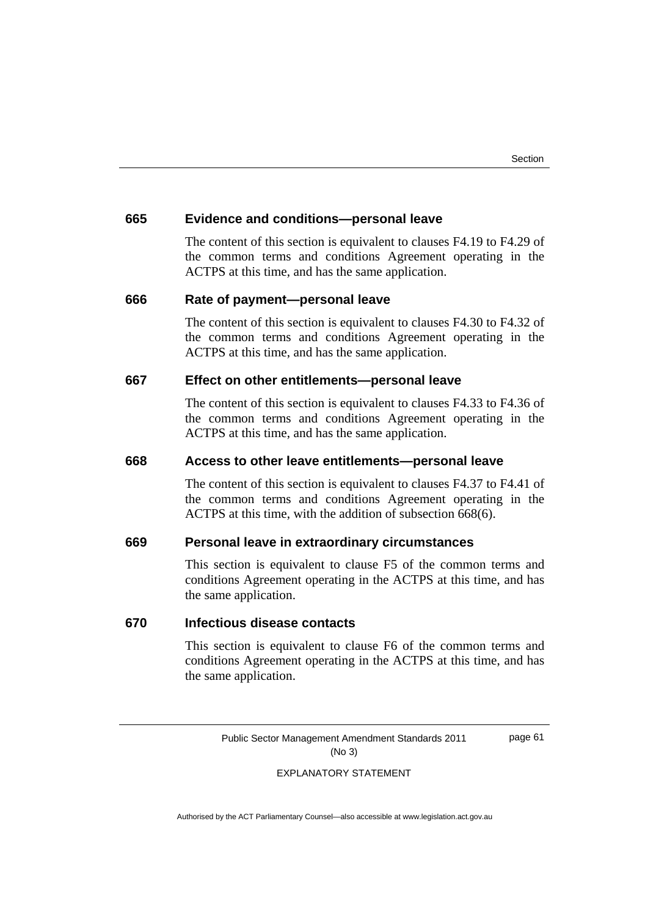### 665 Evidence and conditions—personal leave

The content of this section is equivalent to clauses F4.19 to F4.29 of the common terms and conditions Agreement operating in the ACTPS at this time, and has the same application.

### 666 Rate of payment—personal leave

The content of this section is equivalent to clauses F4.30 to F4.32 of the common terms and conditions Agreement operating in the ACTPS at this time, and has the same application.

### 667 Effect on other entitlements—personal leave

The content of this section is equivalent to clauses F4.33 to F4.36 of the common terms and conditions Agreement operating in the ACTPS at this time, and has the same application.

### 668 Access to other leave entitlements—personal leave

The content of this section is equivalent to clauses F4.37 to F4.41 of the common terms and conditions Agreement operating in the ACTPS at this time, with the addition of subsection 668(6).

### 669 Personal leave in extraordinary circumstances

This section is equivalent to clause F5 of the common terms and conditions Agreement operating in the ACTPS at this time, and has the same application.

### 670 Infectious disease contacts

This section is equivalent to clause F6 of the common terms and conditions Agreement operating in the ACTPS at this time, and has the same application.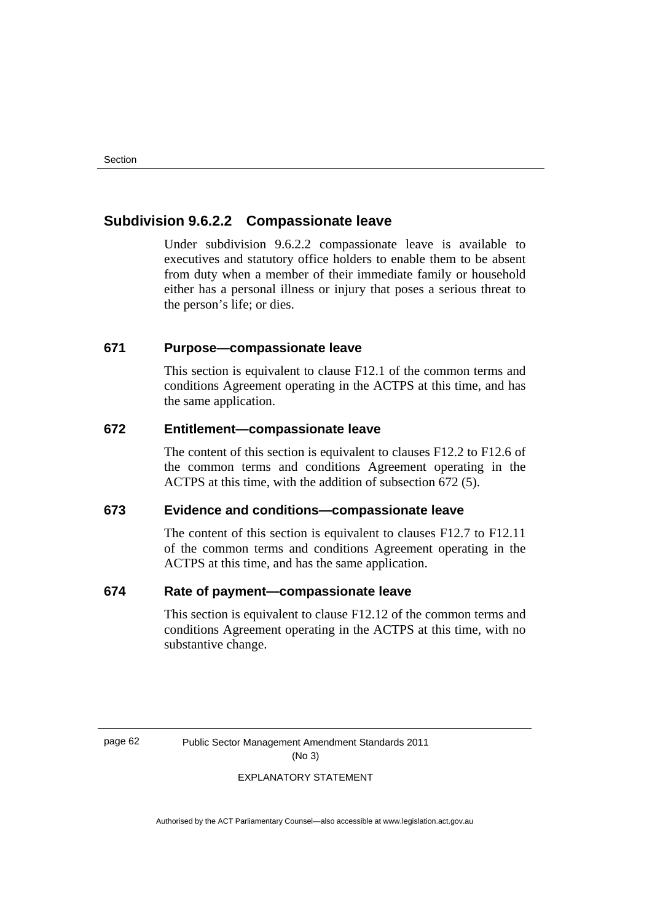## Subdivision 9.6.2.2 Compassionate leave

Under subdivision 9.6.2.2 compassionate leave is available to executives and statutory office holders to enable them to be absent from duty when a member of their immediate family or household either has a personal illness or injury that poses a serious threat to the person's life; or dies.

### 671 Purpose—compassionate leave

This section is equivalent to clause F12.1 of the common terms and conditions Agreement operating in the ACTPS at this time, and has the same application.

### 672 Entitlement—compassionate leave

The content of this section is equivalent to clauses F12.2 to F12.6 of the common terms and conditions Agreement operating in the ACTPS at this time, with the addition of subsection 672 (5).

### 673 Evidence and conditions—compassionate leave

The content of this section is equivalent to clauses F12.7 to F12.11 of the common terms and conditions Agreement operating in the ACTPS at this time, and has the same application.

### 674 Rate of payment—compassionate leave

This section is equivalent to clause F12.12 of the common terms and conditions Agreement operating in the ACTPS at this time, with no substantive change.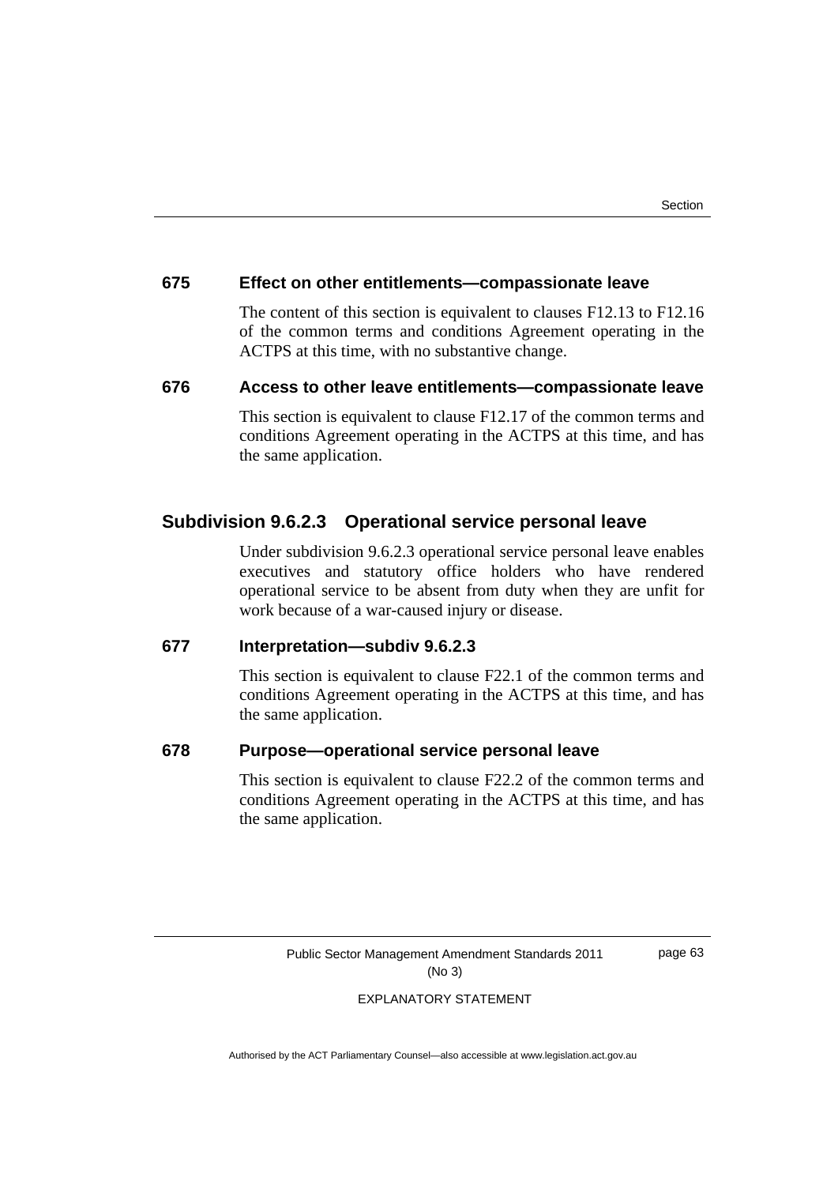### 675 Effect on other entitlements—compassionate leave

The content of this section is equivalent to clauses F12.13 to F12.16 of the common terms and conditions Agreement operating in the ACTPS at this time, with no substantive change.

### 676 Access to other leave entitlements—compassionate leave

This section is equivalent to clause F12.17 of the common terms and conditions Agreement operating in the ACTPS at this time, and has the same application.

## Subdivision 9.6.2.3 Operational service personal leave

Under subdivision 9.6.2.3 operational service personal leave enables executives and statutory office holders who have rendered operational service to be absent from duty when they are unfit for work because of a war-caused injury or disease.

### 677 Interpretation—subdiv 9.6.2.3

This section is equivalent to clause F22.1 of the common terms and conditions Agreement operating in the ACTPS at this time, and has the same application.

### 678 Purpose—operational service personal leave

This section is equivalent to clause F22.2 of the common terms and conditions Agreement operating in the ACTPS at this time, and has the same application.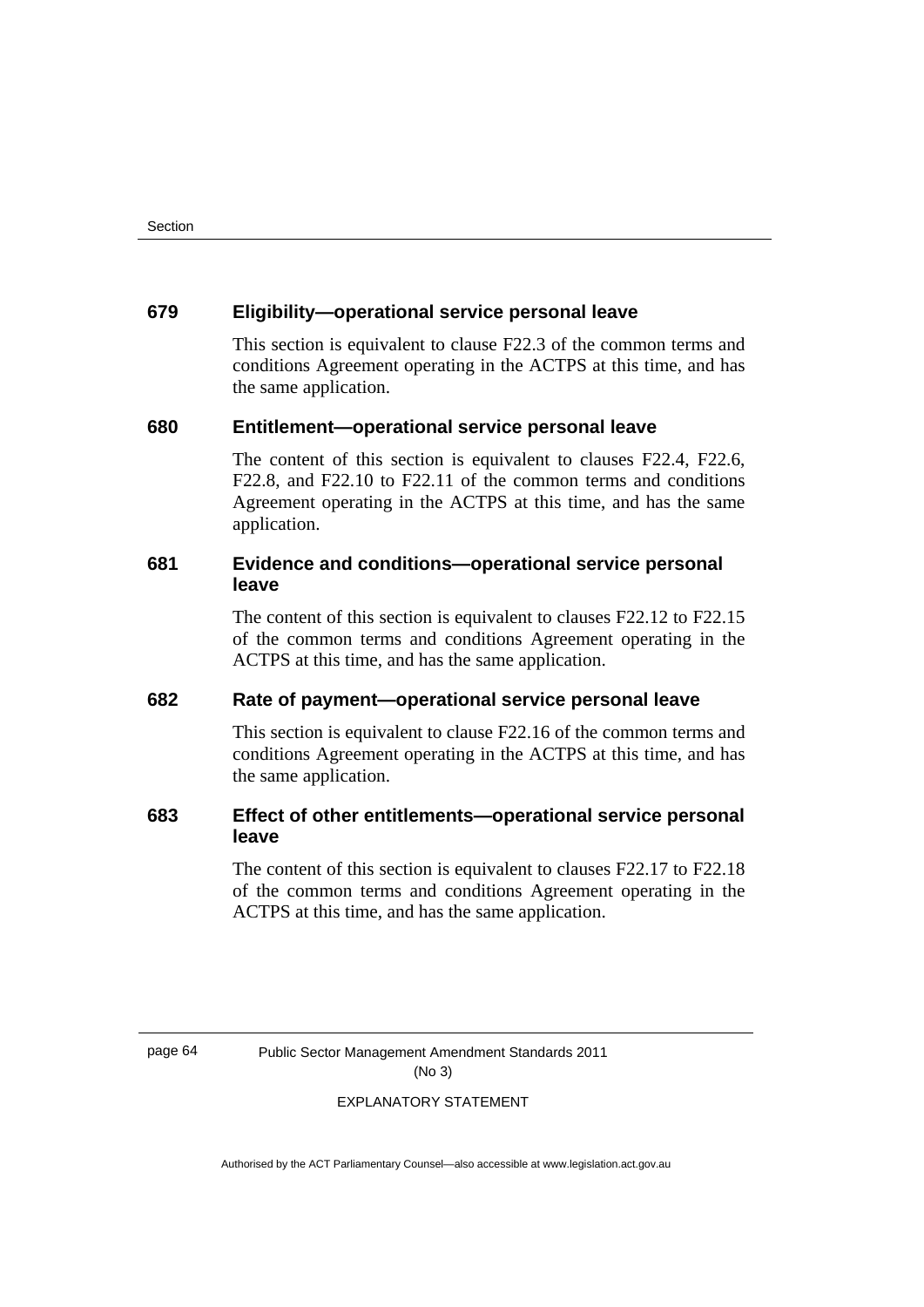### 679 Eligibility—operational service personal leave

This section is equivalent to clause F22.3 of the common terms and conditions Agreement operating in the ACTPS at this time, and has the same application.

### 680 Entitlement—operational service personal leave

The content of this section is equivalent to clauses F22.4, F22.6, F22.8, and F22.10 to F22.11 of the common terms and conditions Agreement operating in the ACTPS at this time, and has the same application.

### 681 Evidence and conditions—operational service personal leave

The content of this section is equivalent to clauses F22.12 to F22.15 of the common terms and conditions Agreement operating in the ACTPS at this time, and has the same application.

### 682 Rate of payment—operational service personal leave

This section is equivalent to clause F22.16 of the common terms and conditions Agreement operating in the ACTPS at this time, and has the same application.

### 683 Effect of other entitlements—operational service personal leave

The content of this section is equivalent to clauses F22.17 to F22.18 of the common terms and conditions Agreement operating in the ACTPS at this time, and has the same application.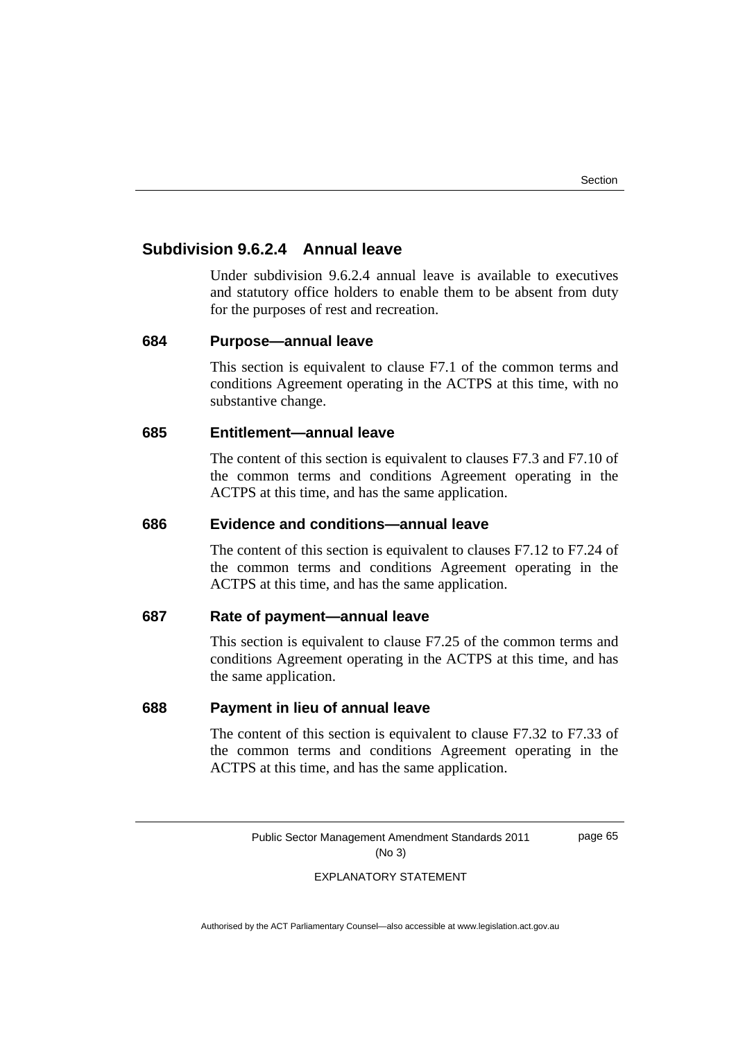## Subdivision 9.6.2.4 Annual leave

Under subdivision 9.6.2.4 annual leave is available to executives and statutory office holders to enable them to be absent from duty for the purposes of rest and recreation.

### 684 Purpose—annual leave

This section is equivalent to clause F7.1 of the common terms and conditions Agreement operating in the ACTPS at this time, with no substantive change.

### 685 Entitlement—annual leave

The content of this section is equivalent to clauses F7.3 and F7.10 of the common terms and conditions Agreement operating in the ACTPS at this time, and has the same application.

### 686 Evidence and conditions—annual leave

The content of this section is equivalent to clauses F7.12 to F7.24 of the common terms and conditions Agreement operating in the ACTPS at this time, and has the same application.

### 687 Rate of payment—annual leave

This section is equivalent to clause F7.25 of the common terms and conditions Agreement operating in the ACTPS at this time, and has the same application.

### 688 Payment in lieu of annual leave

The content of this section is equivalent to clause F7.32 to F7.33 of the common terms and conditions Agreement operating in the ACTPS at this time, and has the same application.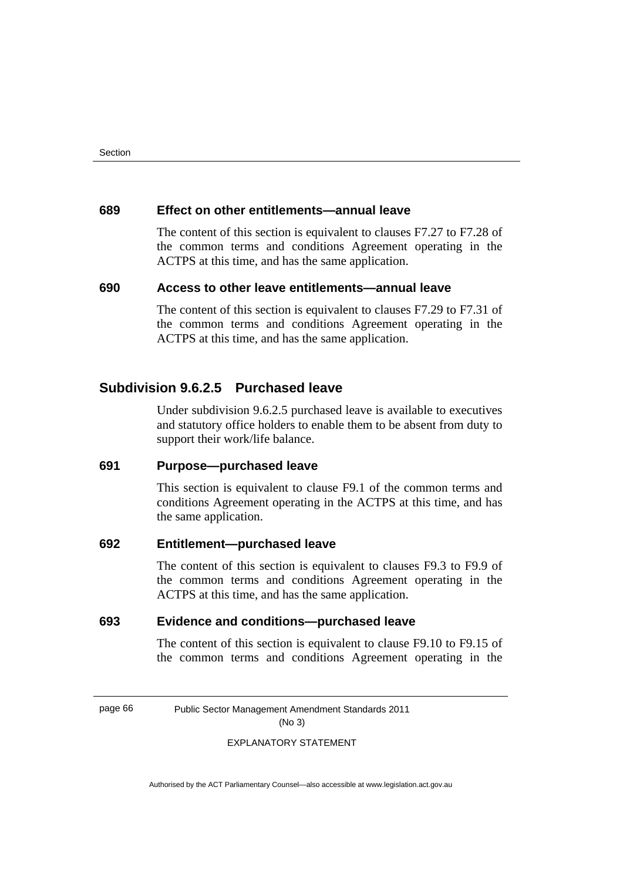### 689 Effect on other entitlements—annual leave

The content of this section is equivalent to clauses F7.27 to F7.28 of the common terms and conditions Agreement operating in the ACTPS at this time, and has the same application.

### 690 Access to other leave entitlements—annual leave

The content of this section is equivalent to clauses F7.29 to F7.31 of the common terms and conditions Agreement operating in the ACTPS at this time, and has the same application.

## Subdivision 9.6.2.5 Purchased leave

Under subdivision 9.6.2.5 purchased leave is available to executives and statutory office holders to enable them to be absent from duty to support their work/life balance.

### 691 Purpose—purchased leave

This section is equivalent to clause F9.1 of the common terms and conditions Agreement operating in the ACTPS at this time, and has the same application.

### 692 Entitlement—purchased leave

The content of this section is equivalent to clauses F9.3 to F9.9 of the common terms and conditions Agreement operating in the ACTPS at this time, and has the same application.

### 693 Evidence and conditions—purchased leave

The content of this section is equivalent to clause F9.10 to F9.15 of the common terms and conditions Agreement operating in the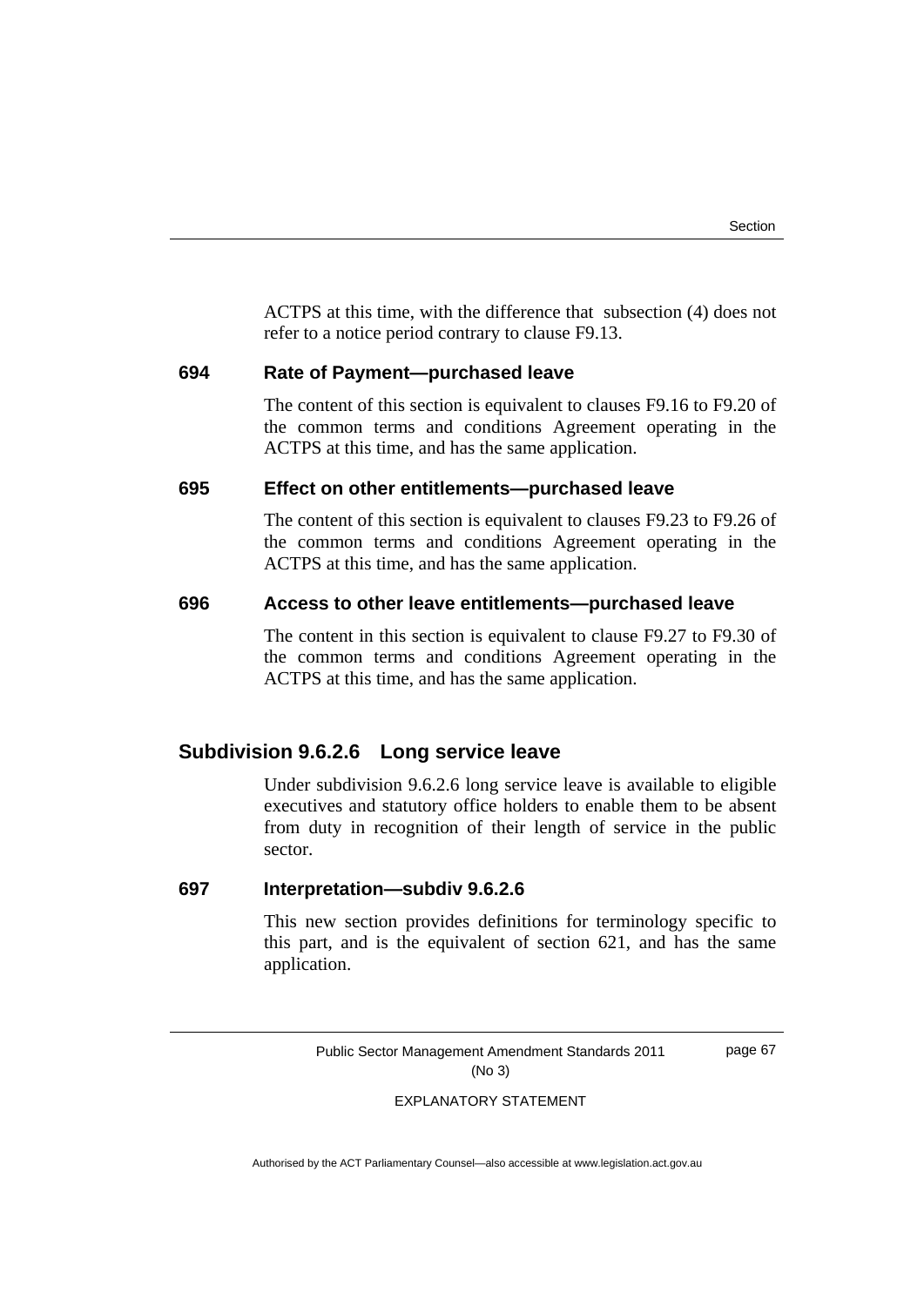ACTPS at this time, with the difference that  subsection (4) does not refer to a notice period contrary to clause F9.13.

### 694 Rate of Payment—purchased leave

The content of this section is equivalent to clauses F9.16 to F9.20 of the common terms and conditions Agreement operating in the ACTPS at this time, and has the same application.

### 695 Effect on other entitlements—purchased leave

The content of this section is equivalent to clauses F9.23 to F9.26 of the common terms and conditions Agreement operating in the ACTPS at this time, and has the same application.

### 696 Access to other leave entitlements—purchased leave

The content in this section is equivalent to clause F9.27 to F9.30 of the common terms and conditions Agreement operating in the ACTPS at this time, and has the same application.

## Subdivision 9.6.2.6 Long service leave

Under subdivision 9.6.2.6 long service leave is available to eligible executives and statutory office holders to enable them to be absent from duty in recognition of their length of service in the public sector.

### 697 Interpretation—subdiv 9.6.2.6

This new section provides definitions for terminology specific to this part, and is the equivalent of section 621, and has the same application.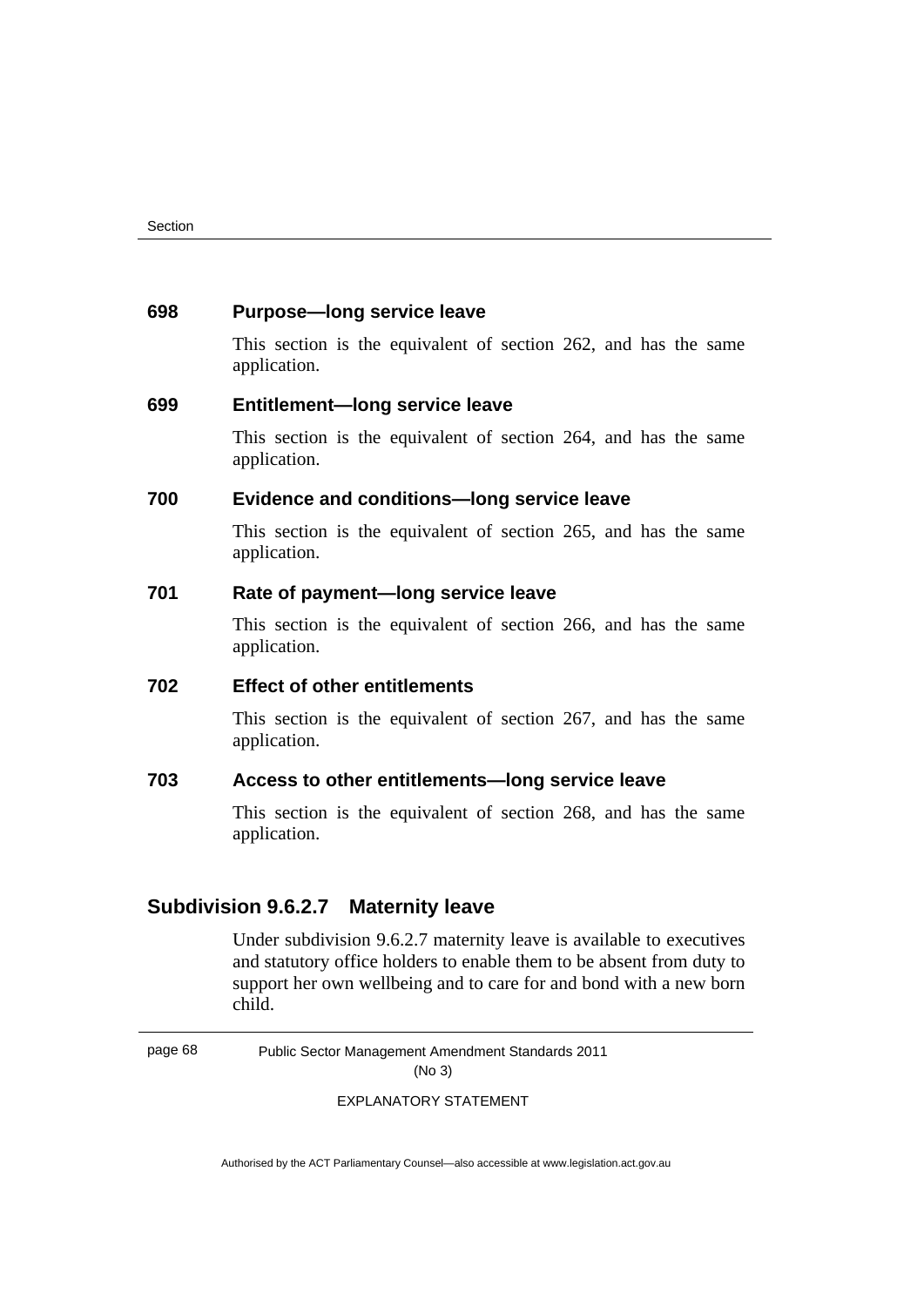### 698 Purpose—long service leave

This section is the equivalent of section 262, and has the same application.

### 699 Entitlement—long service leave

This section is the equivalent of section 264, and has the same application.

### 700 Evidence and conditions—long service leave

This section is the equivalent of section 265, and has the same application.

### 701 Rate of payment—long service leave

This section is the equivalent of section 266, and has the same application.

### 702 Effect of other entitlements

This section is the equivalent of section 267, and has the same application.

### 703 Access to other entitlements—long service leave

This section is the equivalent of section 268, and has the same application.

## Subdivision 9.6.2.7 Maternity leave

Under subdivision 9.6.2.7 maternity leave is available to executives and statutory office holders to enable them to be absent from duty to support her own wellbeing and to care for and bond with a new born child.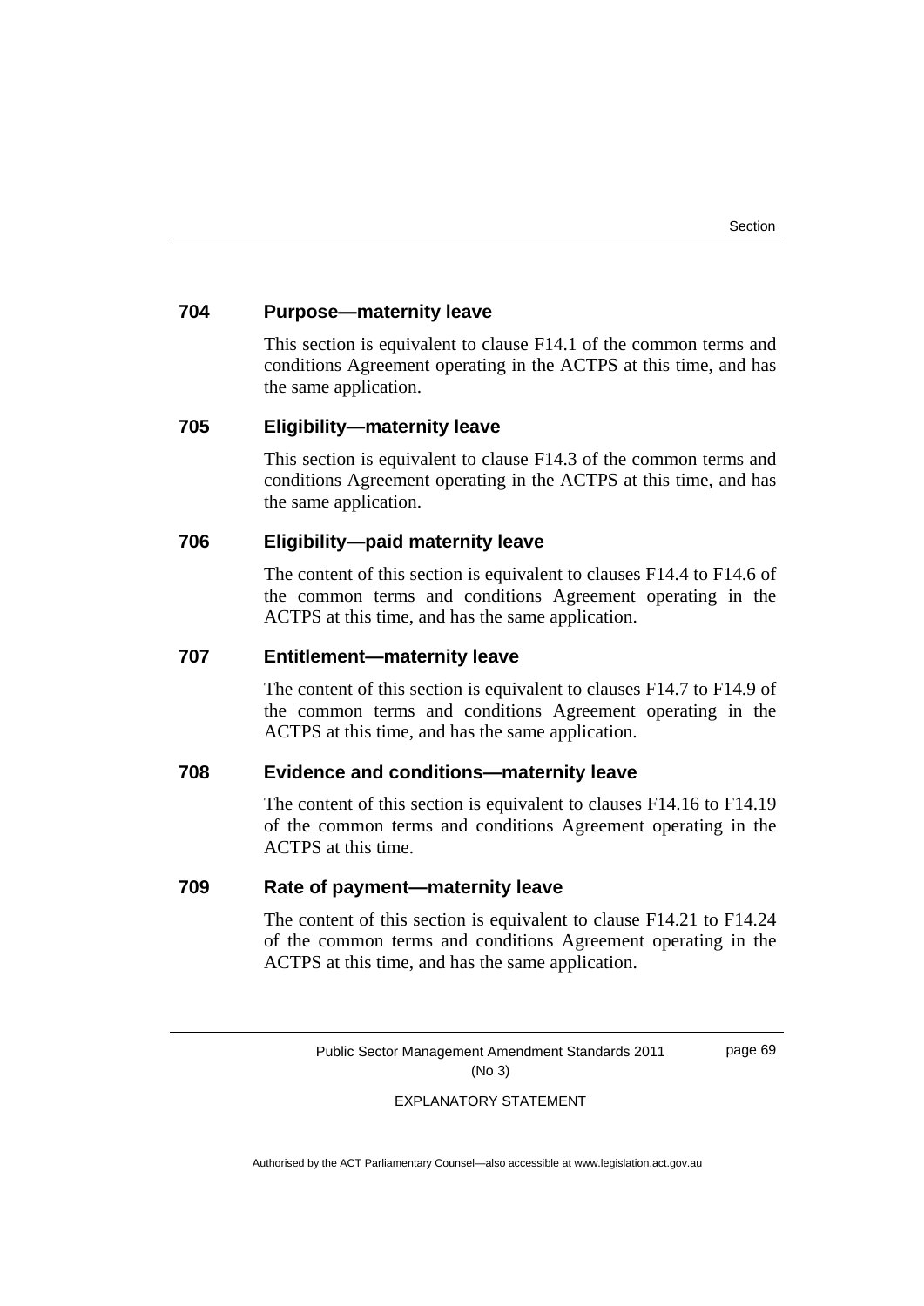### 704 Purpose—maternity leave

This section is equivalent to clause F14.1 of the common terms and conditions Agreement operating in the ACTPS at this time, and has the same application.

### 705 Eligibility—maternity leave

This section is equivalent to clause F14.3 of the common terms and conditions Agreement operating in the ACTPS at this time, and has the same application.

### 706 Eligibility—paid maternity leave

The content of this section is equivalent to clauses F14.4 to F14.6 of the common terms and conditions Agreement operating in the ACTPS at this time, and has the same application.

### 707 Entitlement—maternity leave

The content of this section is equivalent to clauses F14.7 to F14.9 of the common terms and conditions Agreement operating in the ACTPS at this time, and has the same application.

### 708 Evidence and conditions—maternity leave

The content of this section is equivalent to clauses F14.16 to F14.19 of the common terms and conditions Agreement operating in the ACTPS at this time.

### 709 Rate of payment—maternity leave

The content of this section is equivalent to clause F14.21 to F14.24 of the common terms and conditions Agreement operating in the ACTPS at this time, and has the same application.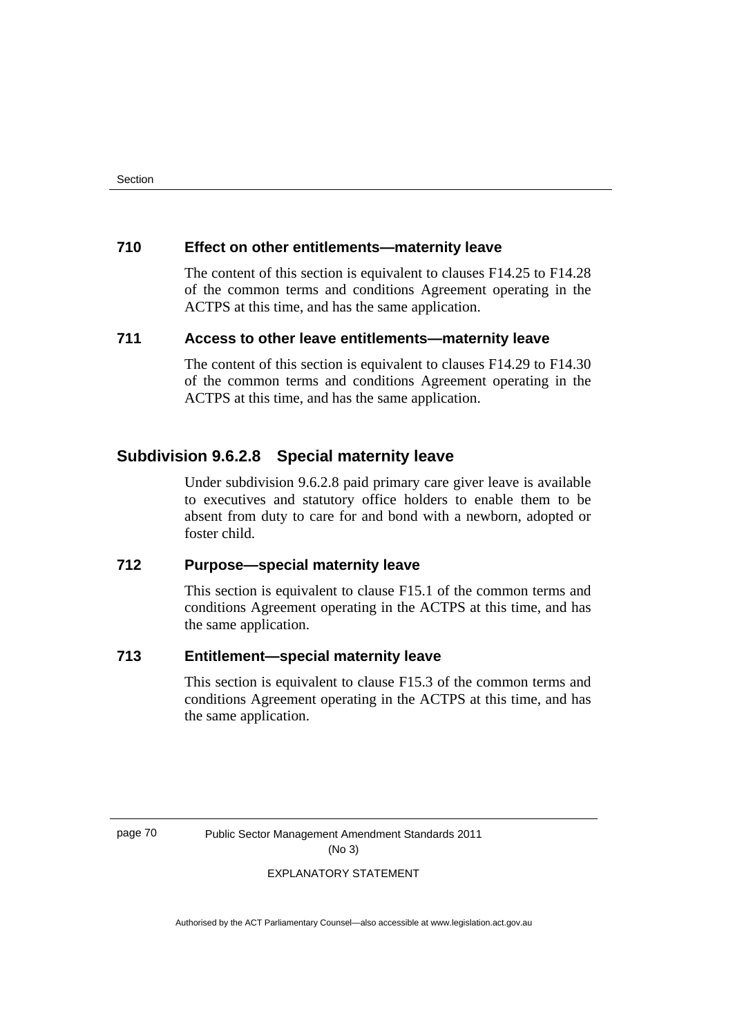### 710 Effect on other entitlements—maternity leave

The content of this section is equivalent to clauses F14.25 to F14.28 of the common terms and conditions Agreement operating in the ACTPS at this time, and has the same application.

### 711 Access to other leave entitlements—maternity leave

The content of this section is equivalent to clauses F14.29 to F14.30 of the common terms and conditions Agreement operating in the ACTPS at this time, and has the same application.

## Subdivision 9.6.2.8 Special maternity leave

Under subdivision 9.6.2.8 paid primary care giver leave is available to executives and statutory office holders to enable them to be absent from duty to care for and bond with a newborn, adopted or foster child.

### 712 Purpose—special maternity leave

This section is equivalent to clause F15.1 of the common terms and conditions Agreement operating in the ACTPS at this time, and has the same application.

### 713 Entitlement—special maternity leave

This section is equivalent to clause F15.3 of the common terms and conditions Agreement operating in the ACTPS at this time, and has the same application.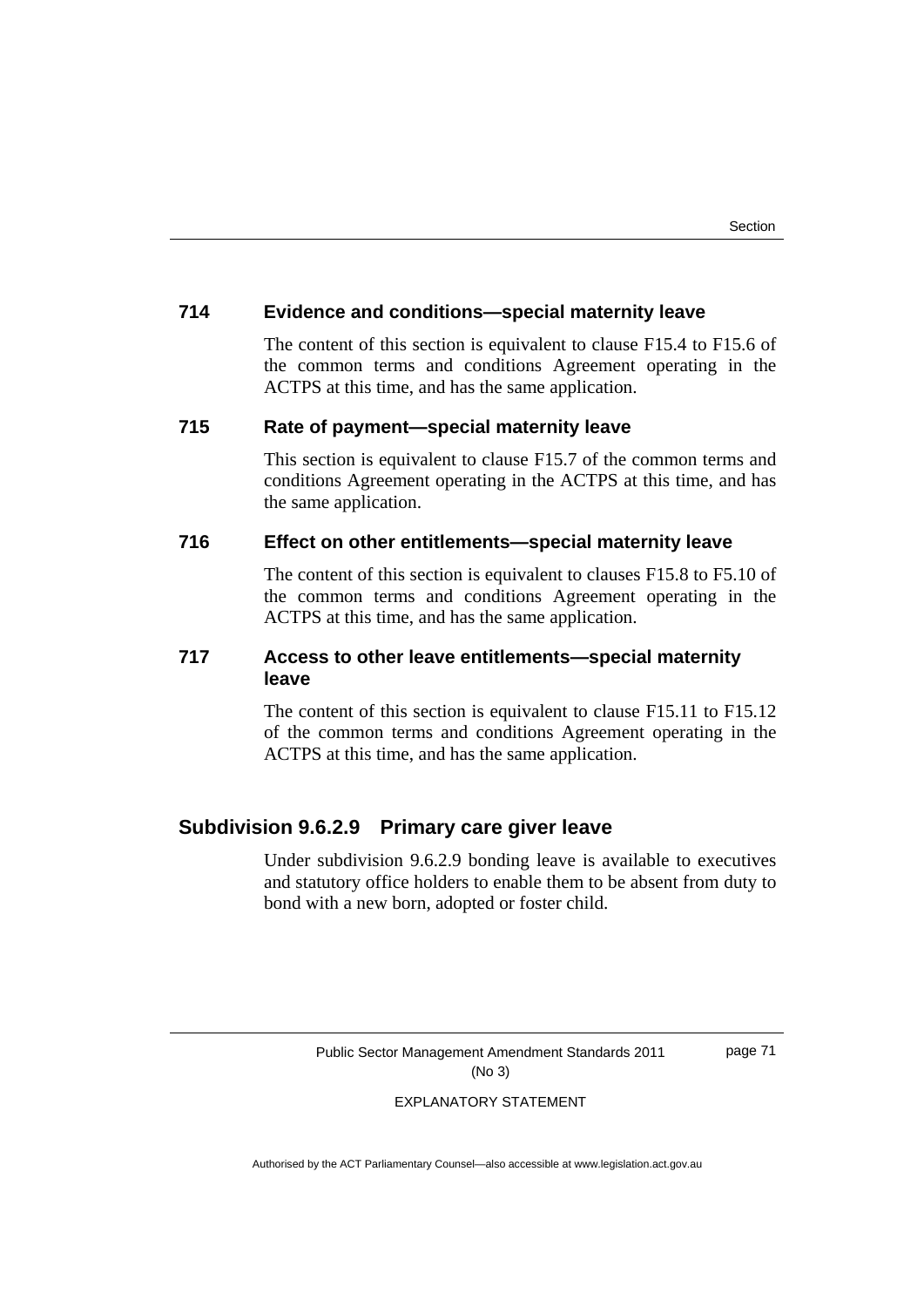### 714 Evidence and conditions—special maternity leave

The content of this section is equivalent to clause F15.4 to F15.6 of the common terms and conditions Agreement operating in the ACTPS at this time, and has the same application.

### 715 Rate of payment—special maternity leave

This section is equivalent to clause F15.7 of the common terms and conditions Agreement operating in the ACTPS at this time, and has the same application.

### 716 Effect on other entitlements—special maternity leave

The content of this section is equivalent to clauses F15.8 to F5.10 of the common terms and conditions Agreement operating in the ACTPS at this time, and has the same application.

### 717 Access to other leave entitlements—special maternity leave

The content of this section is equivalent to clause F15.11 to F15.12 of the common terms and conditions Agreement operating in the ACTPS at this time, and has the same application.

## Subdivision 9.6.2.9 Primary care giver leave

Under subdivision 9.6.2.9 bonding leave is available to executives and statutory office holders to enable them to be absent from duty to bond with a new born, adopted or foster child.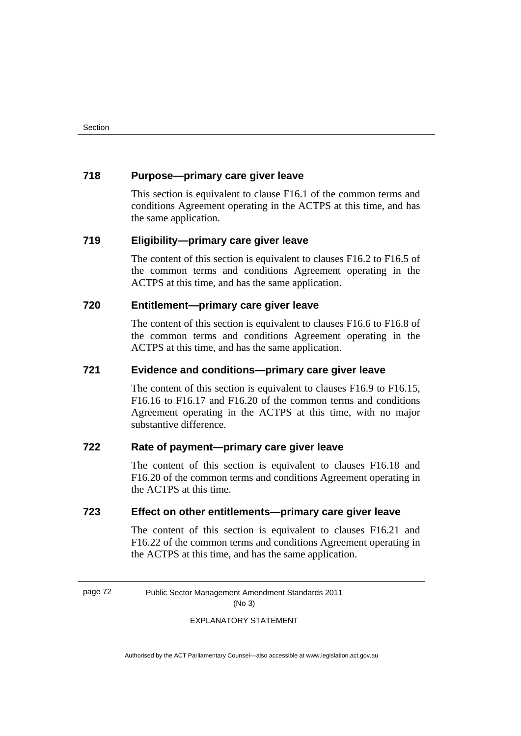### 718 Purpose—primary care giver leave

This section is equivalent to clause F16.1 of the common terms and conditions Agreement operating in the ACTPS at this time, and has the same application.

### 719 Eligibility—primary care giver leave

The content of this section is equivalent to clauses F16.2 to F16.5 of the common terms and conditions Agreement operating in the ACTPS at this time, and has the same application.

### 720 Entitlement—primary care giver leave

The content of this section is equivalent to clauses F16.6 to F16.8 of the common terms and conditions Agreement operating in the ACTPS at this time, and has the same application.

### 721 Evidence and conditions—primary care giver leave

The content of this section is equivalent to clauses F16.9 to F16.15, F16.16 to F16.17 and F16.20 of the common terms and conditions Agreement operating in the ACTPS at this time, with no major substantive difference.

### 722 Rate of payment—primary care giver leave

The content of this section is equivalent to clauses F16.18 and F16.20 of the common terms and conditions Agreement operating in the ACTPS at this time.

### 723 Effect on other entitlements—primary care giver leave

The content of this section is equivalent to clauses F16.21 and F16.22 of the common terms and conditions Agreement operating in the ACTPS at this time, and has the same application.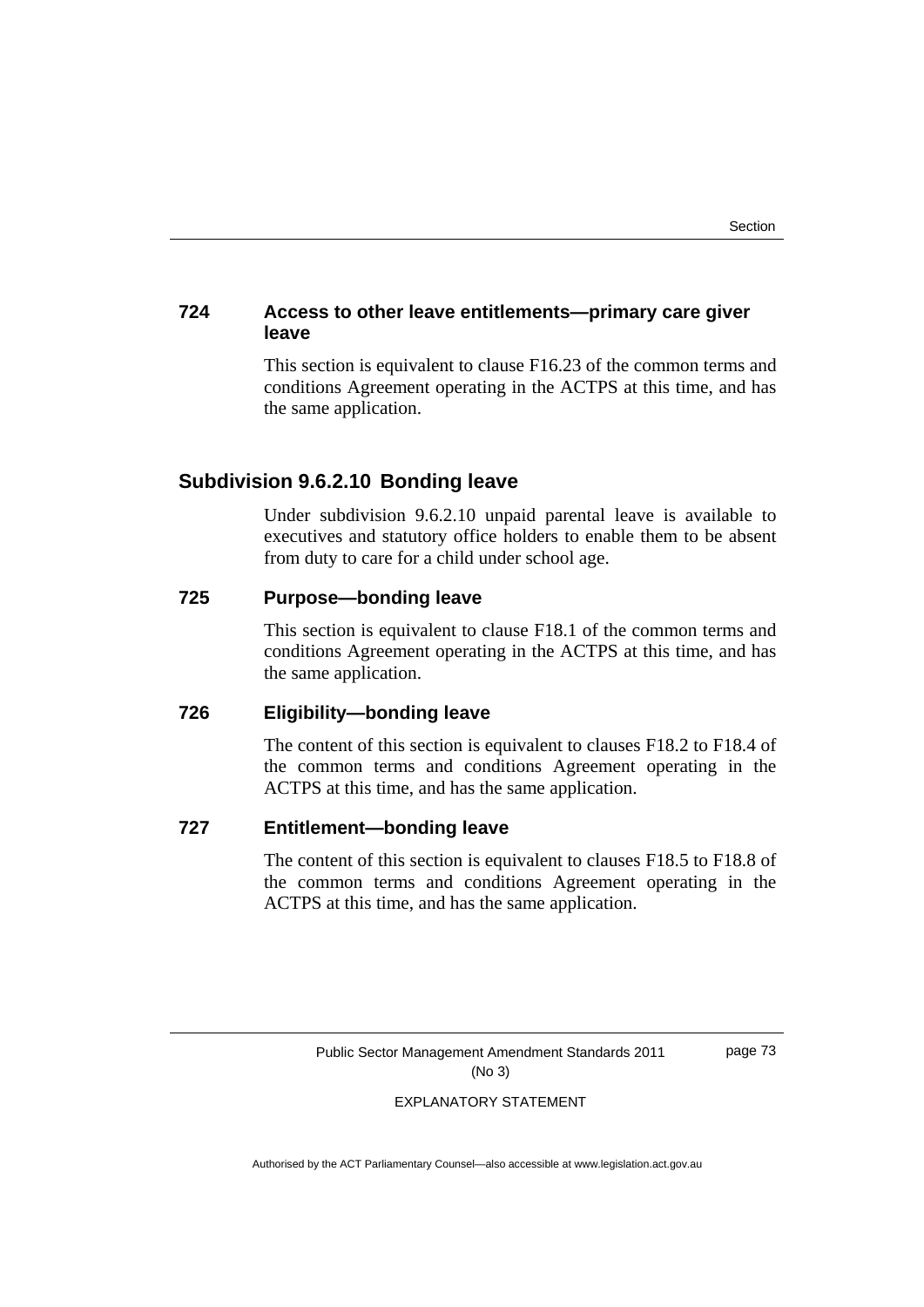### 724 Access to other leave entitlements—primary care giver leave

This section is equivalent to clause F16.23 of the common terms and conditions Agreement operating in the ACTPS at this time, and has the same application.

## Subdivision 9.6.2.10 Bonding leave

Under subdivision 9.6.2.10 unpaid parental leave is available to executives and statutory office holders to enable them to be absent from duty to care for a child under school age.

### 725 Purpose—bonding leave

This section is equivalent to clause F18.1 of the common terms and conditions Agreement operating in the ACTPS at this time, and has the same application.

### 726 Eligibility—bonding leave

The content of this section is equivalent to clauses F18.2 to F18.4 of the common terms and conditions Agreement operating in the ACTPS at this time, and has the same application.

### 727 Entitlement—bonding leave

The content of this section is equivalent to clauses F18.5 to F18.8 of the common terms and conditions Agreement operating in the ACTPS at this time, and has the same application.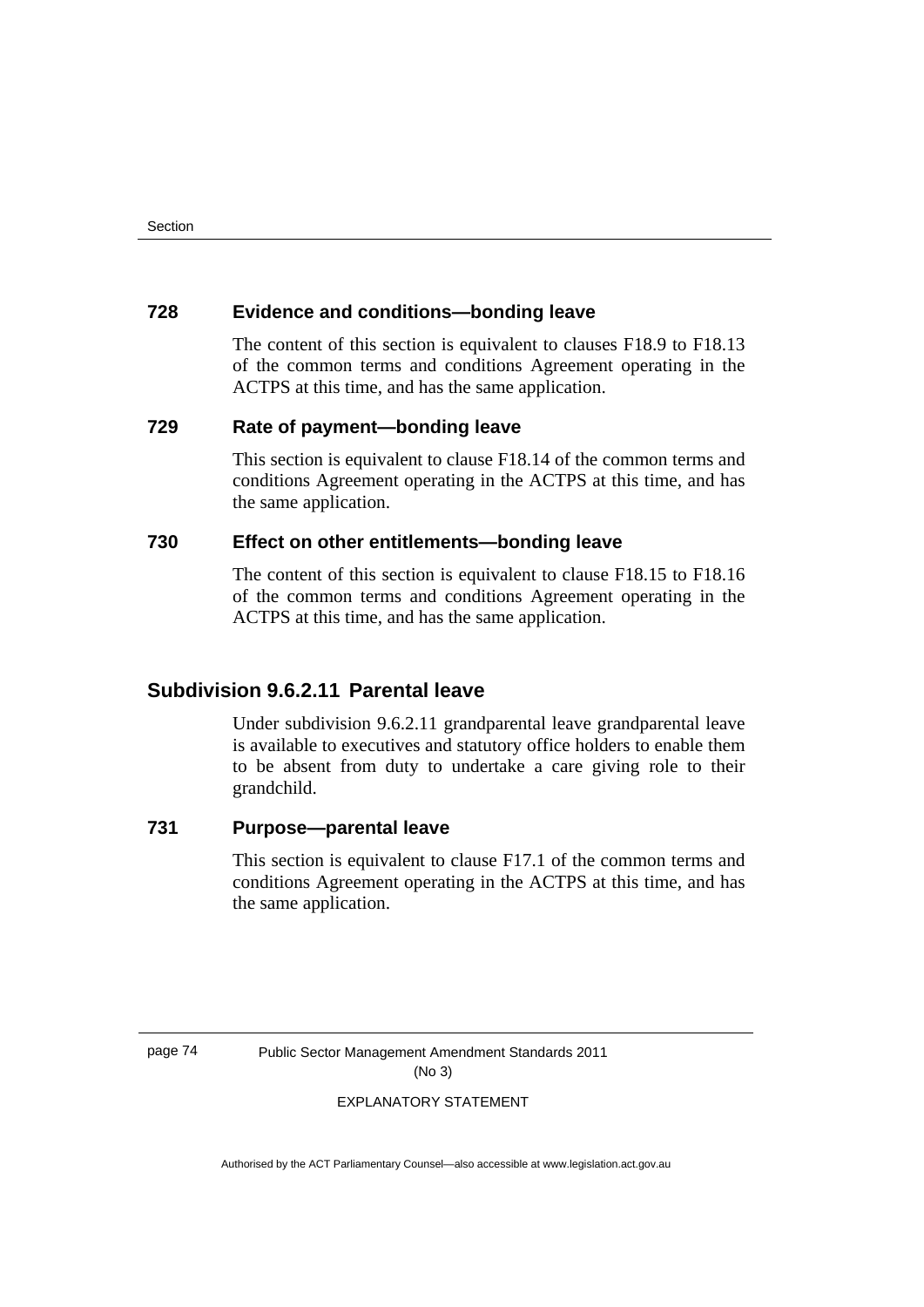### 728 Evidence and conditions—bonding leave

The content of this section is equivalent to clauses F18.9 to F18.13 of the common terms and conditions Agreement operating in the ACTPS at this time, and has the same application.

### 729 Rate of payment—bonding leave

This section is equivalent to clause F18.14 of the common terms and conditions Agreement operating in the ACTPS at this time, and has the same application.

### 730 Effect on other entitlements—bonding leave

The content of this section is equivalent to clause F18.15 to F18.16 of the common terms and conditions Agreement operating in the ACTPS at this time, and has the same application.

## Subdivision 9.6.2.11 Parental leave

Under subdivision 9.6.2.11 grandparental leave grandparental leave is available to executives and statutory office holders to enable them to be absent from duty to undertake a care giving role to their grandchild.

### 731 Purpose—parental leave

This section is equivalent to clause F17.1 of the common terms and conditions Agreement operating in the ACTPS at this time, and has the same application.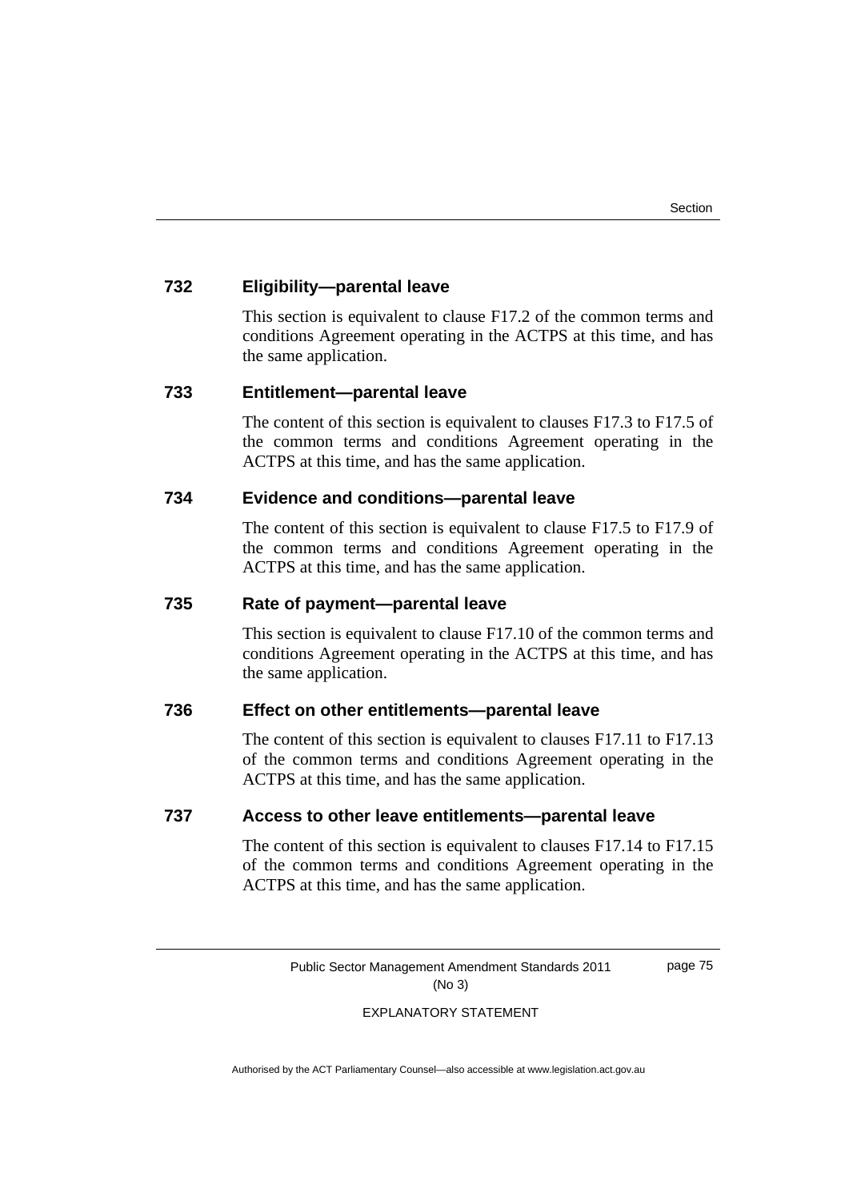### 732 Eligibility—parental leave

This section is equivalent to clause F17.2 of the common terms and conditions Agreement operating in the ACTPS at this time, and has the same application.

### 733 Entitlement—parental leave

The content of this section is equivalent to clauses F17.3 to F17.5 of the common terms and conditions Agreement operating in the ACTPS at this time, and has the same application.

### 734 Evidence and conditions—parental leave

The content of this section is equivalent to clause F17.5 to F17.9 of the common terms and conditions Agreement operating in the ACTPS at this time, and has the same application.

### 735 Rate of payment—parental leave

This section is equivalent to clause F17.10 of the common terms and conditions Agreement operating in the ACTPS at this time, and has the same application.

### 736 Effect on other entitlements—parental leave

The content of this section is equivalent to clauses F17.11 to F17.13 of the common terms and conditions Agreement operating in the ACTPS at this time, and has the same application.

### 737 Access to other leave entitlements—parental leave

The content of this section is equivalent to clauses F17.14 to F17.15 of the common terms and conditions Agreement operating in the ACTPS at this time, and has the same application.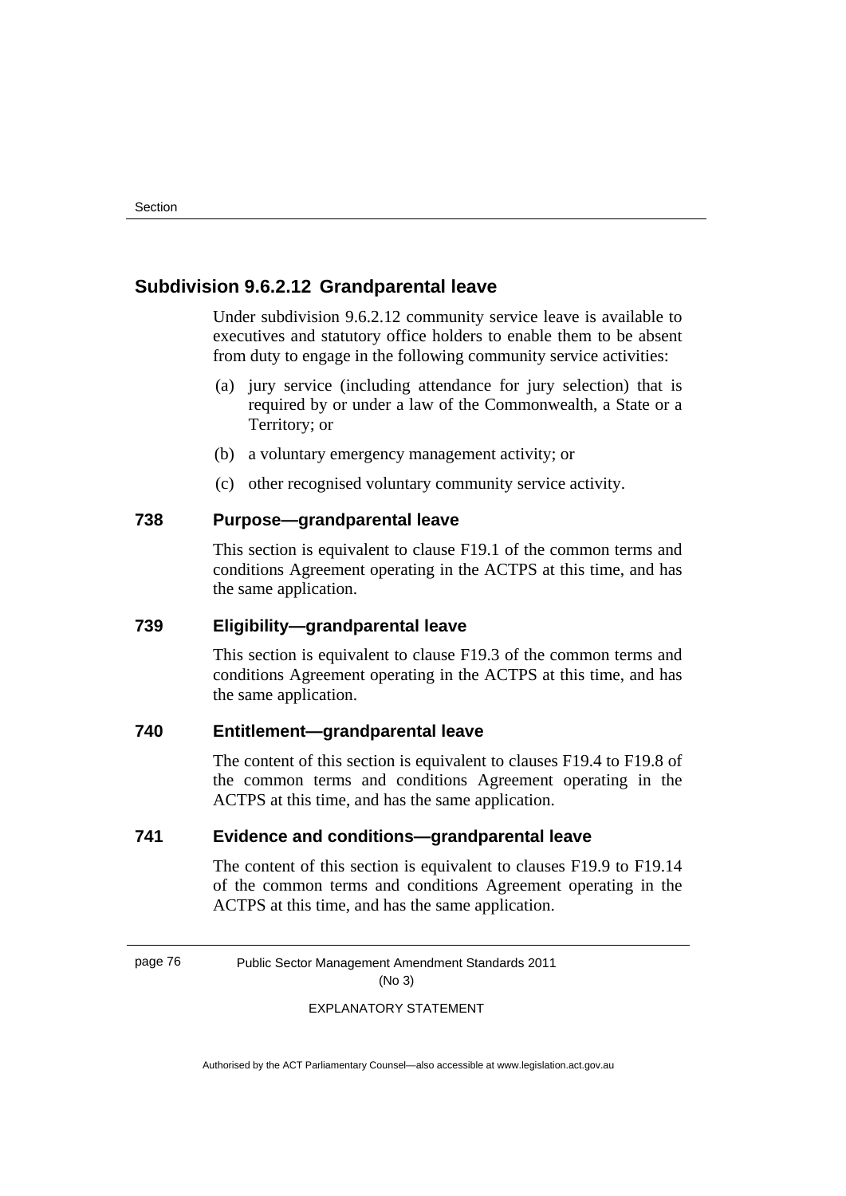## Subdivision 9.6.2.12 Grandparental leave

Under subdivision 9.6.2.12 community service leave is available to executives and statutory office holders to enable them to be absent from duty to engage in the following community service activities:

(a) jury service (including attendance for jury selection) that is required by or under a law of the Commonwealth, a State or a Territory; or

(b) a voluntary emergency management activity; or

(c) other recognised voluntary community service activity.

### 738 Purpose—grandparental leave

This section is equivalent to clause F19.1 of the common terms and conditions Agreement operating in the ACTPS at this time, and has the same application.

### 739 Eligibility—grandparental leave

This section is equivalent to clause F19.3 of the common terms and conditions Agreement operating in the ACTPS at this time, and has the same application.

### 740 Entitlement—grandparental leave

The content of this section is equivalent to clauses F19.4 to F19.8 of the common terms and conditions Agreement operating in the ACTPS at this time, and has the same application.

### 741 Evidence and conditions—grandparental leave

The content of this section is equivalent to clauses F19.9 to F19.14 of the common terms and conditions Agreement operating in the ACTPS at this time, and has the same application.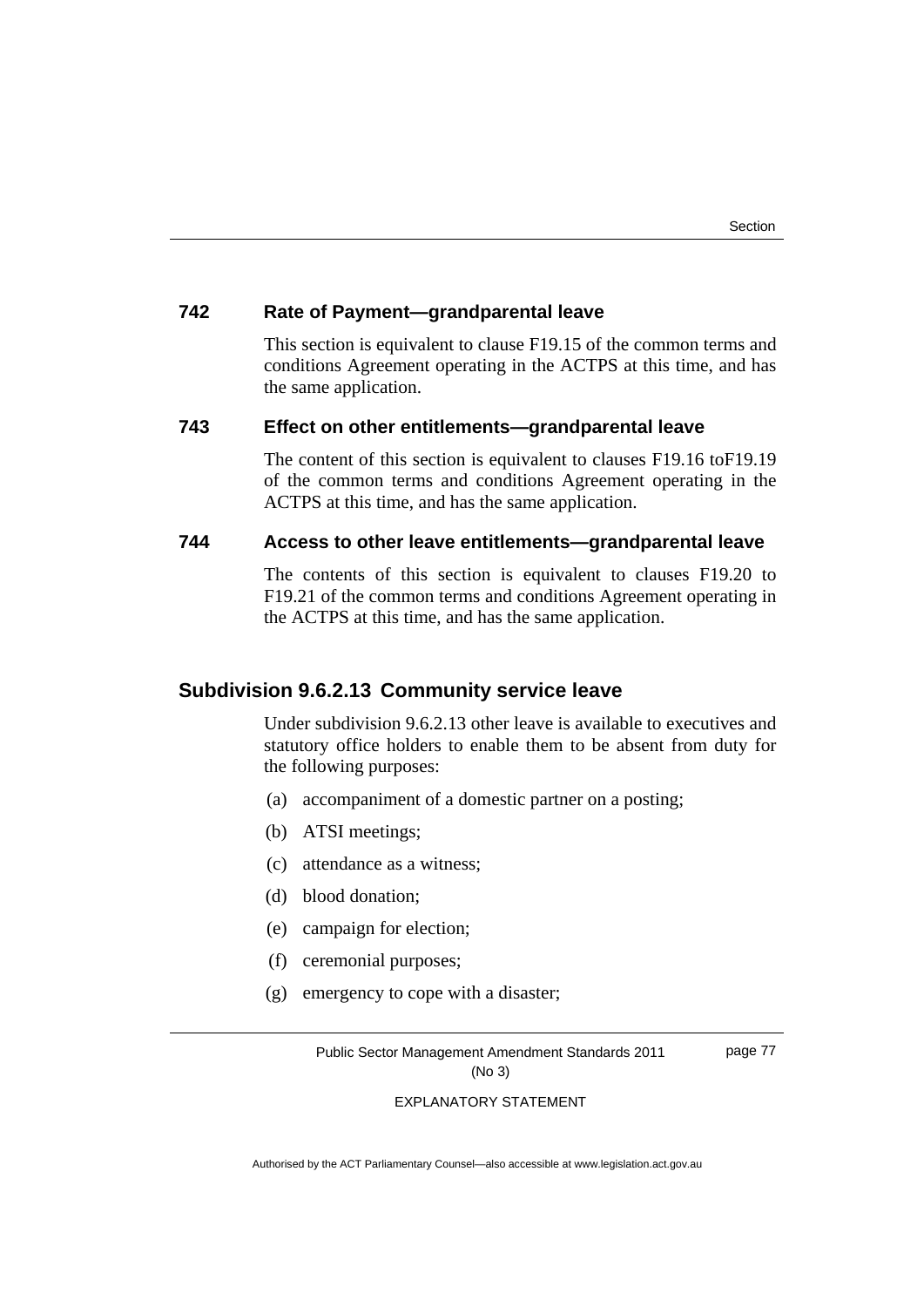### 742 Rate of Payment—grandparental leave

This section is equivalent to clause F19.15 of the common terms and conditions Agreement operating in the ACTPS at this time, and has the same application.

### 743 Effect on other entitlements—grandparental leave

The content of this section is equivalent to clauses F19.16 toF19.19 of the common terms and conditions Agreement operating in the ACTPS at this time, and has the same application.

### 744 Access to other leave entitlements—grandparental leave

The contents of this section is equivalent to clauses F19.20 to F19.21 of the common terms and conditions Agreement operating in the ACTPS at this time, and has the same application.

## Subdivision 9.6.2.13 Community service leave

Under subdivision 9.6.2.13 other leave is available to executives and statutory office holders to enable them to be absent from duty for the following purposes:

(a) accompaniment of a domestic partner on a posting;

(b) ATSI meetings;

(c) attendance as a witness;

(d) blood donation;

(e) campaign for election;

(f) ceremonial purposes;

(g) emergency to cope with a disaster;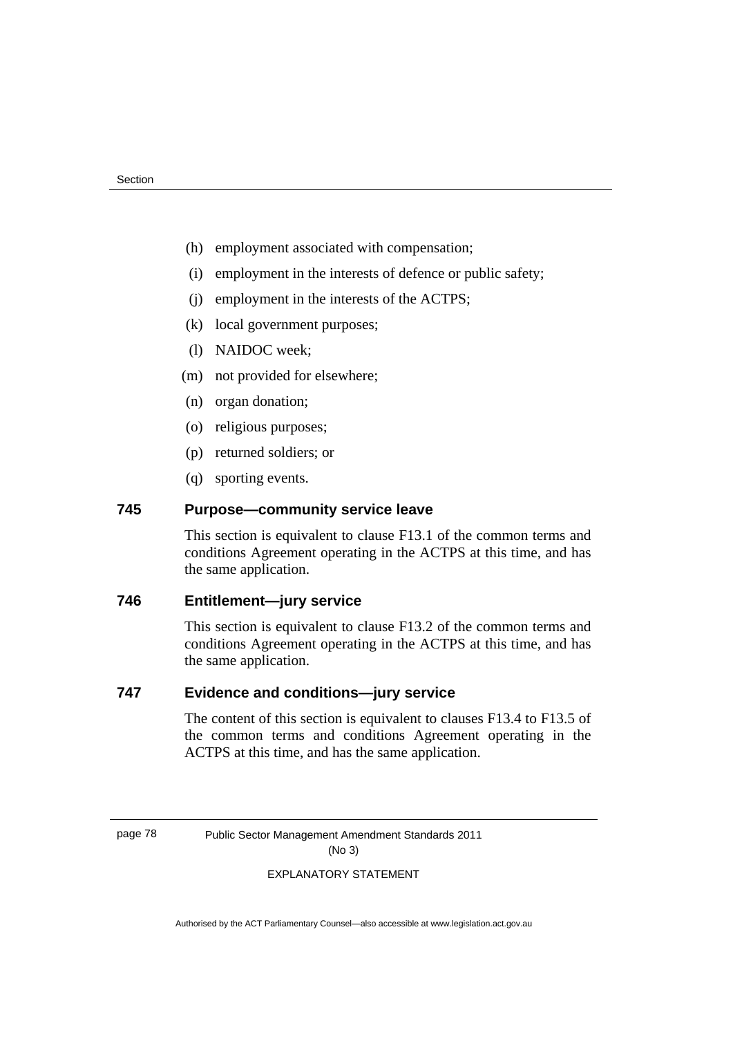(h) employment associated with compensation;

(i) employment in the interests of defence or public safety;

(j) employment in the interests of the ACTPS;

(k) local government purposes;

(l) NAIDOC week;

(m) not provided for elsewhere;

(n) organ donation;

(o) religious purposes;

(p) returned soldiers; or

(q) sporting events.

### 745 Purpose—community service leave

This section is equivalent to clause F13.1 of the common terms and conditions Agreement operating in the ACTPS at this time, and has the same application.

### 746 Entitlement—jury service

This section is equivalent to clause F13.2 of the common terms and conditions Agreement operating in the ACTPS at this time, and has the same application.

### 747 Evidence and conditions—jury service

The content of this section is equivalent to clauses F13.4 to F13.5 of the common terms and conditions Agreement operating in the ACTPS at this time, and has the same application.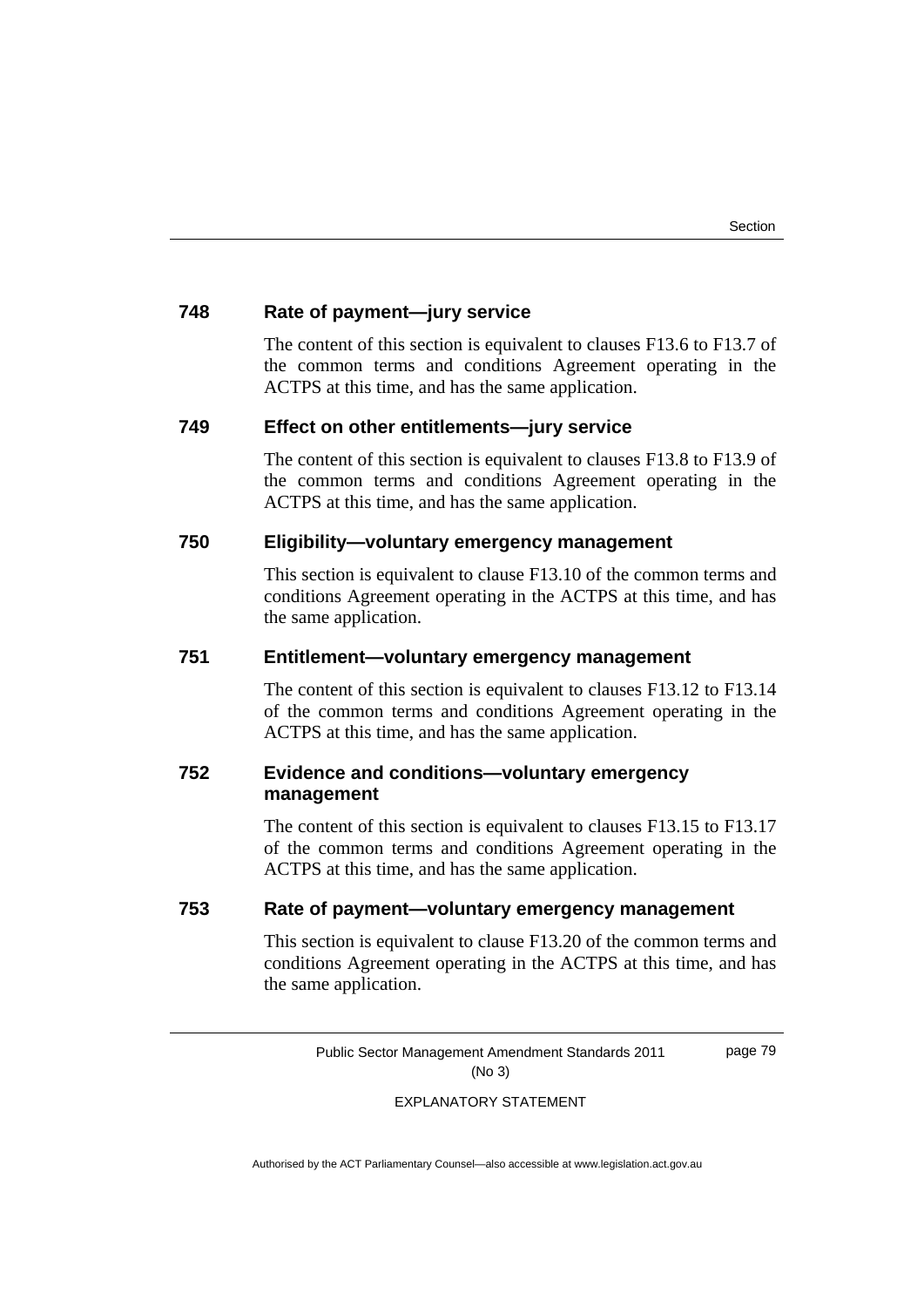### 748 Rate of payment—jury service

The content of this section is equivalent to clauses F13.6 to F13.7 of the common terms and conditions Agreement operating in the ACTPS at this time, and has the same application.

### 749 Effect on other entitlements—jury service

The content of this section is equivalent to clauses F13.8 to F13.9 of the common terms and conditions Agreement operating in the ACTPS at this time, and has the same application.

### 750 Eligibility—voluntary emergency management

This section is equivalent to clause F13.10 of the common terms and conditions Agreement operating in the ACTPS at this time, and has the same application.

### 751 Entitlement—voluntary emergency management

The content of this section is equivalent to clauses F13.12 to F13.14 of the common terms and conditions Agreement operating in the ACTPS at this time, and has the same application.

### 752 Evidence and conditions—voluntary emergency management

The content of this section is equivalent to clauses F13.15 to F13.17 of the common terms and conditions Agreement operating in the ACTPS at this time, and has the same application.

### 753 Rate of payment—voluntary emergency management

This section is equivalent to clause F13.20 of the common terms and conditions Agreement operating in the ACTPS at this time, and has the same application.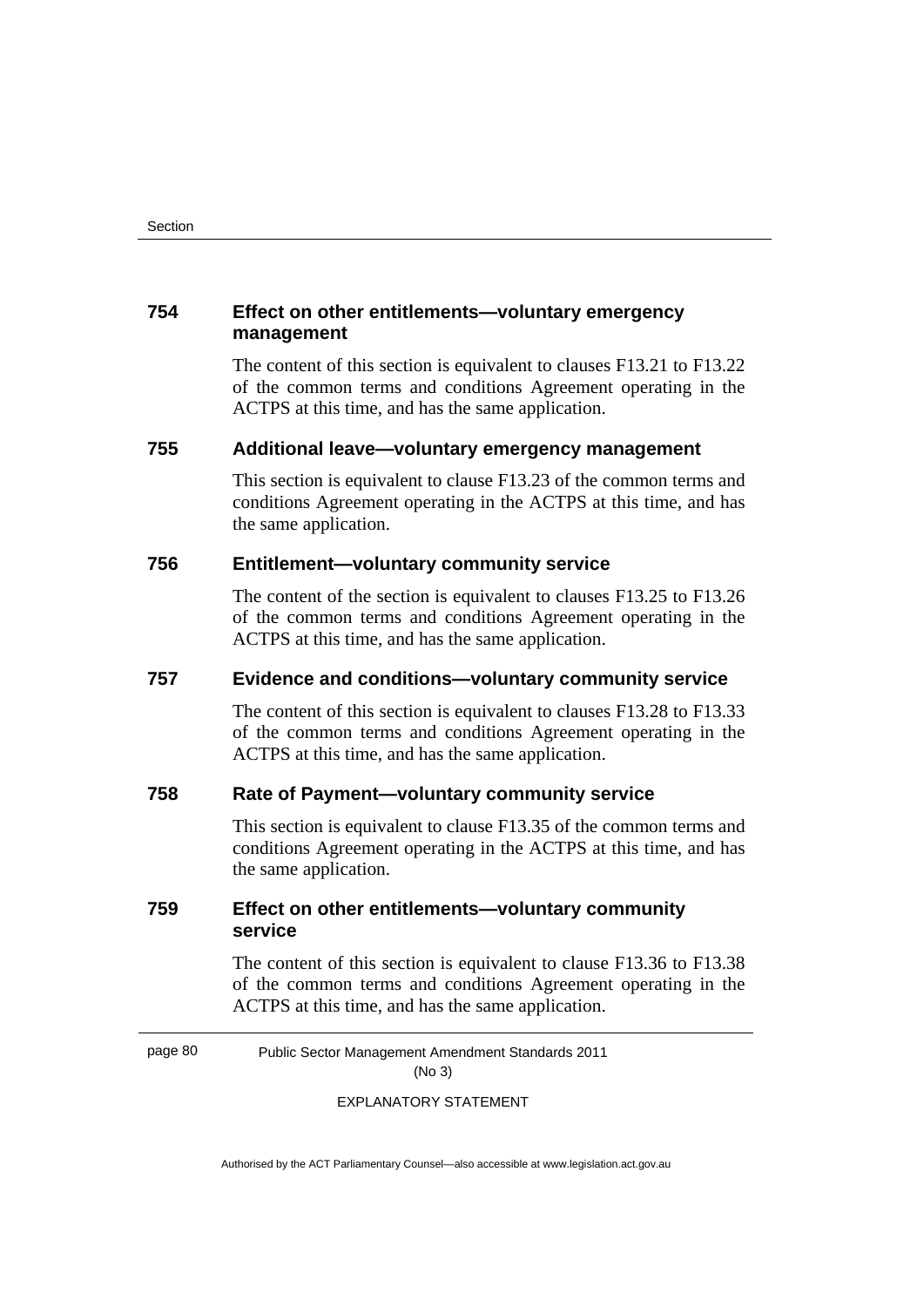### 754 Effect on other entitlements—voluntary emergency management

The content of this section is equivalent to clauses F13.21 to F13.22 of the common terms and conditions Agreement operating in the ACTPS at this time, and has the same application.

### 755 Additional leave—voluntary emergency management

This section is equivalent to clause F13.23 of the common terms and conditions Agreement operating in the ACTPS at this time, and has the same application.

### 756 Entitlement—voluntary community service

The content of the section is equivalent to clauses F13.25 to F13.26 of the common terms and conditions Agreement operating in the ACTPS at this time, and has the same application.

### 757 Evidence and conditions—voluntary community service

The content of this section is equivalent to clauses F13.28 to F13.33 of the common terms and conditions Agreement operating in the ACTPS at this time, and has the same application.

### 758 Rate of Payment—voluntary community service

This section is equivalent to clause F13.35 of the common terms and conditions Agreement operating in the ACTPS at this time, and has the same application.

### 759 Effect on other entitlements—voluntary community service

The content of this section is equivalent to clause F13.36 to F13.38 of the common terms and conditions Agreement operating in the ACTPS at this time, and has the same application.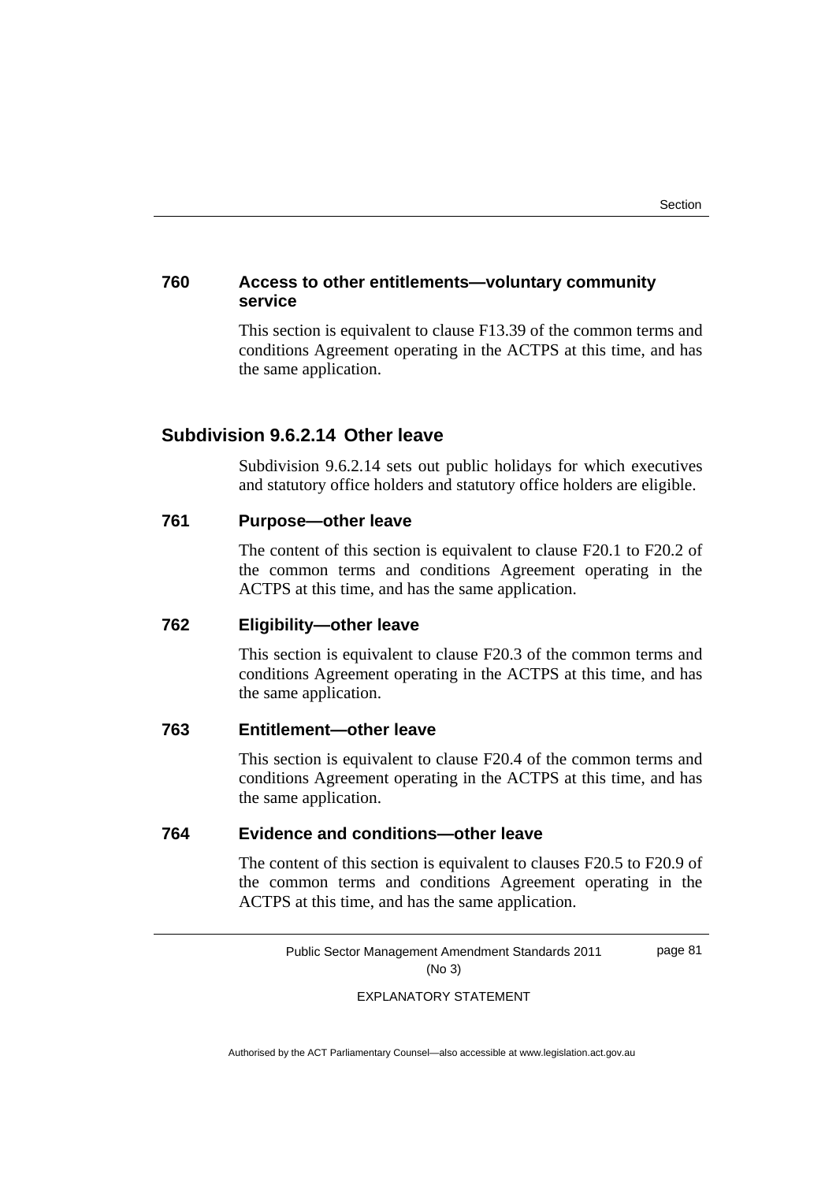### 760 Access to other entitlements—voluntary community service

This section is equivalent to clause F13.39 of the common terms and conditions Agreement operating in the ACTPS at this time, and has the same application.

## Subdivision 9.6.2.14 Other leave

Subdivision 9.6.2.14 sets out public holidays for which executives and statutory office holders and statutory office holders are eligible.

### 761 Purpose—other leave

The content of this section is equivalent to clause F20.1 to F20.2 of the common terms and conditions Agreement operating in the ACTPS at this time, and has the same application.

### 762 Eligibility—other leave

This section is equivalent to clause F20.3 of the common terms and conditions Agreement operating in the ACTPS at this time, and has the same application.

### 763 Entitlement—other leave

This section is equivalent to clause F20.4 of the common terms and conditions Agreement operating in the ACTPS at this time, and has the same application.

### 764 Evidence and conditions—other leave

The content of this section is equivalent to clauses F20.5 to F20.9 of the common terms and conditions Agreement operating in the ACTPS at this time, and has the same application.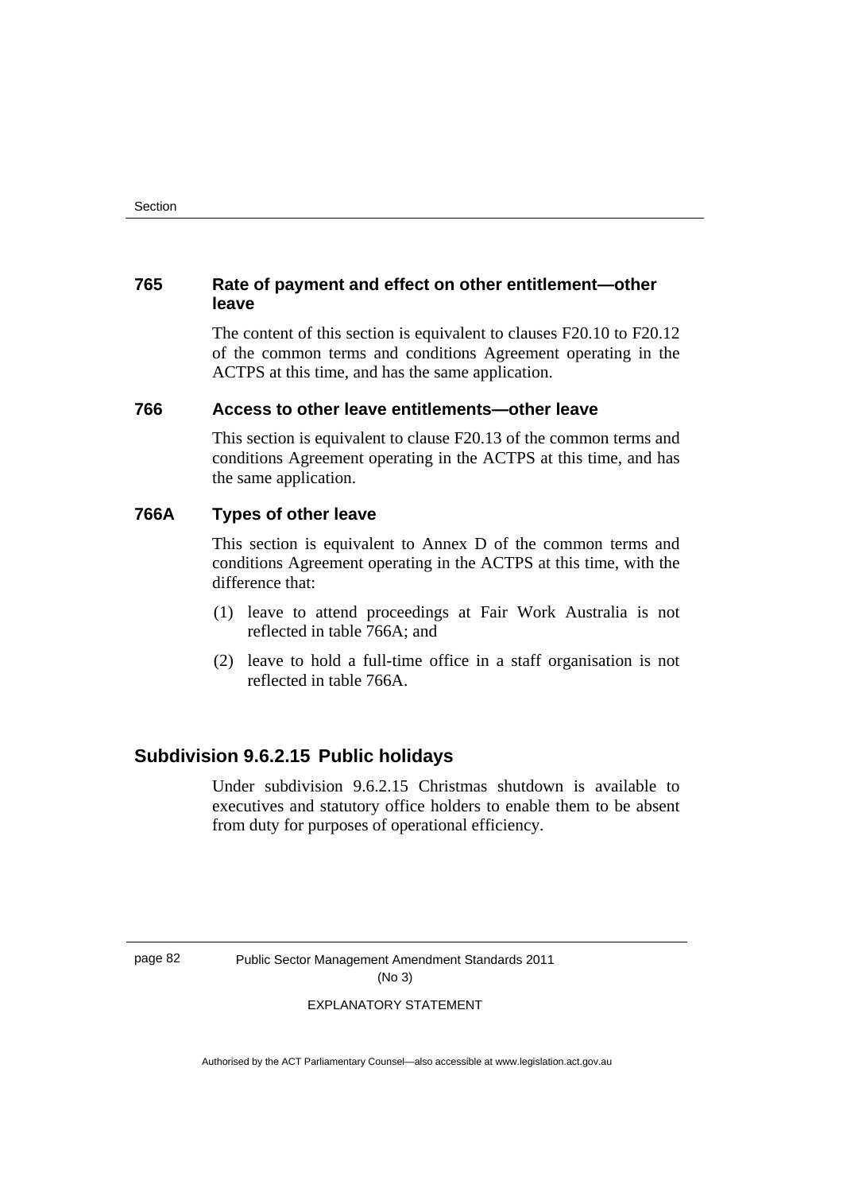### 765 Rate of payment and effect on other entitlement—other leave

The content of this section is equivalent to clauses F20.10 to F20.12 of the common terms and conditions Agreement operating in the ACTPS at this time, and has the same application.

### 766 Access to other leave entitlements—other leave

This section is equivalent to clause F20.13 of the common terms and conditions Agreement operating in the ACTPS at this time, and has the same application.

### 766A Types of other leave

This section is equivalent to Annex D of the common terms and conditions Agreement operating in the ACTPS at this time, with the difference that:

(1) leave to attend proceedings at Fair Work Australia is not reflected in table 766A; and

(2) leave to hold a full-time office in a staff organisation is not reflected in table 766A.

## Subdivision 9.6.2.15 Public holidays

Under subdivision 9.6.2.15 Christmas shutdown is available to executives and statutory office holders to enable them to be absent from duty for purposes of operational efficiency.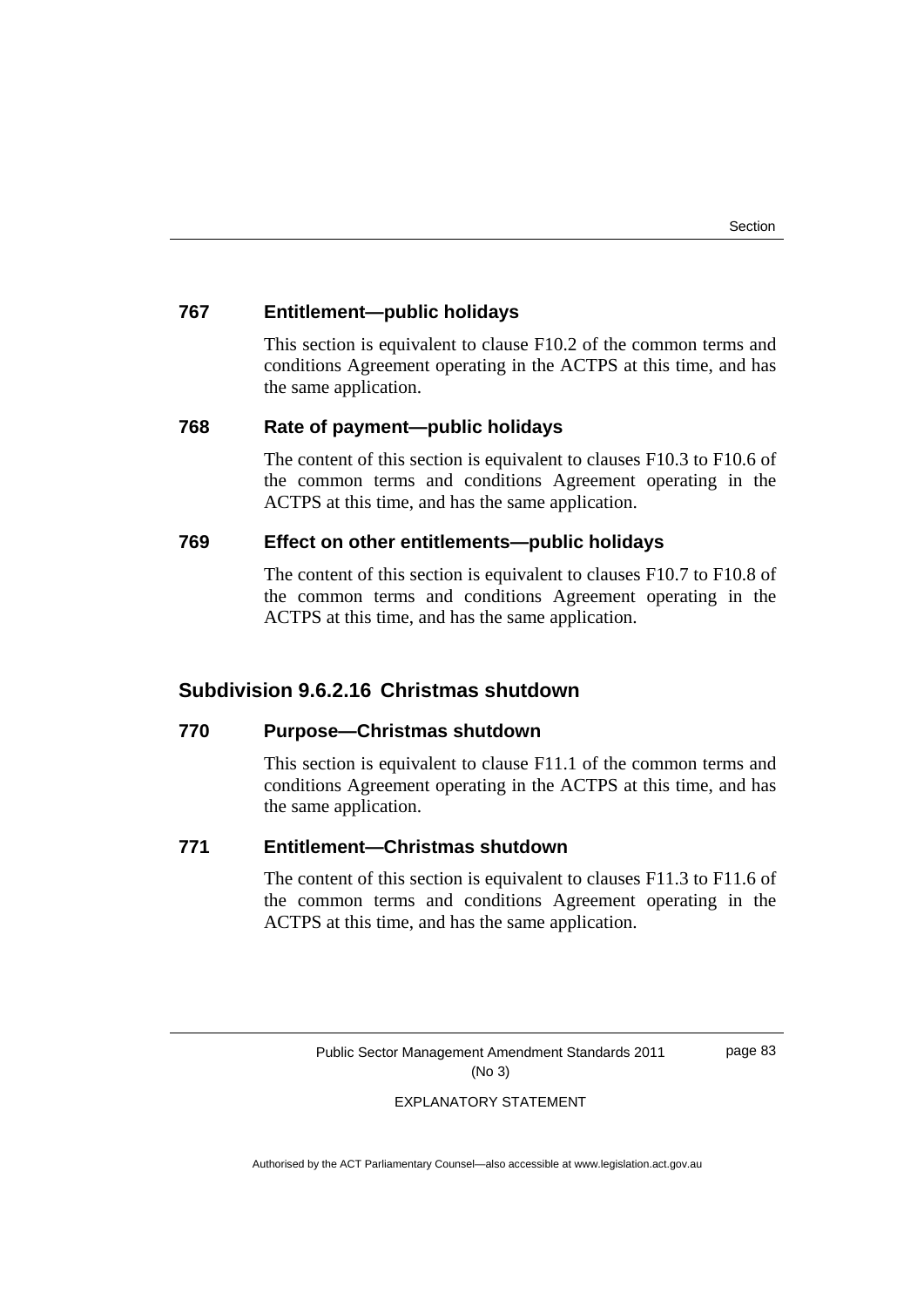### 767 Entitlement—public holidays

This section is equivalent to clause F10.2 of the common terms and conditions Agreement operating in the ACTPS at this time, and has the same application.

### 768 Rate of payment—public holidays

The content of this section is equivalent to clauses F10.3 to F10.6 of the common terms and conditions Agreement operating in the ACTPS at this time, and has the same application.

### 769 Effect on other entitlements—public holidays

The content of this section is equivalent to clauses F10.7 to F10.8 of the common terms and conditions Agreement operating in the ACTPS at this time, and has the same application.

## Subdivision 9.6.2.16 Christmas shutdown

### 770 Purpose—Christmas shutdown

This section is equivalent to clause F11.1 of the common terms and conditions Agreement operating in the ACTPS at this time, and has the same application.

### 771 Entitlement—Christmas shutdown

The content of this section is equivalent to clauses F11.3 to F11.6 of the common terms and conditions Agreement operating in the ACTPS at this time, and has the same application.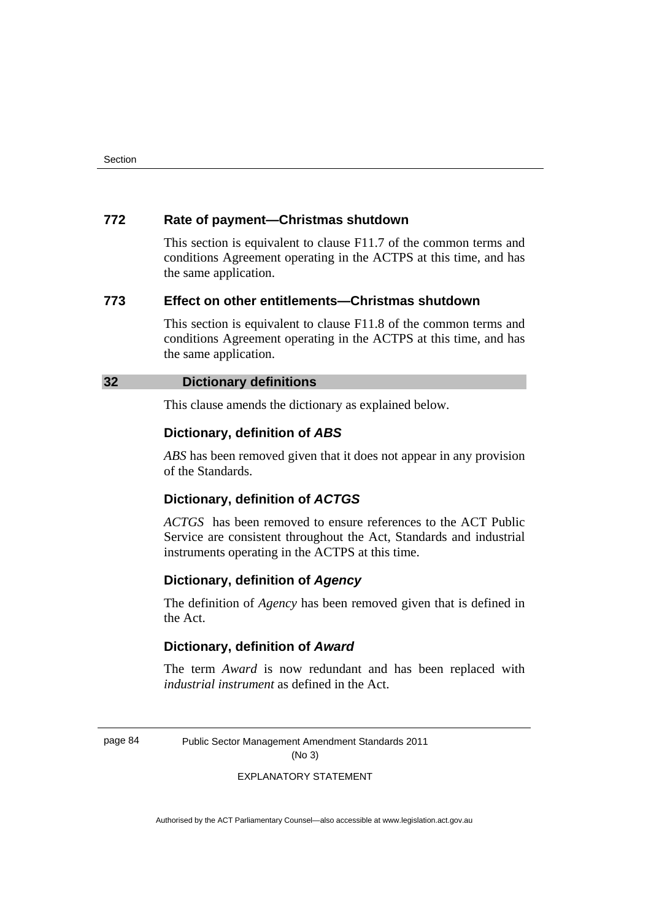### 772 Rate of payment—Christmas shutdown

This section is equivalent to clause F11.7 of the common terms and conditions Agreement operating in the ACTPS at this time, and has the same application.

### 773 Effect on other entitlements—Christmas shutdown

This section is equivalent to clause F11.8 of the common terms and conditions Agreement operating in the ACTPS at this time, and has the same application.

## 32 Dictionary definitions

This clause amends the dictionary as explained below.

### Dictionary, definition of *ABS*

*ABS* has been removed given that it does not appear in any provision of the Standards.

### Dictionary, definition of *ACTGS*

*ACTGS* has been removed to ensure references to the ACT Public Service are consistent throughout the Act, Standards and industrial instruments operating in the ACTPS at this time.

### Dictionary, definition of *Agency*

The definition of *Agency* has been removed given that is defined in the Act.

### Dictionary, definition of *Award*

The term *Award* is now redundant and has been replaced with *industrial instrument* as defined in the Act.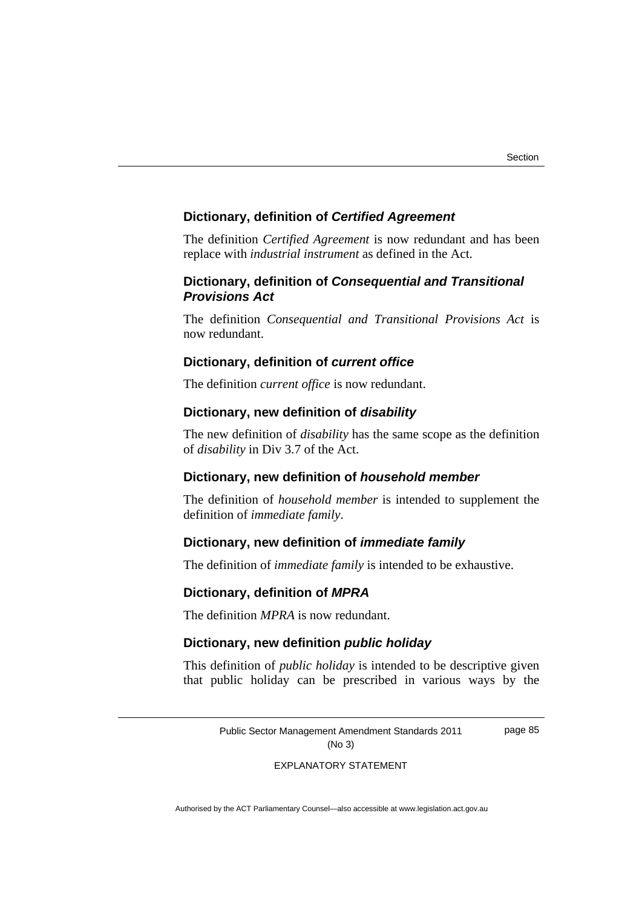### Dictionary, definition of *Certified Agreement*

The definition *Certified Agreement* is now redundant and has been replace with *industrial instrument* as defined in the Act.

### Dictionary, definition of *Consequential and Transitional Provisions Act*

The definition *Consequential and Transitional Provisions Act* is now redundant.

### Dictionary, definition of *current office*

The definition *current office* is now redundant.

### Dictionary, new definition of *disability*

The new definition of *disability* has the same scope as the definition of *disability* in Div 3.7 of the Act.

### Dictionary, new definition of *household member*

The definition of *household member* is intended to supplement the definition of *immediate family*.

### Dictionary, new definition of *immediate family*

The definition of *immediate family* is intended to be exhaustive.

### Dictionary, definition of *MPRA*

The definition *MPRA* is now redundant.

### Dictionary, new definition *public holiday*

This definition of *public holiday* is intended to be descriptive given that public holiday can be prescribed in various ways by the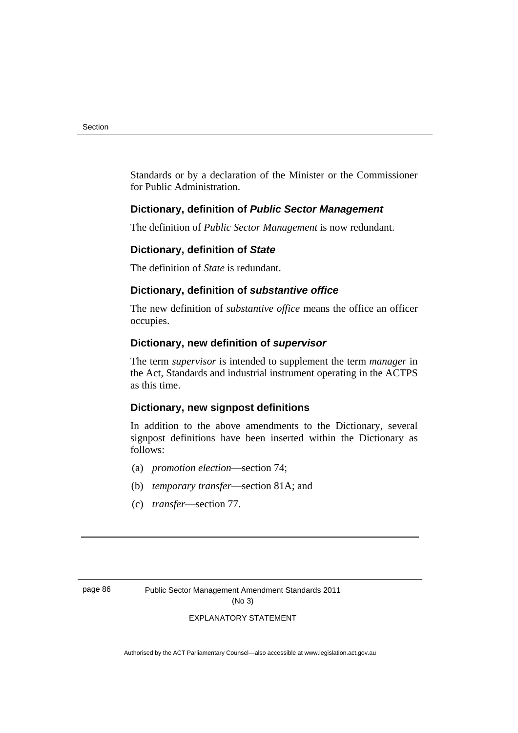Standards or by a declaration of the Minister or the Commissioner for Public Administration.

### Dictionary, definition of *Public Sector Management*

The definition of *Public Sector Management* is now redundant.

### Dictionary, definition of *State*

The definition of *State* is redundant.

### Dictionary, definition of *substantive office*

The new definition of *substantive office* means the office an officer occupies.

### Dictionary, new definition of *supervisor*

The term *supervisor* is intended to supplement the term *manager* in the Act, Standards and industrial instrument operating in the ACTPS as this time.

### Dictionary, new signpost definitions

In addition to the above amendments to the Dictionary, several signpost definitions have been inserted within the Dictionary as follows:

(a) *promotion election*—section 74;

(b) *temporary transfer*—section 81A; and

(c) *transfer*—section 77.